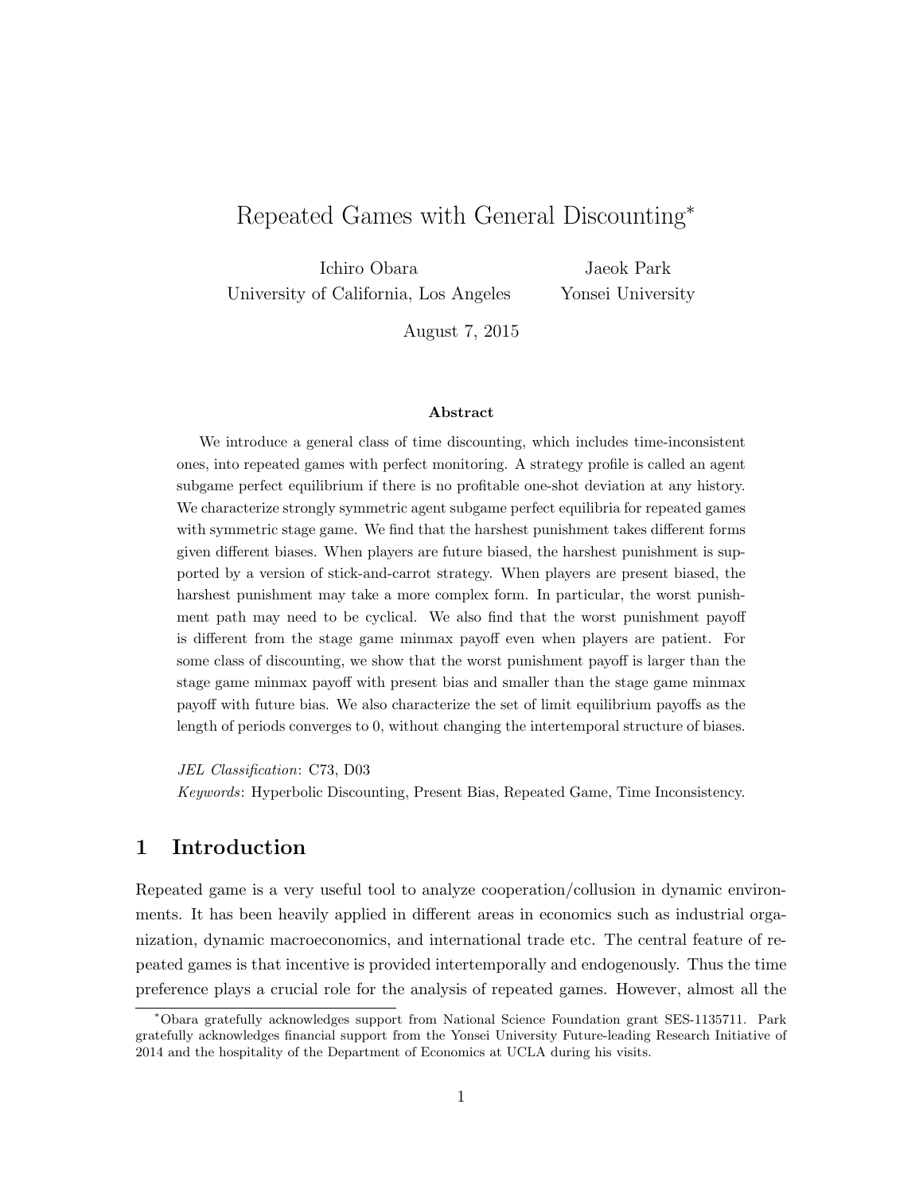# Repeated Games with General Discounting*

Ichiro Obara
University of California, Los Angeles

Jaeok Park
Yonsei University

August 7, 2015

### Abstract

We introduce a general class of time discounting, which includes time-inconsistent ones, into repeated games with perfect monitoring. A strategy profile is called an agent subgame perfect equilibrium if there is no profitable one-shot deviation at any history. We characterize strongly symmetric agent subgame perfect equilibria for repeated games with symmetric stage game. We find that the harshest punishment takes different forms given different biases. When players are future biased, the harshest punishment is supported by a version of stick-and-carrot strategy. When players are present biased, the harshest punishment may take a more complex form. In particular, the worst punishment path may need to be cyclical. We also find that the worst punishment payoff is different from the stage game minmax payoff even when players are patient. For some class of discounting, we show that the worst punishment payoff is larger than the stage game minmax payoff with present bias and smaller than the stage game minmax payoff with future bias. We also characterize the set of limit equilibrium payoffs as the length of periods converges to 0, without changing the intertemporal structure of biases.

*JEL Classification*: C73, D03

*Keywords*: Hyperbolic Discounting, Present Bias, Repeated Game, Time Inconsistency.

## 1 Introduction

Repeated game is a very useful tool to analyze cooperation/collusion in dynamic environments. It has been heavily applied in different areas in economics such as industrial organization, dynamic macroeconomics, and international trade etc. The central feature of repeated games is that incentive is provided intertemporally and endogenously. Thus the time preference plays a crucial role for the analysis of repeated games. However, almost all the

---

*Obara gratefully acknowledges support from National Science Foundation grant SES-1135711. Park gratefully acknowledges financial support from the Yonsei University Future-leading Research Initiative of 2014 and the hospitality of the Department of Economics at UCLA during his visits.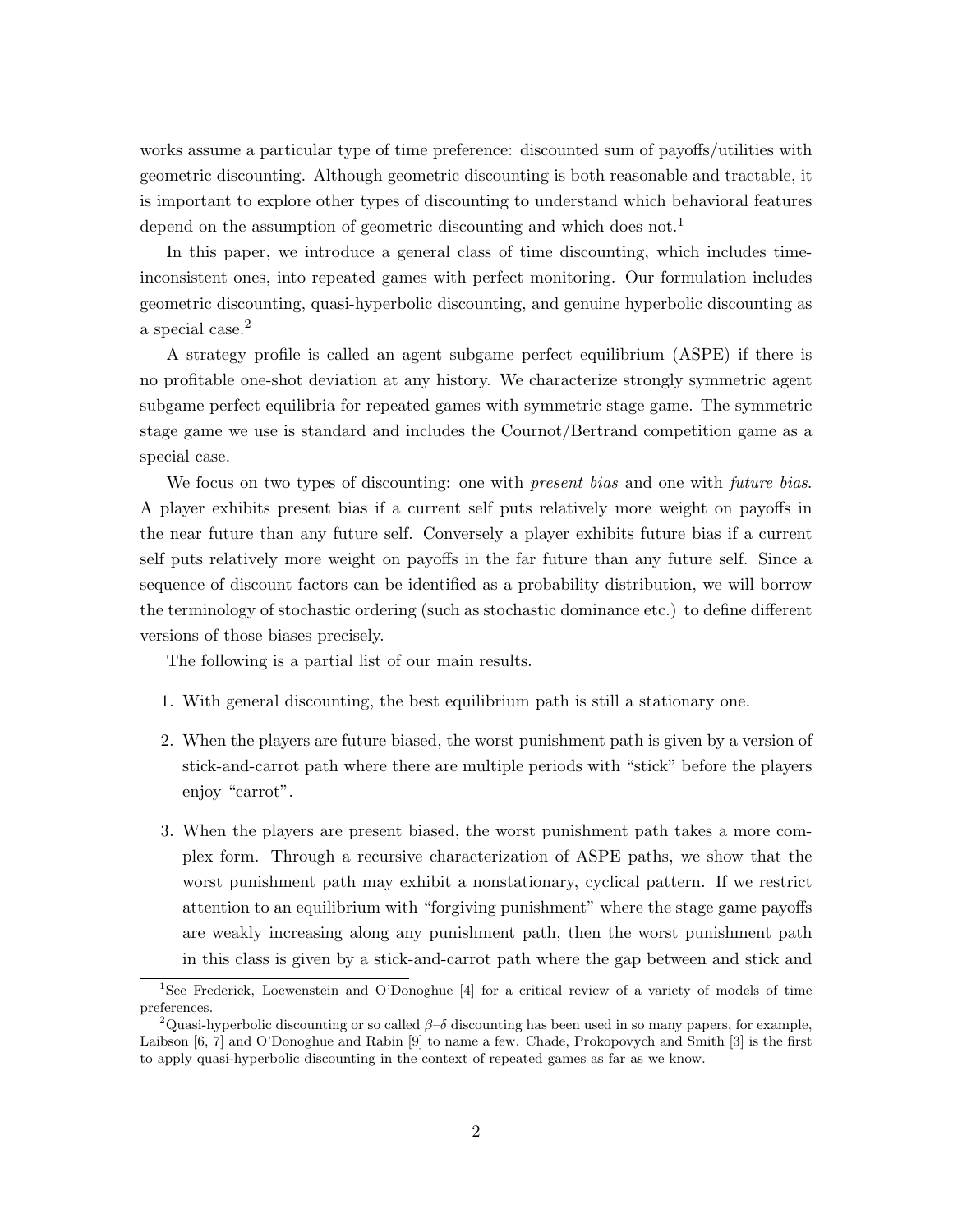works assume a particular type of time preference: discounted sum of payoffs/utilities with geometric discounting. Although geometric discounting is both reasonable and tractable, it is important to explore other types of discounting to understand which behavioral features depend on the assumption of geometric discounting and which does not.[1]

In this paper, we introduce a general class of time discounting, which includes time-inconsistent ones, into repeated games with perfect monitoring. Our formulation includes geometric discounting, quasi-hyperbolic discounting, and genuine hyperbolic discounting as a special case.[2]

A strategy profile is called an agent subgame perfect equilibrium (ASPE) if there is no profitable one-shot deviation at any history. We characterize strongly symmetric agent subgame perfect equilibria for repeated games with symmetric stage game. The symmetric stage game we use is standard and includes the Cournot/Bertrand competition game as a special case.

We focus on two types of discounting: one with *present bias* and one with *future bias*. A player exhibits present bias if a current self puts relatively more weight on payoffs in the near future than any future self. Conversely a player exhibits future bias if a current self puts relatively more weight on payoffs in the far future than any future self. Since a sequence of discount factors can be identified as a probability distribution, we will borrow the terminology of stochastic ordering (such as stochastic dominance etc.) to define different versions of those biases precisely.

The following is a partial list of our main results.

1. With general discounting, the best equilibrium path is still a stationary one.
2. When the players are future biased, the worst punishment path is given by a version of stick-and-carrot path where there are multiple periods with "stick" before the players enjoy "carrot".
3. When the players are present biased, the worst punishment path takes a more complex form. Through a recursive characterization of ASPE paths, we show that the worst punishment path may exhibit a nonstationary, cyclical pattern. If we restrict attention to an equilibrium with "forgiving punishment" where the stage game payoffs are weakly increasing along any punishment path, then the worst punishment path in this class is given by a stick-and-carrot path where the gap between and stick and

[1] See Frederick, Loewenstein and O'Donoghue [4] for a critical review of a variety of models of time preferences.

[2] Quasi-hyperbolic discounting or so called $\beta$–$\delta$ discounting has been used in so many papers, for example, Laibson [6, 7] and O'Donoghue and Rabin [9] to name a few. Chade, Prokopovych and Smith [3] is the first to apply quasi-hyperbolic discounting in the context of repeated games as far as we know.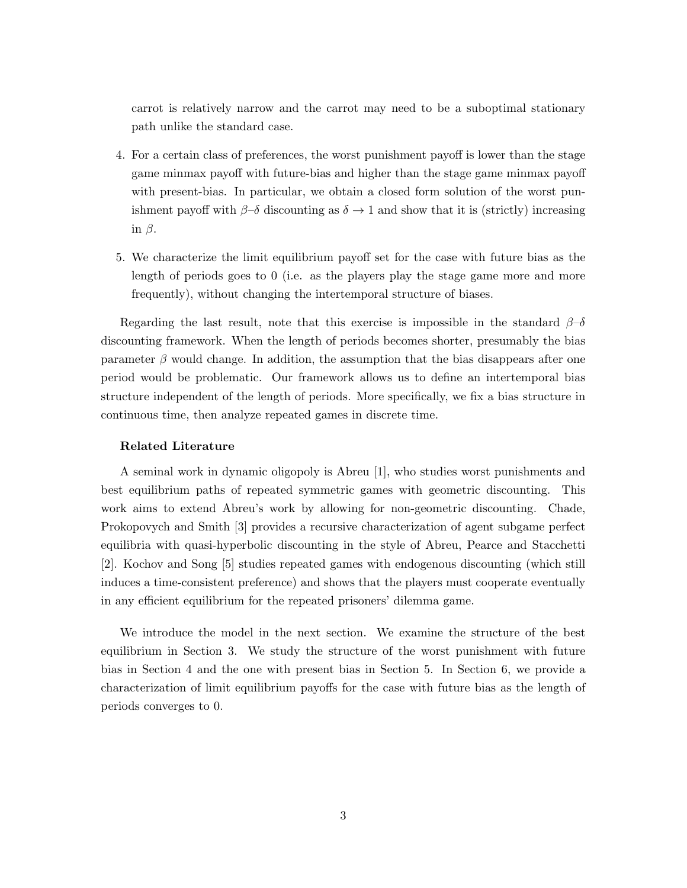carrot is relatively narrow and the carrot may need to be a suboptimal stationary path unlike the standard case.

4. For a certain class of preferences, the worst punishment payoff is lower than the stage game minmax payoff with future-bias and higher than the stage game minmax payoff with present-bias. In particular, we obtain a closed form solution of the worst punishment payoff with $\beta$–$\delta$ discounting as $\delta \to 1$ and show that it is (strictly) increasing in $\beta$.

5. We characterize the limit equilibrium payoff set for the case with future bias as the length of periods goes to 0 (i.e. as the players play the stage game more and more frequently), without changing the intertemporal structure of biases.

Regarding the last result, note that this exercise is impossible in the standard $\beta$–$\delta$ discounting framework. When the length of periods becomes shorter, presumably the bias parameter $\beta$ would change. In addition, the assumption that the bias disappears after one period would be problematic. Our framework allows us to define an intertemporal bias structure independent of the length of periods. More specifically, we fix a bias structure in continuous time, then analyze repeated games in discrete time.

**Related Literature**

A seminal work in dynamic oligopoly is Abreu [1], who studies worst punishments and best equilibrium paths of repeated symmetric games with geometric discounting. This work aims to extend Abreu's work by allowing for non-geometric discounting. Chade, Prokopovych and Smith [3] provides a recursive characterization of agent subgame perfect equilibria with quasi-hyperbolic discounting in the style of Abreu, Pearce and Stacchetti [2]. Kochov and Song [5] studies repeated games with endogenous discounting (which still induces a time-consistent preference) and shows that the players must cooperate eventually in any efficient equilibrium for the repeated prisoners' dilemma game.

We introduce the model in the next section. We examine the structure of the best equilibrium in Section 3. We study the structure of the worst punishment with future bias in Section 4 and the one with present bias in Section 5. In Section 6, we provide a characterization of limit equilibrium payoffs for the case with future bias as the length of periods converges to 0.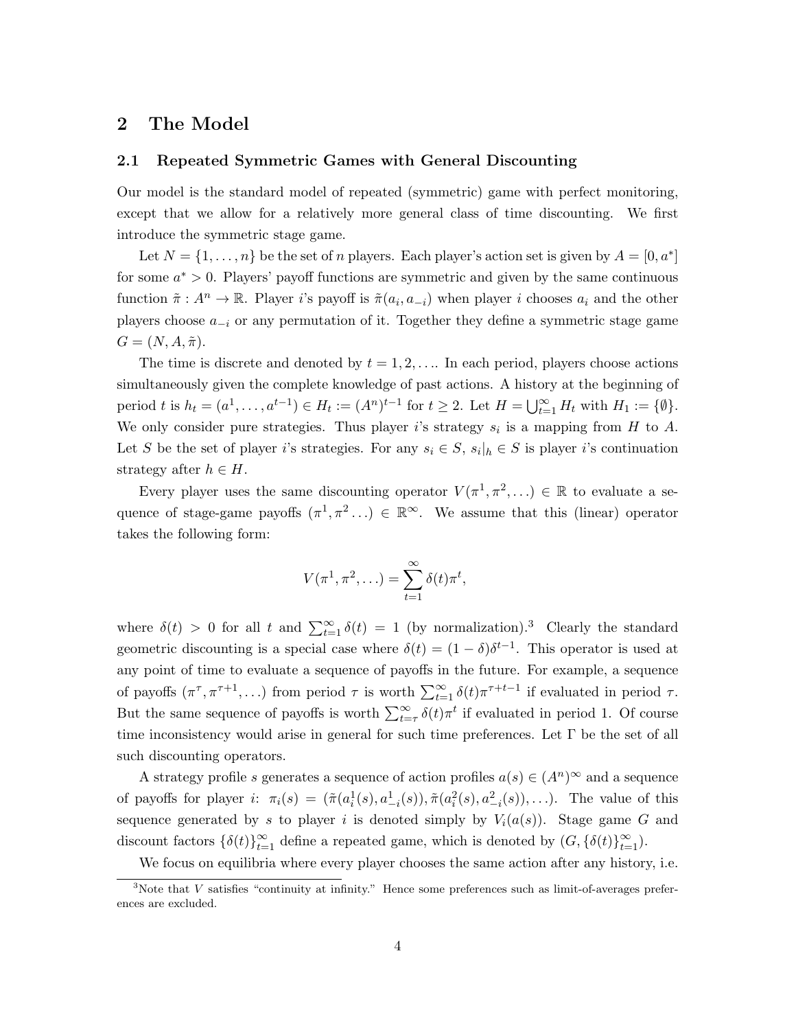## 2 The Model

### 2.1 Repeated Symmetric Games with General Discounting

Our model is the standard model of repeated (symmetric) game with perfect monitoring, except that we allow for a relatively more general class of time discounting. We first introduce the symmetric stage game.

Let $N = \{1, \ldots, n\}$ be the set of $n$ players. Each player's action set is given by $A = [0, a^*]$ for some $a^* > 0$. Players' payoff functions are symmetric and given by the same continuous function $\tilde{\pi} : A^n \to \mathbb{R}$. Player $i$'s payoff is $\tilde{\pi}(a_i, a_{-i})$ when player $i$ chooses $a_i$ and the other players choose $a_{-i}$ or any permutation of it. Together they define a symmetric stage game $G = (N, A, \tilde{\pi})$.

The time is discrete and denoted by $t = 1, 2, \ldots$. In each period, players choose actions simultaneously given the complete knowledge of past actions. A history at the beginning of period $t$ is $h_t = (a^1, \ldots, a^{t-1}) \in H_t := (A^n)^{t-1}$ for $t \geq 2$. Let $H = \bigcup_{t=1}^{\infty} H_t$ with $H_1 := \{\emptyset\}$. We only consider pure strategies. Thus player $i$'s strategy $s_i$ is a mapping from $H$ to $A$. Let $S$ be the set of player $i$'s strategies. For any $s_i \in S$, $s_i|_h \in S$ is player $i$'s continuation strategy after $h \in H$.

Every player uses the same discounting operator $V(\pi^1, \pi^2, \ldots) \in \mathbb{R}$ to evaluate a sequence of stage-game payoffs $(\pi^1, \pi^2 \ldots) \in \mathbb{R}^{\infty}$. We assume that this (linear) operator takes the following form:

$$V(\pi^1, \pi^2, \ldots) = \sum_{t=1}^{\infty} \delta(t) \pi^t,$$

where $\delta(t) > 0$ for all $t$ and $\sum_{t=1}^{\infty} \delta(t) = 1$ (by normalization).[3] Clearly the standard geometric discounting is a special case where $\delta(t) = (1 - \delta)\delta^{t-1}$. This operator is used at any point of time to evaluate a sequence of payoffs in the future. For example, a sequence of payoffs $(\pi^{\tau}, \pi^{\tau+1}, \ldots)$ from period $\tau$ is worth $\sum_{t=1}^{\infty} \delta(t) \pi^{\tau+t-1}$ if evaluated in period $\tau$. But the same sequence of payoffs is worth $\sum_{t=\tau}^{\infty} \delta(t) \pi^t$ if evaluated in period 1. Of course time inconsistency would arise in general for such time preferences. Let $\Gamma$ be the set of all such discounting operators.

A strategy profile $s$ generates a sequence of action profiles $a(s) \in (A^n)^{\infty}$ and a sequence of payoffs for player $i$: $\pi_i(s) = (\tilde{\pi}(a_i^1(s), a_{-i}^1(s)), \tilde{\pi}(a_i^2(s), a_{-i}^2(s)), \ldots)$. The value of this sequence generated by $s$ to player $i$ is denoted simply by $V_i(a(s))$. Stage game $G$ and discount factors $\{\delta(t)\}_{t=1}^{\infty}$ define a repeated game, which is denoted by $(G, \{\delta(t)\}_{t=1}^{\infty})$.

We focus on equilibria where every player chooses the same action after any history, i.e.

[3] Note that $V$ satisfies "continuity at infinity." Hence some preferences such as limit-of-averages preferences are excluded.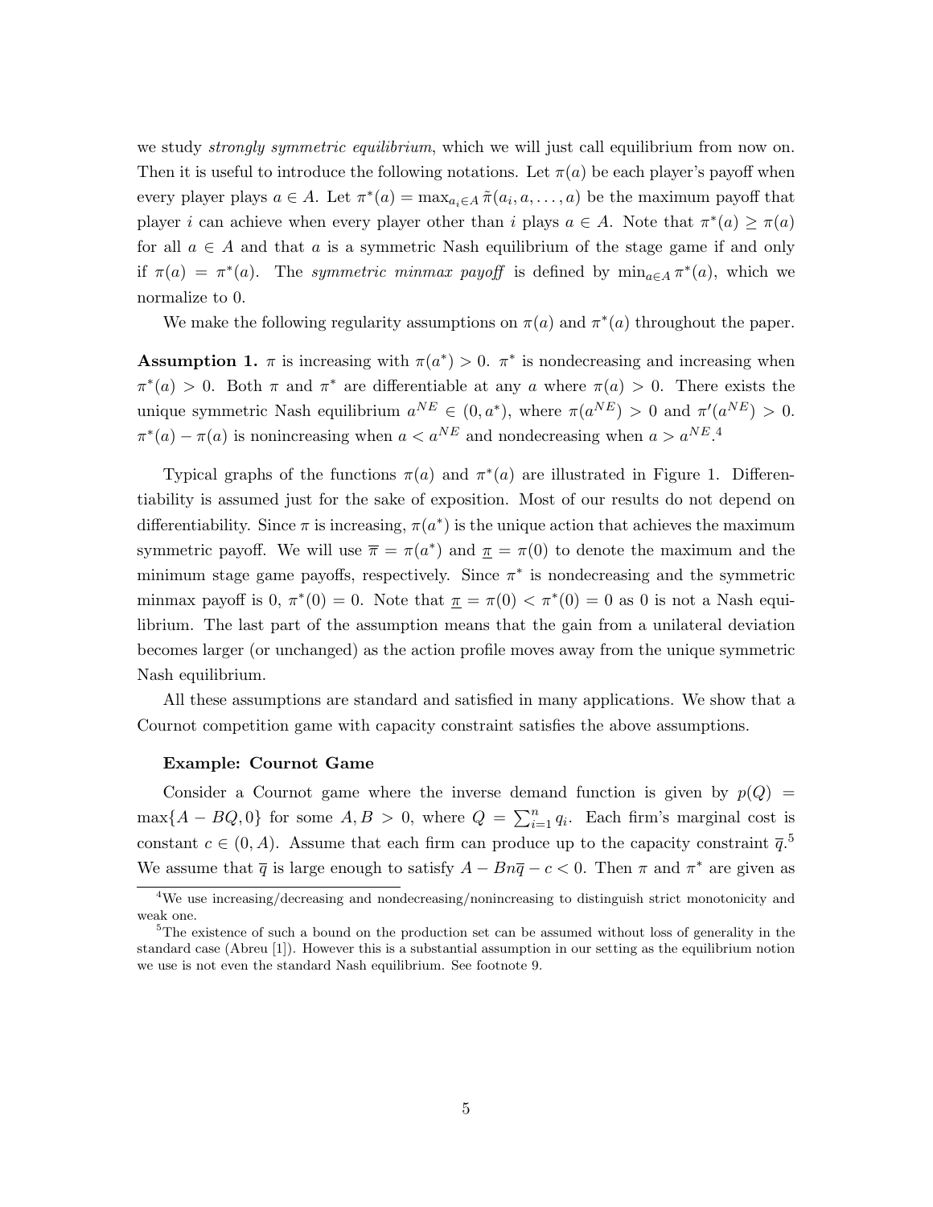we study *strongly symmetric equilibrium*, which we will just call equilibrium from now on. Then it is useful to introduce the following notations. Let $\pi(a)$ be each player's payoff when every player plays $a \in A$. Let $\pi^*(a) = \max_{a_i \in A} \tilde{\pi}(a_i, a, \ldots, a)$ be the maximum payoff that player $i$ can achieve when every player other than $i$ plays $a \in A$. Note that $\pi^*(a) \geq \pi(a)$ for all $a \in A$ and that $a$ is a symmetric Nash equilibrium of the stage game if and only if $\pi(a) = \pi^*(a)$. The *symmetric minmax payoff* is defined by $\min_{a \in A} \pi^*(a)$, which we normalize to 0.

We make the following regularity assumptions on $\pi(a)$ and $\pi^*(a)$ throughout the paper.

**Assumption 1.** $\pi$ is increasing with $\pi(a^*) > 0$. $\pi^*$ is nondecreasing and increasing when $\pi^*(a) > 0$. Both $\pi$ and $\pi^*$ are differentiable at any $a$ where $\pi(a) > 0$. There exists the unique symmetric Nash equilibrium $a^{NE} \in (0, a^*)$, where $\pi(a^{NE}) > 0$ and $\pi'(a^{NE}) > 0$. $\pi^*(a) - \pi(a)$ is nonincreasing when $a < a^{NE}$ and nondecreasing when $a > a^{NE}$.[4]

Typical graphs of the functions $\pi(a)$ and $\pi^*(a)$ are illustrated in Figure 1. Differentiability is assumed just for the sake of exposition. Most of our results do not depend on differentiability. Since $\pi$ is increasing, $\pi(a^*)$ is the unique action that achieves the maximum symmetric payoff. We will use $\overline{\pi} = \pi(a^*)$ and $\underline{\pi} = \pi(0)$ to denote the maximum and the minimum stage game payoffs, respectively. Since $\pi^*$ is nondecreasing and the symmetric minmax payoff is 0, $\pi^*(0) = 0$. Note that $\underline{\pi} = \pi(0) < \pi^*(0) = 0$ as 0 is not a Nash equilibrium. The last part of the assumption means that the gain from a unilateral deviation becomes larger (or unchanged) as the action profile moves away from the unique symmetric Nash equilibrium.

All these assumptions are standard and satisfied in many applications. We show that a Cournot competition game with capacity constraint satisfies the above assumptions.

**Example: Cournot Game**

Consider a Cournot game where the inverse demand function is given by $p(Q) = \max\{A - BQ, 0\}$ for some $A, B > 0$, where $Q = \sum_{i=1}^{n} q_i$. Each firm's marginal cost is constant $c \in (0, A)$. Assume that each firm can produce up to the capacity constraint $\overline{q}$.[5] We assume that $\overline{q}$ is large enough to satisfy $A - Bn\overline{q} - c < 0$. Then $\pi$ and $\pi^*$ are given as

[4] We use increasing/decreasing and nondecreasing/nonincreasing to distinguish strict monotonicity and weak one.

[5] The existence of such a bound on the production set can be assumed without loss of generality in the standard case (Abreu [1]). However this is a substantial assumption in our setting as the equilibrium notion we use is not even the standard Nash equilibrium. See footnote 9.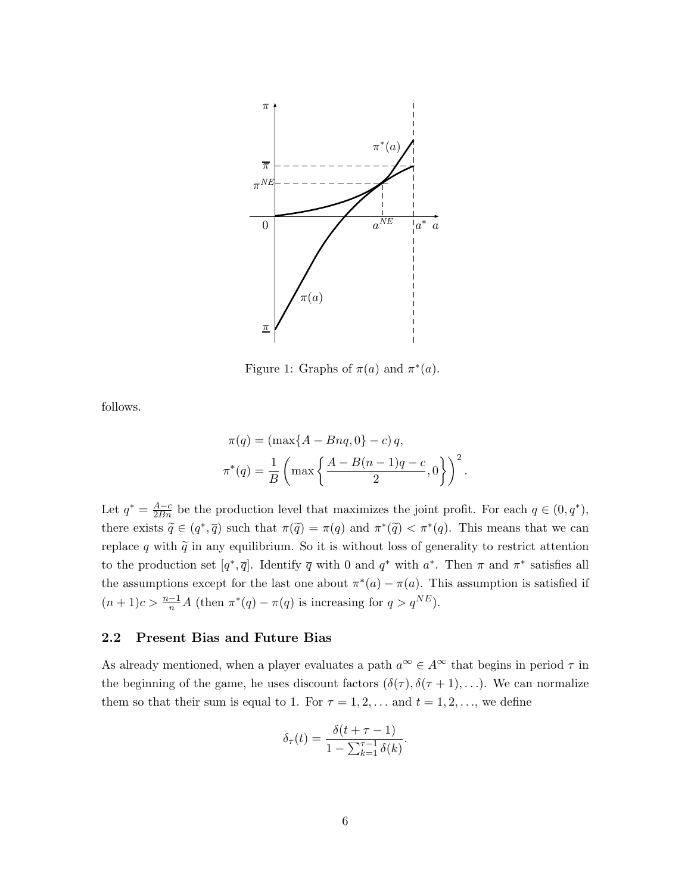Figure 1: Graphs of $\pi(a)$ and $\pi^*(a)$.

follows.

$$\pi(q) = (\max\{A - Bnq, 0\} - c)\, q,$$

$$\pi^*(q) = \frac{1}{B}\left(\max\left\{\frac{A - B(n-1)q - c}{2}, 0\right\}\right)^2.$$

Let $q^* = \frac{A-c}{2Bn}$ be the production level that maximizes the joint profit. For each $q \in (0, q^*)$, there exists $\widetilde{q} \in (q^*, \overline{q})$ such that $\pi(\widetilde{q}) = \pi(q)$ and $\pi^*(\widetilde{q}) < \pi^*(q)$. This means that we can replace $q$ with $\widetilde{q}$ in any equilibrium. So it is without loss of generality to restrict attention to the production set $[q^*, \overline{q}]$. Identify $\overline{q}$ with 0 and $q^*$ with $a^*$. Then $\pi$ and $\pi^*$ satisfies all the assumptions except for the last one about $\pi^*(a) - \pi(a)$. This assumption is satisfied if $(n+1)c > \frac{n-1}{n}A$ (then $\pi^*(q) - \pi(q)$ is increasing for $q > q^{NE}$).

## 2.2 Present Bias and Future Bias

As already mentioned, when a player evaluates a path $a^\infty \in A^\infty$ that begins in period $\tau$ in the beginning of the game, he uses discount factors $(\delta(\tau), \delta(\tau+1), \ldots)$. We can normalize them so that their sum is equal to 1. For $\tau = 1, 2, \ldots$ and $t = 1, 2, \ldots$, we define

$$\delta_\tau(t) = \frac{\delta(t + \tau - 1)}{1 - \sum_{k=1}^{\tau-1} \delta(k)}.$$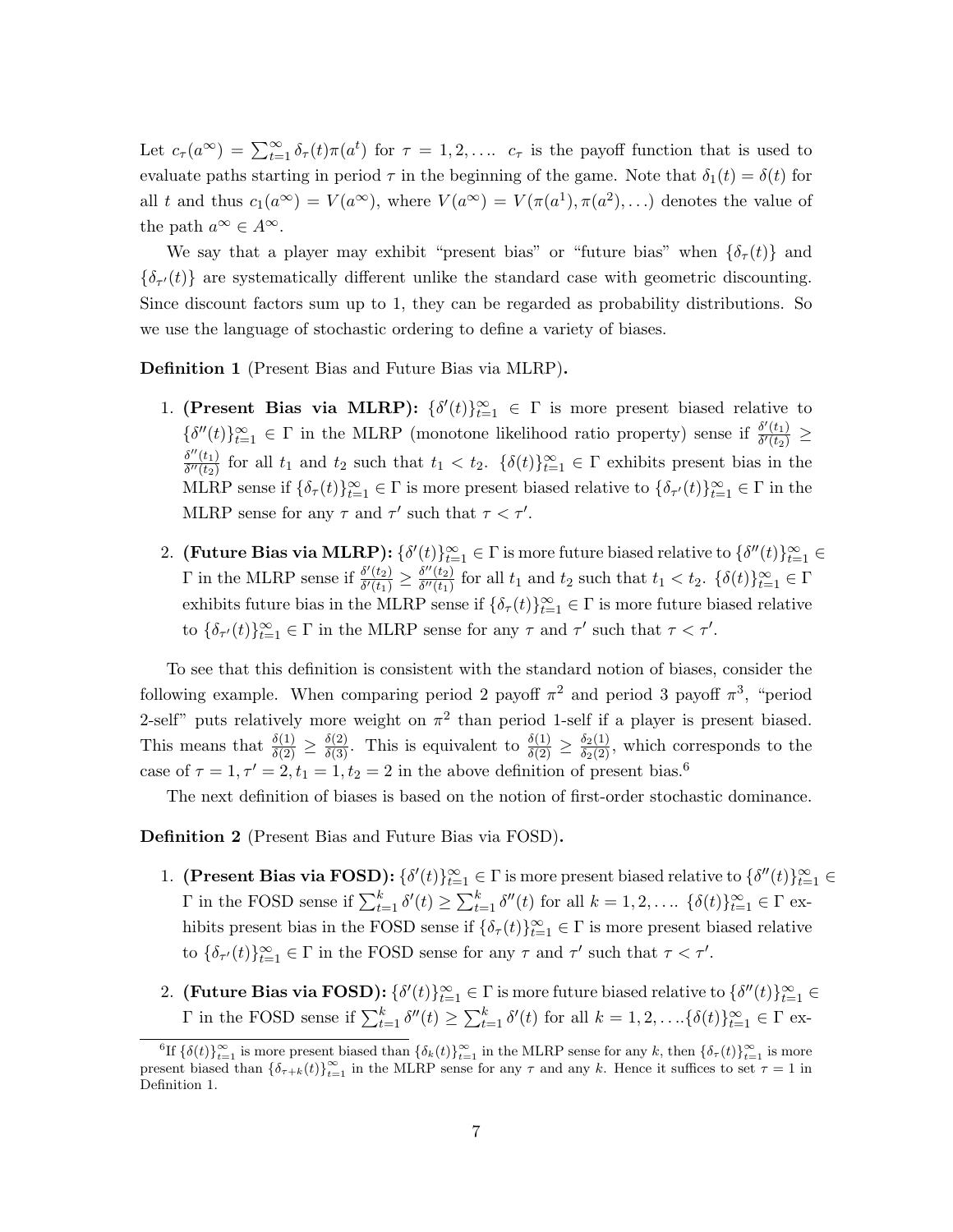Let $c_\tau(a^\infty) = \sum_{t=1}^{\infty} \delta_\tau(t)\pi(a^t)$ for $\tau = 1, 2, \ldots$. $c_\tau$ is the payoff function that is used to evaluate paths starting in period $\tau$ in the beginning of the game. Note that $\delta_1(t) = \delta(t)$ for all $t$ and thus $c_1(a^\infty) = V(a^\infty)$, where $V(a^\infty) = V(\pi(a^1), \pi(a^2), \ldots)$ denotes the value of the path $a^\infty \in A^\infty$.

We say that a player may exhibit "present bias" or "future bias" when $\{\delta_\tau(t)\}$ and $\{\delta_{\tau'}(t)\}$ are systematically different unlike the standard case with geometric discounting. Since discount factors sum up to 1, they can be regarded as probability distributions. So we use the language of stochastic ordering to define a variety of biases.

**Definition 1** (Present Bias and Future Bias via MLRP)**.**

1. **(Present Bias via MLRP):** $\{\delta'(t)\}_{t=1}^{\infty} \in \Gamma$ is more present biased relative to $\{\delta''(t)\}_{t=1}^{\infty} \in \Gamma$ in the MLRP (monotone likelihood ratio property) sense if $\frac{\delta'(t_1)}{\delta'(t_2)} \geq \frac{\delta''(t_1)}{\delta''(t_2)}$ for all $t_1$ and $t_2$ such that $t_1 < t_2$. $\{\delta(t)\}_{t=1}^{\infty} \in \Gamma$ exhibits present bias in the MLRP sense if $\{\delta_\tau(t)\}_{t=1}^{\infty} \in \Gamma$ is more present biased relative to $\{\delta_{\tau'}(t)\}_{t=1}^{\infty} \in \Gamma$ in the MLRP sense for any $\tau$ and $\tau'$ such that $\tau < \tau'$.

2. **(Future Bias via MLRP):** $\{\delta'(t)\}_{t=1}^{\infty} \in \Gamma$ is more future biased relative to $\{\delta''(t)\}_{t=1}^{\infty} \in \Gamma$ in the MLRP sense if $\frac{\delta'(t_2)}{\delta'(t_1)} \geq \frac{\delta''(t_2)}{\delta''(t_1)}$ for all $t_1$ and $t_2$ such that $t_1 < t_2$. $\{\delta(t)\}_{t=1}^{\infty} \in \Gamma$ exhibits future bias in the MLRP sense if $\{\delta_\tau(t)\}_{t=1}^{\infty} \in \Gamma$ is more future biased relative to $\{\delta_{\tau'}(t)\}_{t=1}^{\infty} \in \Gamma$ in the MLRP sense for any $\tau$ and $\tau'$ such that $\tau < \tau'$.

To see that this definition is consistent with the standard notion of biases, consider the following example. When comparing period 2 payoff $\pi^2$ and period 3 payoff $\pi^3$, "period 2-self" puts relatively more weight on $\pi^2$ than period 1-self if a player is present biased. This means that $\frac{\delta(1)}{\delta(2)} \geq \frac{\delta(2)}{\delta(3)}$. This is equivalent to $\frac{\delta(1)}{\delta(2)} \geq \frac{\delta_2(1)}{\delta_2(2)}$, which corresponds to the case of $\tau = 1, \tau' = 2, t_1 = 1, t_2 = 2$ in the above definition of present bias.[6]

The next definition of biases is based on the notion of first-order stochastic dominance.

**Definition 2** (Present Bias and Future Bias via FOSD)**.**

1. **(Present Bias via FOSD):** $\{\delta'(t)\}_{t=1}^{\infty} \in \Gamma$ is more present biased relative to $\{\delta''(t)\}_{t=1}^{\infty} \in \Gamma$ in the FOSD sense if $\sum_{t=1}^{k} \delta'(t) \geq \sum_{t=1}^{k} \delta''(t)$ for all $k = 1, 2, \ldots$. $\{\delta(t)\}_{t=1}^{\infty} \in \Gamma$ exhibits present bias in the FOSD sense if $\{\delta_\tau(t)\}_{t=1}^{\infty} \in \Gamma$ is more present biased relative to $\{\delta_{\tau'}(t)\}_{t=1}^{\infty} \in \Gamma$ in the FOSD sense for any $\tau$ and $\tau'$ such that $\tau < \tau'$.

2. **(Future Bias via FOSD):** $\{\delta'(t)\}_{t=1}^{\infty} \in \Gamma$ is more future biased relative to $\{\delta''(t)\}_{t=1}^{\infty} \in \Gamma$ in the FOSD sense if $\sum_{t=1}^{k} \delta''(t) \geq \sum_{t=1}^{k} \delta'(t)$ for all $k = 1, 2, \ldots$. $\{\delta(t)\}_{t=1}^{\infty} \in \Gamma$ ex-

[6] If $\{\delta(t)\}_{t=1}^{\infty}$ is more present biased than $\{\delta_k(t)\}_{t=1}^{\infty}$ in the MLRP sense for any $k$, then $\{\delta_\tau(t)\}_{t=1}^{\infty}$ is more present biased than $\{\delta_{\tau+k}(t)\}_{t=1}^{\infty}$ in the MLRP sense for any $\tau$ and any $k$. Hence it suffices to set $\tau = 1$ in Definition 1.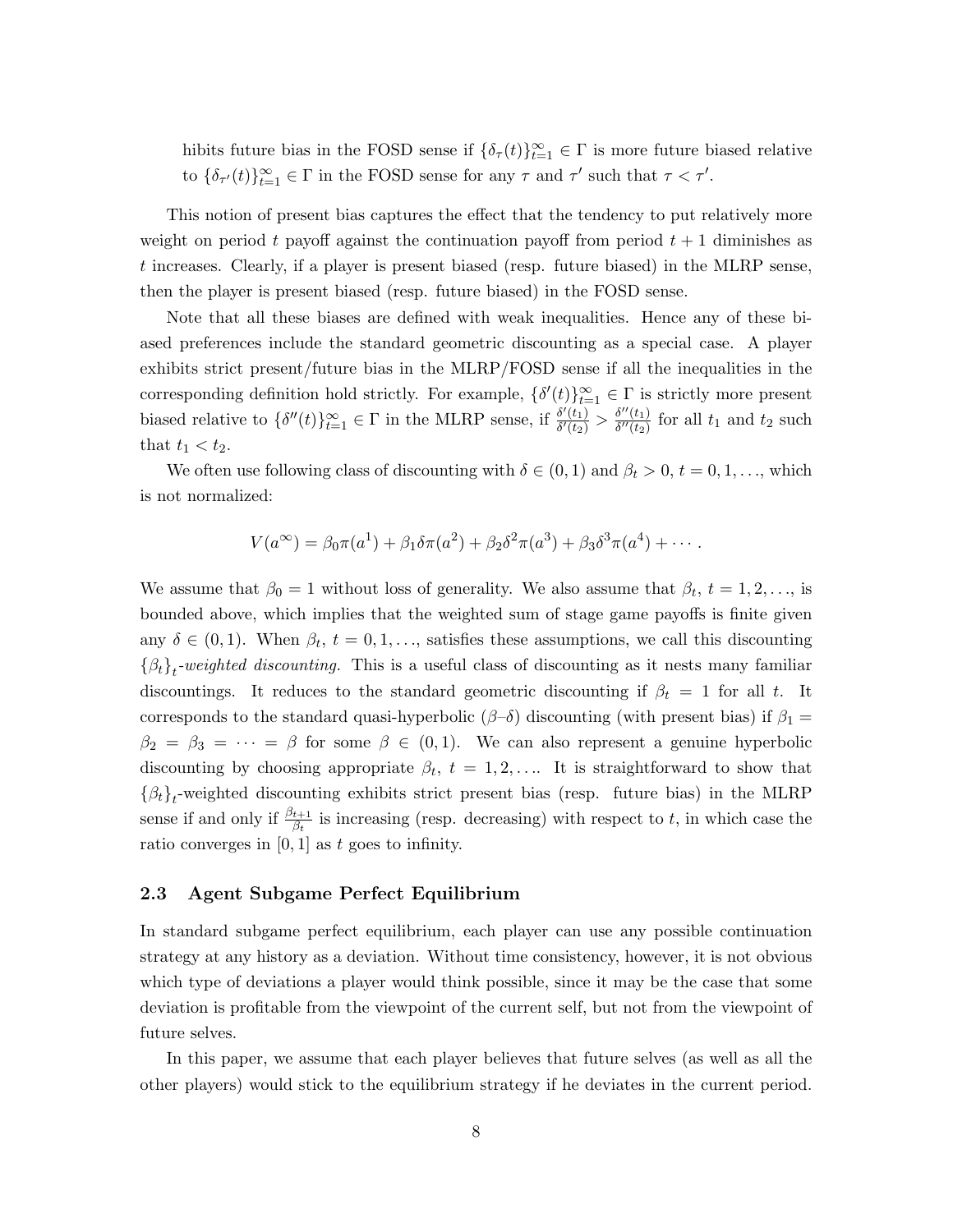hibits future bias in the FOSD sense if $\{\delta_\tau(t)\}_{t=1}^\infty \in \Gamma$ is more future biased relative to $\{\delta_{\tau'}(t)\}_{t=1}^\infty \in \Gamma$ in the FOSD sense for any $\tau$ and $\tau'$ such that $\tau < \tau'$.

This notion of present bias captures the effect that the tendency to put relatively more weight on period $t$ payoff against the continuation payoff from period $t+1$ diminishes as $t$ increases. Clearly, if a player is present biased (resp. future biased) in the MLRP sense, then the player is present biased (resp. future biased) in the FOSD sense.

Note that all these biases are defined with weak inequalities. Hence any of these biased preferences include the standard geometric discounting as a special case. A player exhibits strict present/future bias in the MLRP/FOSD sense if all the inequalities in the corresponding definition hold strictly. For example, $\{\delta'(t)\}_{t=1}^\infty \in \Gamma$ is strictly more present biased relative to $\{\delta''(t)\}_{t=1}^\infty \in \Gamma$ in the MLRP sense, if $\frac{\delta'(t_1)}{\delta'(t_2)} > \frac{\delta''(t_1)}{\delta''(t_2)}$ for all $t_1$ and $t_2$ such that $t_1 < t_2$.

We often use following class of discounting with $\delta \in (0,1)$ and $\beta_t > 0$, $t = 0, 1, \ldots$, which is not normalized:

$$V(a^\infty) = \beta_0 \pi(a^1) + \beta_1 \delta \pi(a^2) + \beta_2 \delta^2 \pi(a^3) + \beta_3 \delta^3 \pi(a^4) + \cdots.$$

We assume that $\beta_0 = 1$ without loss of generality. We also assume that $\beta_t$, $t = 1, 2, \ldots$, is bounded above, which implies that the weighted sum of stage game payoffs is finite given any $\delta \in (0,1)$. When $\beta_t$, $t = 0, 1, \ldots$, satisfies these assumptions, we call this discounting $\{\beta_t\}_t$*-weighted discounting.* This is a useful class of discounting as it nests many familiar discountings. It reduces to the standard geometric discounting if $\beta_t = 1$ for all $t$. It corresponds to the standard quasi-hyperbolic ($\beta$–$\delta$) discounting (with present bias) if $\beta_1 = \beta_2 = \beta_3 = \cdots = \beta$ for some $\beta \in (0,1)$. We can also represent a genuine hyperbolic discounting by choosing appropriate $\beta_t$, $t = 1, 2, \ldots$. It is straightforward to show that $\{\beta_t\}_t$-weighted discounting exhibits strict present bias (resp. future bias) in the MLRP sense if and only if $\frac{\beta_{t+1}}{\beta_t}$ is increasing (resp. decreasing) with respect to $t$, in which case the ratio converges in $[0,1]$ as $t$ goes to infinity.

### 2.3 Agent Subgame Perfect Equilibrium

In standard subgame perfect equilibrium, each player can use any possible continuation strategy at any history as a deviation. Without time consistency, however, it is not obvious which type of deviations a player would think possible, since it may be the case that some deviation is profitable from the viewpoint of the current self, but not from the viewpoint of future selves.

In this paper, we assume that each player believes that future selves (as well as all the other players) would stick to the equilibrium strategy if he deviates in the current period.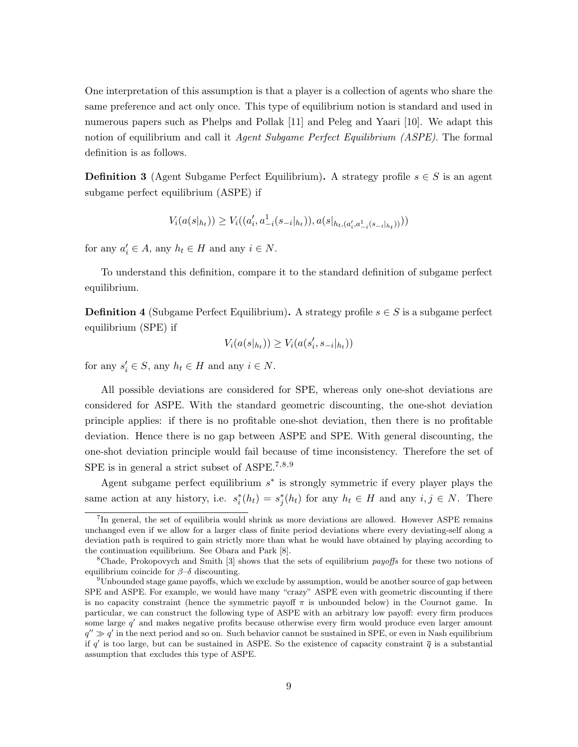One interpretation of this assumption is that a player is a collection of agents who share the same preference and act only once. This type of equilibrium notion is standard and used in numerous papers such as Phelps and Pollak [11] and Peleg and Yaari [10]. We adapt this notion of equilibrium and call it *Agent Subgame Perfect Equilibrium (ASPE)*. The formal definition is as follows.

**Definition 3** (Agent Subgame Perfect Equilibrium)**.** A strategy profile $s \in S$ is an agent subgame perfect equilibrium (ASPE) if

$$V_i(a(s|_{h_t})) \geq V_i((a_i', a_{-i}^1(s_{-i}|_{h_t})), a(s|_{h_t,(a_i', a_{-i}^1(s_{-i}|_{h_t}))}))$$

for any $a_i' \in A$, any $h_t \in H$ and any $i \in N$.

To understand this definition, compare it to the standard definition of subgame perfect equilibrium.

**Definition 4** (Subgame Perfect Equilibrium)**.** A strategy profile $s \in S$ is a subgame perfect equilibrium (SPE) if

$$V_i(a(s|_{h_t})) \geq V_i(a(s_i', s_{-i}|_{h_t}))$$

for any $s_i' \in S$, any $h_t \in H$ and any $i \in N$.

All possible deviations are considered for SPE, whereas only one-shot deviations are considered for ASPE. With the standard geometric discounting, the one-shot deviation principle applies: if there is no profitable one-shot deviation, then there is no profitable deviation. Hence there is no gap between ASPE and SPE. With general discounting, the one-shot deviation principle would fail because of time inconsistency. Therefore the set of SPE is in general a strict subset of ASPE.[7,8,9]

Agent subgame perfect equilibrium $s^*$ is strongly symmetric if every player plays the same action at any history, i.e. $s_i^*(h_t) = s_j^*(h_t)$ for any $h_t \in H$ and any $i, j \in N$. There

[7] In general, the set of equilibria would shrink as more deviations are allowed. However ASPE remains unchanged even if we allow for a larger class of finite period deviations where every deviating-self along a deviation path is required to gain strictly more than what he would have obtained by playing according to the continuation equilibrium. See Obara and Park [8].

[8] Chade, Prokopovych and Smith [3] shows that the sets of equilibrium *payoffs* for these two notions of equilibrium coincide for $\beta$–$\delta$ discounting.

[9] Unbounded stage game payoffs, which we exclude by assumption, would be another source of gap between SPE and ASPE. For example, we would have many "crazy" ASPE even with geometric discounting if there is no capacity constraint (hence the symmetric payoff $\pi$ is unbounded below) in the Cournot game. In particular, we can construct the following type of ASPE with an arbitrary low payoff: every firm produces some large $q'$ and makes negative profits because otherwise every firm would produce even larger amount $q'' \gg q'$ in the next period and so on. Such behavior cannot be sustained in SPE, or even in Nash equilibrium if $q'$ is too large, but can be sustained in ASPE. So the existence of capacity constraint $\overline{q}$ is a substantial assumption that excludes this type of ASPE.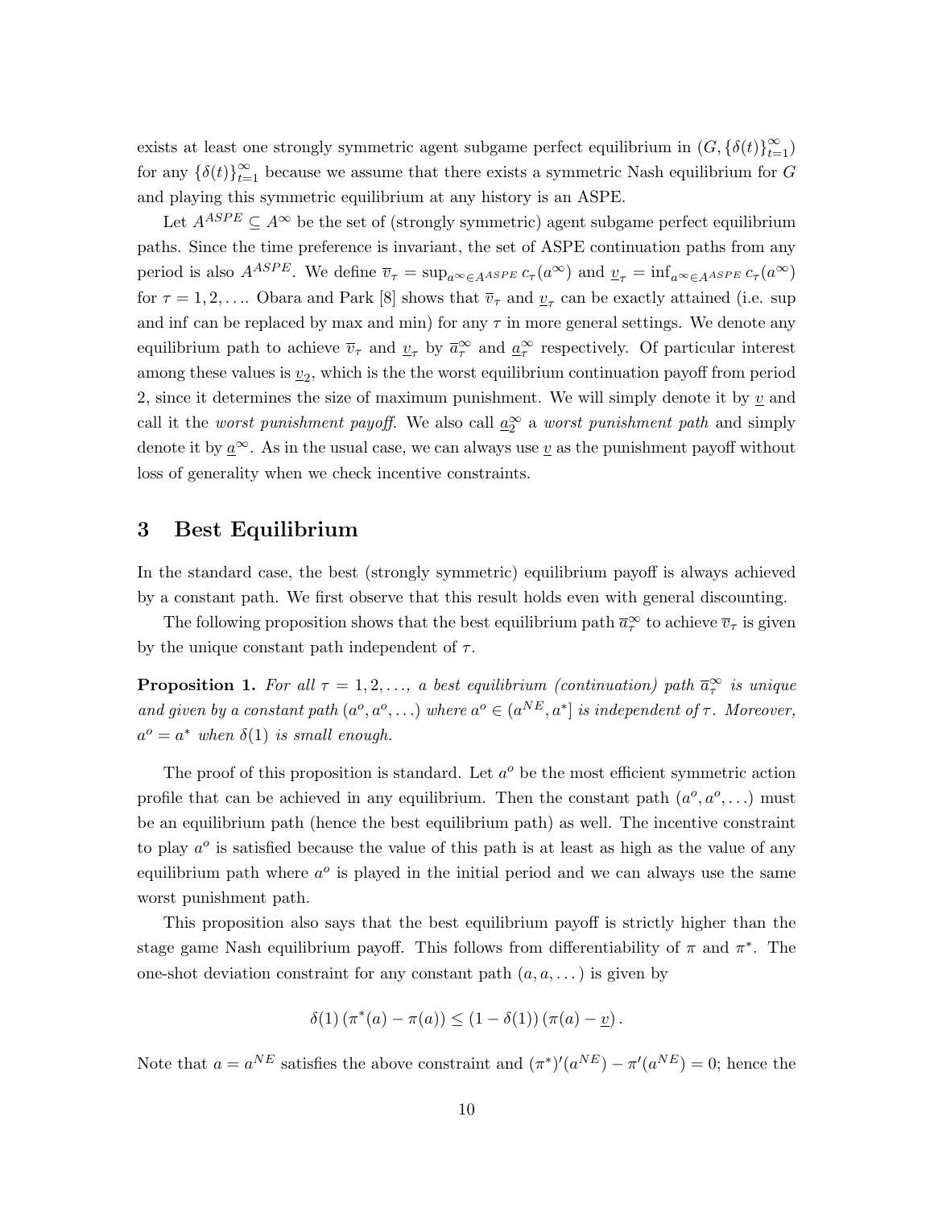exists at least one strongly symmetric agent subgame perfect equilibrium in $(G, \{\delta(t)\}_{t=1}^{\infty})$ for any $\{\delta(t)\}_{t=1}^{\infty}$ because we assume that there exists a symmetric Nash equilibrium for $G$ and playing this symmetric equilibrium at any history is an ASPE.

Let $A^{ASPE} \subseteq A^{\infty}$ be the set of (strongly symmetric) agent subgame perfect equilibrium paths. Since the time preference is invariant, the set of ASPE continuation paths from any period is also $A^{ASPE}$. We define $\overline{v}_{\tau} = \sup_{a^{\infty} \in A^{ASPE}} c_{\tau}(a^{\infty})$ and $\underline{v}_{\tau} = \inf_{a^{\infty} \in A^{ASPE}} c_{\tau}(a^{\infty})$ for $\tau = 1, 2, \ldots$. Obara and Park [8] shows that $\overline{v}_{\tau}$ and $\underline{v}_{\tau}$ can be exactly attained (i.e. sup and inf can be replaced by max and min) for any $\tau$ in more general settings. We denote any equilibrium path to achieve $\overline{v}_{\tau}$ and $\underline{v}_{\tau}$ by $\overline{a}_{\tau}^{\infty}$ and $\underline{a}_{\tau}^{\infty}$ respectively. Of particular interest among these values is $\underline{v}_2$, which is the the worst equilibrium continuation payoff from period 2, since it determines the size of maximum punishment. We will simply denote it by $\underline{v}$ and call it the *worst punishment payoff*. We also call $\underline{a}_2^{\infty}$ a *worst punishment path* and simply denote it by $\underline{a}^{\infty}$. As in the usual case, we can always use $\underline{v}$ as the punishment payoff without loss of generality when we check incentive constraints.

## 3 Best Equilibrium

In the standard case, the best (strongly symmetric) equilibrium payoff is always achieved by a constant path. We first observe that this result holds even with general discounting.

The following proposition shows that the best equilibrium path $\overline{a}_{\tau}^{\infty}$ to achieve $\overline{v}_{\tau}$ is given by the unique constant path independent of $\tau$.

**Proposition 1.** *For all $\tau = 1, 2, \ldots$, a best equilibrium (continuation) path $\overline{a}_{\tau}^{\infty}$ is unique and given by a constant path $(a^o, a^o, \ldots)$ where $a^o \in (a^{NE}, a^*]$ is independent of $\tau$. Moreover, $a^o = a^*$ when $\delta(1)$ is small enough.*

The proof of this proposition is standard. Let $a^o$ be the most efficient symmetric action profile that can be achieved in any equilibrium. Then the constant path $(a^o, a^o, \ldots)$ must be an equilibrium path (hence the best equilibrium path) as well. The incentive constraint to play $a^o$ is satisfied because the value of this path is at least as high as the value of any equilibrium path where $a^o$ is played in the initial period and we can always use the same worst punishment path.

This proposition also says that the best equilibrium payoff is strictly higher than the stage game Nash equilibrium payoff. This follows from differentiability of $\pi$ and $\pi^*$. The one-shot deviation constraint for any constant path $(a, a, \ldots)$ is given by

$$\delta(1) \left( \pi^*(a) - \pi(a) \right) \leq (1 - \delta(1)) \left( \pi(a) - \underline{v} \right).$$

Note that $a = a^{NE}$ satisfies the above constraint and $(\pi^*)'(a^{NE}) - \pi'(a^{NE}) = 0$; hence the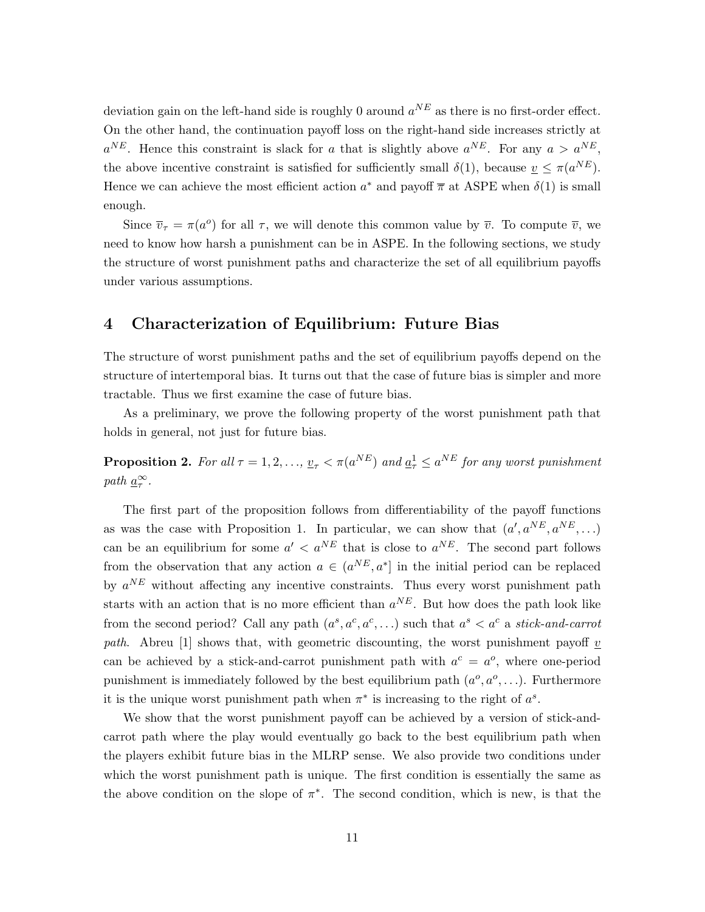deviation gain on the left-hand side is roughly 0 around $a^{NE}$ as there is no first-order effect. On the other hand, the continuation payoff loss on the right-hand side increases strictly at $a^{NE}$. Hence this constraint is slack for $a$ that is slightly above $a^{NE}$. For any $a > a^{NE}$, the above incentive constraint is satisfied for sufficiently small $\delta(1)$, because $\underline{v} \leq \pi(a^{NE})$. Hence we can achieve the most efficient action $a^*$ and payoff $\overline{\pi}$ at ASPE when $\delta(1)$ is small enough.

Since $\overline{v}_\tau = \pi(a^o)$ for all $\tau$, we will denote this common value by $\overline{v}$. To compute $\overline{v}$, we need to know how harsh a punishment can be in ASPE. In the following sections, we study the structure of worst punishment paths and characterize the set of all equilibrium payoffs under various assumptions.

# 4 Characterization of Equilibrium: Future Bias

The structure of worst punishment paths and the set of equilibrium payoffs depend on the structure of intertemporal bias. It turns out that the case of future bias is simpler and more tractable. Thus we first examine the case of future bias.

As a preliminary, we prove the following property of the worst punishment path that holds in general, not just for future bias.

**Proposition 2.** *For all $\tau = 1, 2, \ldots$, $\underline{v}_\tau < \pi(a^{NE})$ and $\underline{a}_\tau^1 \leq a^{NE}$ for any worst punishment path $\underline{a}_\tau^\infty$.*

The first part of the proposition follows from differentiability of the payoff functions as was the case with Proposition 1. In particular, we can show that $(a', a^{NE}, a^{NE}, \ldots)$ can be an equilibrium for some $a' < a^{NE}$ that is close to $a^{NE}$. The second part follows from the observation that any action $a \in (a^{NE}, a^*]$ in the initial period can be replaced by $a^{NE}$ without affecting any incentive constraints. Thus every worst punishment path starts with an action that is no more efficient than $a^{NE}$. But how does the path look like from the second period? Call any path $(a^s, a^c, a^c, \ldots)$ such that $a^s < a^c$ a *stick-and-carrot path*. Abreu [1] shows that, with geometric discounting, the worst punishment payoff $\underline{v}$ can be achieved by a stick-and-carrot punishment path with $a^c = a^o$, where one-period punishment is immediately followed by the best equilibrium path $(a^o, a^o, \ldots)$. Furthermore it is the unique worst punishment path when $\pi^*$ is increasing to the right of $a^s$.

We show that the worst punishment payoff can be achieved by a version of stick-and-carrot path where the play would eventually go back to the best equilibrium path when the players exhibit future bias in the MLRP sense. We also provide two conditions under which the worst punishment path is unique. The first condition is essentially the same as the above condition on the slope of $\pi^*$. The second condition, which is new, is that the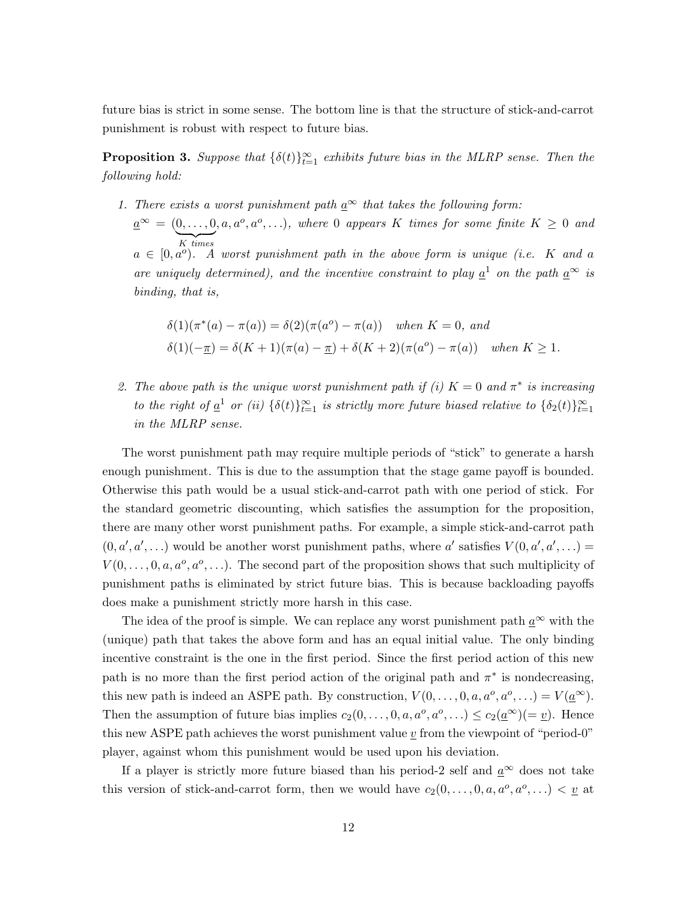future bias is strict in some sense. The bottom line is that the structure of stick-and-carrot punishment is robust with respect to future bias.

**Proposition 3.** *Suppose that $\{\delta(t)\}_{t=1}^{\infty}$ exhibits future bias in the MLRP sense. Then the following hold:*

1. *There exists a worst punishment path $\underline{a}^{\infty}$ that takes the following form: $\underline{a}^{\infty} = (\underbrace{0,\ldots,0}_{K \text{ times}}, a, a^o, a^o, \ldots)$, where $0$ appears $K$ times for some finite $K \geq 0$ and $a \in [0, a^o)$. A worst punishment path in the above form is unique (i.e. $K$ and $a$ are uniquely determined), and the incentive constraint to play $\underline{a}^1$ on the path $\underline{a}^{\infty}$ is binding, that is,*

$$\delta(1)(\pi^*(a) - \pi(a)) = \delta(2)(\pi(a^o) - \pi(a)) \quad \text{when } K = 0, \text{ and}$$

$$\delta(1)(-\underline{\pi}) = \delta(K+1)(\pi(a) - \underline{\pi}) + \delta(K+2)(\pi(a^o) - \pi(a)) \quad \text{when } K \geq 1.$$

2. *The above path is the unique worst punishment path if (i) $K = 0$ and $\pi^*$ is increasing to the right of $\underline{a}^1$ or (ii) $\{\delta(t)\}_{t=1}^{\infty}$ is strictly more future biased relative to $\{\delta_2(t)\}_{t=1}^{\infty}$ in the MLRP sense.*

The worst punishment path may require multiple periods of "stick" to generate a harsh enough punishment. This is due to the assumption that the stage game payoff is bounded. Otherwise this path would be a usual stick-and-carrot path with one period of stick. For the standard geometric discounting, which satisfies the assumption for the proposition, there are many other worst punishment paths. For example, a simple stick-and-carrot path $(0, a', a', \ldots)$ would be another worst punishment paths, where $a'$ satisfies $V(0, a', a', \ldots) = V(0, \ldots, 0, a, a^o, a^o, \ldots)$. The second part of the proposition shows that such multiplicity of punishment paths is eliminated by strict future bias. This is because backloading payoffs does make a punishment strictly more harsh in this case.

The idea of the proof is simple. We can replace any worst punishment path $\underline{a}^{\infty}$ with the (unique) path that takes the above form and has an equal initial value. The only binding incentive constraint is the one in the first period. Since the first period action of this new path is no more than the first period action of the original path and $\pi^*$ is nondecreasing, this new path is indeed an ASPE path. By construction, $V(0, \ldots, 0, a, a^o, a^o, \ldots) = V(\underline{a}^{\infty})$. Then the assumption of future bias implies $c_2(0, \ldots, 0, a, a^o, a^o, \ldots) \leq c_2(\underline{a}^{\infty})(= \underline{v})$. Hence this new ASPE path achieves the worst punishment value $\underline{v}$ from the viewpoint of "period-0" player, against whom this punishment would be used upon his deviation.

If a player is strictly more future biased than his period-2 self and $\underline{a}^{\infty}$ does not take this version of stick-and-carrot form, then we would have $c_2(0, \ldots, 0, a, a^o, a^o, \ldots) < \underline{v}$ at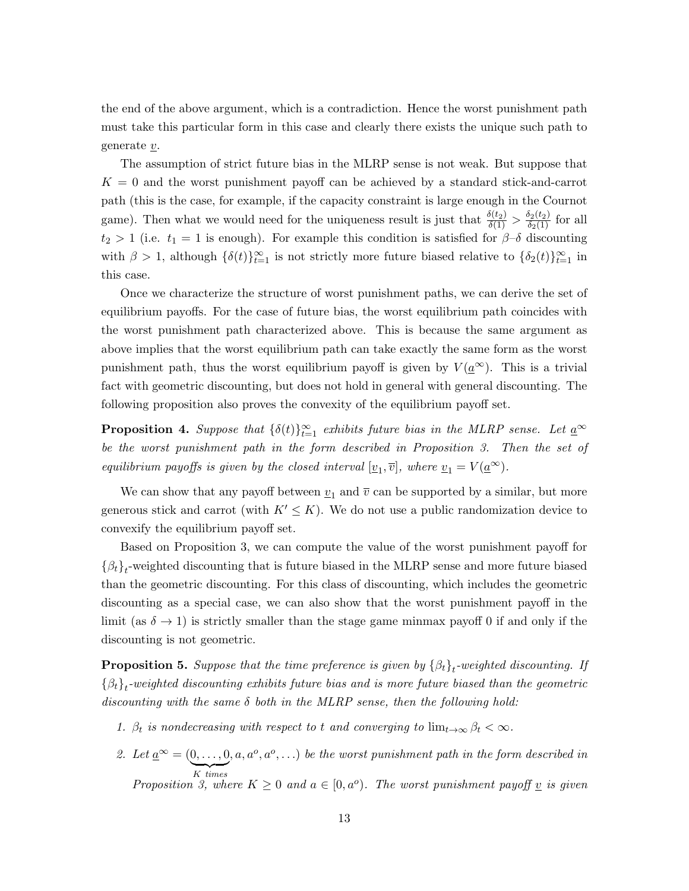the end of the above argument, which is a contradiction. Hence the worst punishment path must take this particular form in this case and clearly there exists the unique such path to generate $\underline{v}$.

The assumption of strict future bias in the MLRP sense is not weak. But suppose that $K = 0$ and the worst punishment payoff can be achieved by a standard stick-and-carrot path (this is the case, for example, if the capacity constraint is large enough in the Cournot game). Then what we would need for the uniqueness result is just that $\frac{\delta(t_2)}{\delta(1)} > \frac{\delta_2(t_2)}{\delta_2(1)}$ for all $t_2 > 1$ (i.e. $t_1 = 1$ is enough). For example this condition is satisfied for $\beta$–$\delta$ discounting with $\beta > 1$, although $\{\delta(t)\}_{t=1}^{\infty}$ is not strictly more future biased relative to $\{\delta_2(t)\}_{t=1}^{\infty}$ in this case.

Once we characterize the structure of worst punishment paths, we can derive the set of equilibrium payoffs. For the case of future bias, the worst equilibrium path coincides with the worst punishment path characterized above. This is because the same argument as above implies that the worst equilibrium path can take exactly the same form as the worst punishment path, thus the worst equilibrium payoff is given by $V(\underline{a}^{\infty})$. This is a trivial fact with geometric discounting, but does not hold in general with general discounting. The following proposition also proves the convexity of the equilibrium payoff set.

**Proposition 4.** *Suppose that $\{\delta(t)\}_{t=1}^{\infty}$ exhibits future bias in the MLRP sense. Let $\underline{a}^{\infty}$ be the worst punishment path in the form described in Proposition 3. Then the set of equilibrium payoffs is given by the closed interval $[\underline{v}_1, \overline{v}]$, where $\underline{v}_1 = V(\underline{a}^{\infty})$.*

We can show that any payoff between $\underline{v}_1$ and $\overline{v}$ can be supported by a similar, but more generous stick and carrot (with $K' \leq K$). We do not use a public randomization device to convexify the equilibrium payoff set.

Based on Proposition 3, we can compute the value of the worst punishment payoff for $\{\beta_t\}_t$-weighted discounting that is future biased in the MLRP sense and more future biased than the geometric discounting. For this class of discounting, which includes the geometric discounting as a special case, we can also show that the worst punishment payoff in the limit (as $\delta \to 1$) is strictly smaller than the stage game minmax payoff 0 if and only if the discounting is not geometric.

**Proposition 5.** *Suppose that the time preference is given by $\{\beta_t\}_t$-weighted discounting. If $\{\beta_t\}_t$-weighted discounting exhibits future bias and is more future biased than the geometric discounting with the same $\delta$ both in the MLRP sense, then the following hold:*

1. *$\beta_t$ is nondecreasing with respect to $t$ and converging to $\lim_{t\to\infty} \beta_t < \infty$.*
2. *Let $\underline{a}^{\infty} = (\underbrace{0, \ldots, 0}_{K \text{ times}}, a, a^o, a^o, \ldots)$ be the worst punishment path in the form described in Proposition 3, where $K \geq 0$ and $a \in [0, a^o)$. The worst punishment payoff $\underline{v}$ is given*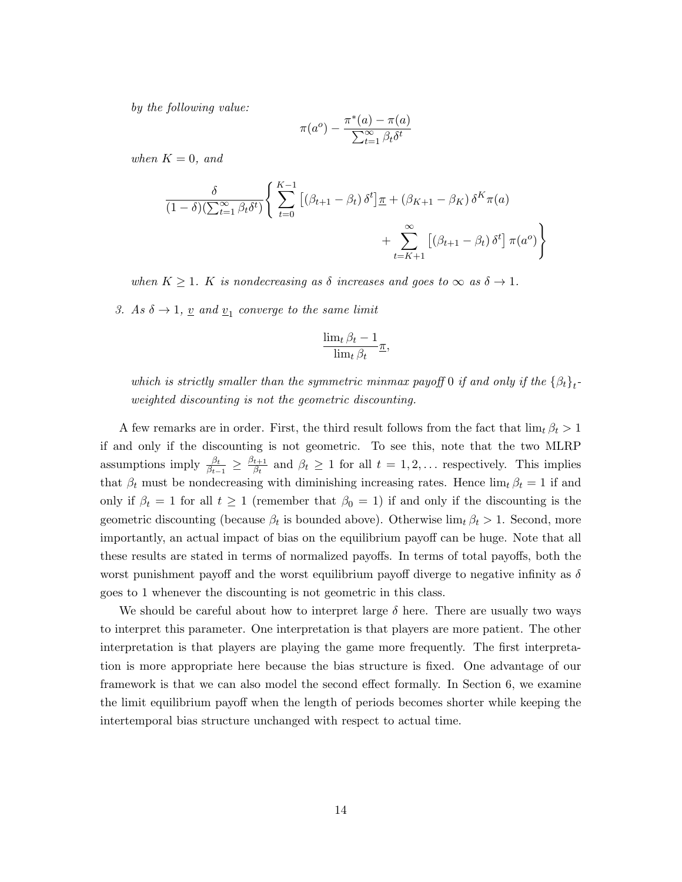*by the following value:*

$$\pi(a^o) - \frac{\pi^*(a) - \pi(a)}{\sum_{t=1}^{\infty} \beta_t \delta^t}$$

*when $K = 0$, and*

$$\frac{\delta}{(1-\delta)(\sum_{t=1}^{\infty} \beta_t \delta^t)} \left\{ \sum_{t=0}^{K-1} \left[ (\beta_{t+1} - \beta_t) \delta^t \right] \underline{\pi} + (\beta_{K+1} - \beta_K) \delta^K \pi(a) \right. \\ \left. + \sum_{t=K+1}^{\infty} \left[ (\beta_{t+1} - \beta_t) \delta^t \right] \pi(a^o) \right\}$$

*when $K \geq 1$. $K$ is nondecreasing as $\delta$ increases and goes to $\infty$ as $\delta \to 1$.*

3. *As $\delta \to 1$, $\underline{v}$ and $\underline{v}_1$ converge to the same limit*

$$\frac{\lim_t \beta_t - 1}{\lim_t \beta_t} \underline{\pi},$$

*which is strictly smaller than the symmetric minmax payoff $0$ if and only if the $\{\beta_t\}_t$-weighted discounting is not the geometric discounting.*

A few remarks are in order. First, the third result follows from the fact that $\lim_t \beta_t > 1$ if and only if the discounting is not geometric. To see this, note that the two MLRP assumptions imply $\frac{\beta_t}{\beta_{t-1}} \geq \frac{\beta_{t+1}}{\beta_t}$ and $\beta_t \geq 1$ for all $t = 1, 2, \ldots$ respectively. This implies that $\beta_t$ must be nondecreasing with diminishing increasing rates. Hence $\lim_t \beta_t = 1$ if and only if $\beta_t = 1$ for all $t \geq 1$ (remember that $\beta_0 = 1$) if and only if the discounting is the geometric discounting (because $\beta_t$ is bounded above). Otherwise $\lim_t \beta_t > 1$. Second, more importantly, an actual impact of bias on the equilibrium payoff can be huge. Note that all these results are stated in terms of normalized payoffs. In terms of total payoffs, both the worst punishment payoff and the worst equilibrium payoff diverge to negative infinity as $\delta$ goes to 1 whenever the discounting is not geometric in this class.

We should be careful about how to interpret large $\delta$ here. There are usually two ways to interpret this parameter. One interpretation is that players are more patient. The other interpretation is that players are playing the game more frequently. The first interpretation is more appropriate here because the bias structure is fixed. One advantage of our framework is that we can also model the second effect formally. In Section 6, we examine the limit equilibrium payoff when the length of periods becomes shorter while keeping the intertemporal bias structure unchanged with respect to actual time.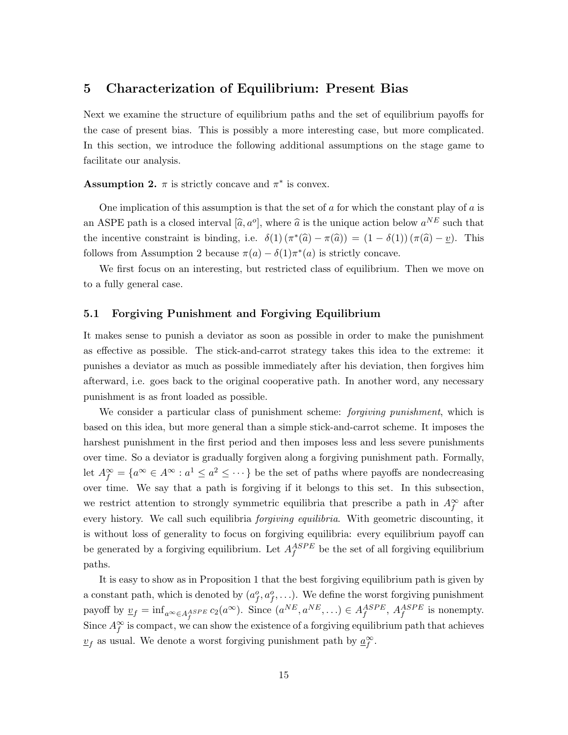## 5 Characterization of Equilibrium: Present Bias

Next we examine the structure of equilibrium paths and the set of equilibrium payoffs for the case of present bias. This is possibly a more interesting case, but more complicated. In this section, we introduce the following additional assumptions on the stage game to facilitate our analysis.

**Assumption 2.** $\pi$ is strictly concave and $\pi^*$ is convex.

One implication of this assumption is that the set of $a$ for which the constant play of $a$ is an ASPE path is a closed interval $[\widehat{a}, a^o]$, where $\widehat{a}$ is the unique action below $a^{NE}$ such that the incentive constraint is binding, i.e. $\delta(1)\left(\pi^*(\widehat{a}) - \pi(\widehat{a})\right) = (1 - \delta(1))\left(\pi(\widehat{a}) - \underline{v}\right)$. This follows from Assumption 2 because $\pi(a) - \delta(1)\pi^*(a)$ is strictly concave.

We first focus on an interesting, but restricted class of equilibrium. Then we move on to a fully general case.

### 5.1 Forgiving Punishment and Forgiving Equilibrium

It makes sense to punish a deviator as soon as possible in order to make the punishment as effective as possible. The stick-and-carrot strategy takes this idea to the extreme: it punishes a deviator as much as possible immediately after his deviation, then forgives him afterward, i.e. goes back to the original cooperative path. In another word, any necessary punishment is as front loaded as possible.

We consider a particular class of punishment scheme: *forgiving punishment*, which is based on this idea, but more general than a simple stick-and-carrot scheme. It imposes the harshest punishment in the first period and then imposes less and less severe punishments over time. So a deviator is gradually forgiven along a forgiving punishment path. Formally, let $A_f^\infty = \{a^\infty \in A^\infty : a^1 \leq a^2 \leq \cdots\}$ be the set of paths where payoffs are nondecreasing over time. We say that a path is forgiving if it belongs to this set. In this subsection, we restrict attention to strongly symmetric equilibria that prescribe a path in $A_f^\infty$ after every history. We call such equilibria *forgiving equilibria*. With geometric discounting, it is without loss of generality to focus on forgiving equilibria: every equilibrium payoff can be generated by a forgiving equilibrium. Let $A_f^{ASPE}$ be the set of all forgiving equilibrium paths.

It is easy to show as in Proposition 1 that the best forgiving equilibrium path is given by a constant path, which is denoted by $(a_f^o, a_f^o, \ldots)$. We define the worst forgiving punishment payoff by $\underline{v}_f = \inf_{a^\infty \in A_f^{ASPE}} c_2(a^\infty)$. Since $(a^{NE}, a^{NE}, \ldots) \in A_f^{ASPE}$, $A_f^{ASPE}$ is nonempty. Since $A_f^\infty$ is compact, we can show the existence of a forgiving equilibrium path that achieves $\underline{v}_f$ as usual. We denote a worst forgiving punishment path by $\underline{a}_f^\infty$.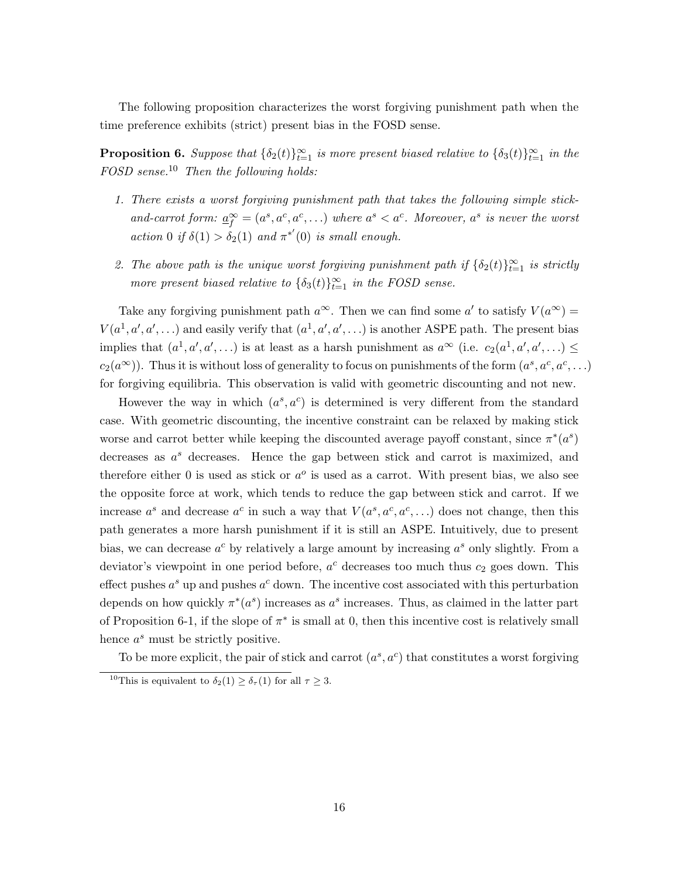The following proposition characterizes the worst forgiving punishment path when the time preference exhibits (strict) present bias in the FOSD sense.

**Proposition 6.** *Suppose that $\{\delta_2(t)\}_{t=1}^{\infty}$ is more present biased relative to $\{\delta_3(t)\}_{t=1}^{\infty}$ in the FOSD sense.*[10] *Then the following holds:*

1. *There exists a worst forgiving punishment path that takes the following simple stick-and-carrot form: $\underline{a}_f^{\infty} = (a^s, a^c, a^c, \ldots)$ where $a^s < a^c$. Moreover, $a^s$ is never the worst action 0 if $\delta(1) > \delta_2(1)$ and ${\pi^*}'(0)$ is small enough.*

2. *The above path is the unique worst forgiving punishment path if $\{\delta_2(t)\}_{t=1}^{\infty}$ is strictly more present biased relative to $\{\delta_3(t)\}_{t=1}^{\infty}$ in the FOSD sense.*

Take any forgiving punishment path $a^{\infty}$. Then we can find some $a'$ to satisfy $V(a^{\infty}) = V(a^1, a', a', \ldots)$ and easily verify that $(a^1, a', a', \ldots)$ is another ASPE path. The present bias implies that $(a^1, a', a', \ldots)$ is at least as a harsh punishment as $a^{\infty}$ (i.e. $c_2(a^1, a', a', \ldots) \leq c_2(a^{\infty})$). Thus it is without loss of generality to focus on punishments of the form $(a^s, a^c, a^c, \ldots)$ for forgiving equilibria. This observation is valid with geometric discounting and not new.

However the way in which $(a^s, a^c)$ is determined is very different from the standard case. With geometric discounting, the incentive constraint can be relaxed by making stick worse and carrot better while keeping the discounted average payoff constant, since $\pi^*(a^s)$ decreases as $a^s$ decreases. Hence the gap between stick and carrot is maximized, and therefore either 0 is used as stick or $a^o$ is used as a carrot. With present bias, we also see the opposite force at work, which tends to reduce the gap between stick and carrot. If we increase $a^s$ and decrease $a^c$ in such a way that $V(a^s, a^c, a^c, \ldots)$ does not change, then this path generates a more harsh punishment if it is still an ASPE. Intuitively, due to present bias, we can decrease $a^c$ by relatively a large amount by increasing $a^s$ only slightly. From a deviator's viewpoint in one period before, $a^c$ decreases too much thus $c_2$ goes down. This effect pushes $a^s$ up and pushes $a^c$ down. The incentive cost associated with this perturbation depends on how quickly $\pi^*(a^s)$ increases as $a^s$ increases. Thus, as claimed in the latter part of Proposition 6-1, if the slope of $\pi^*$ is small at 0, then this incentive cost is relatively small hence $a^s$ must be strictly positive.

To be more explicit, the pair of stick and carrot $(a^s, a^c)$ that constitutes a worst forgiving

[10] This is equivalent to $\delta_2(1) \geq \delta_\tau(1)$ for all $\tau \geq 3$.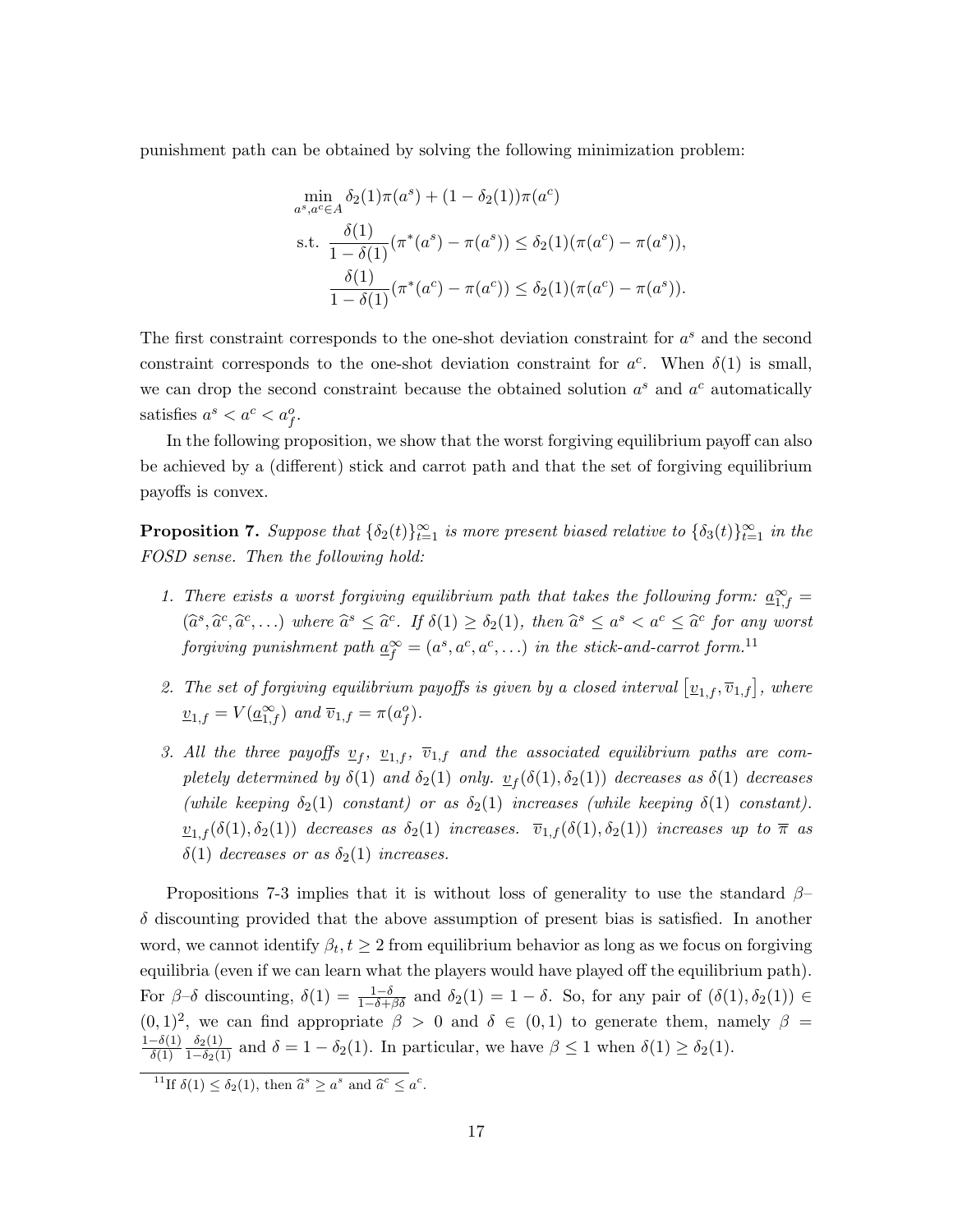punishment path can be obtained by solving the following minimization problem:

$$
\begin{aligned}
&\min_{a^s, a^c \in A} \delta_2(1)\pi(a^s) + (1-\delta_2(1))\pi(a^c) \\
&\text{s.t. } \frac{\delta(1)}{1-\delta(1)}(\pi^*(a^s) - \pi(a^s)) \leq \delta_2(1)(\pi(a^c) - \pi(a^s)), \\
&\qquad \frac{\delta(1)}{1-\delta(1)}(\pi^*(a^c) - \pi(a^c)) \leq \delta_2(1)(\pi(a^c) - \pi(a^s)).
\end{aligned}
$$

The first constraint corresponds to the one-shot deviation constraint for $a^s$ and the second constraint corresponds to the one-shot deviation constraint for $a^c$. When $\delta(1)$ is small, we can drop the second constraint because the obtained solution $a^s$ and $a^c$ automatically satisfies $a^s < a^c < a^o_f$.

In the following proposition, we show that the worst forgiving equilibrium payoff can also be achieved by a (different) stick and carrot path and that the set of forgiving equilibrium payoffs is convex.

**Proposition 7.** *Suppose that $\{\delta_2(t)\}_{t=1}^{\infty}$ is more present biased relative to $\{\delta_3(t)\}_{t=1}^{\infty}$ in the FOSD sense. Then the following hold:*

1. *There exists a worst forgiving equilibrium path that takes the following form: $\underline{a}^{\infty}_{1,f} = (\widehat{a}^s, \widehat{a}^c, \widehat{a}^c, \ldots)$ where $\widehat{a}^s \leq \widehat{a}^c$. If $\delta(1) \geq \delta_2(1)$, then $\widehat{a}^s \leq a^s < a^c \leq \widehat{a}^c$ for any worst forgiving punishment path $\underline{a}^{\infty}_f = (a^s, a^c, a^c, \ldots)$ in the stick-and-carrot form.*[11]

2. *The set of forgiving equilibrium payoffs is given by a closed interval $\left[\underline{v}_{1,f}, \overline{v}_{1,f}\right]$, where $\underline{v}_{1,f} = V(\underline{a}^{\infty}_{1,f})$ and $\overline{v}_{1,f} = \pi(a^o_f)$.*

3. *All the three payoffs $\underline{v}_f$, $\underline{v}_{1,f}$, $\overline{v}_{1,f}$ and the associated equilibrium paths are completely determined by $\delta(1)$ and $\delta_2(1)$ only. $\underline{v}_f(\delta(1), \delta_2(1))$ decreases as $\delta(1)$ decreases (while keeping $\delta_2(1)$ constant) or as $\delta_2(1)$ increases (while keeping $\delta(1)$ constant). $\underline{v}_{1,f}(\delta(1), \delta_2(1))$ decreases as $\delta_2(1)$ increases. $\overline{v}_{1,f}(\delta(1), \delta_2(1))$ increases up to $\overline{\pi}$ as $\delta(1)$ decreases or as $\delta_2(1)$ increases.*

Propositions 7-3 implies that it is without loss of generality to use the standard $\beta$–$\delta$ discounting provided that the above assumption of present bias is satisfied. In another word, we cannot identify $\beta_t, t \geq 2$ from equilibrium behavior as long as we focus on forgiving equilibria (even if we can learn what the players would have played off the equilibrium path). For $\beta$–$\delta$ discounting, $\delta(1) = \frac{1-\delta}{1-\delta+\beta\delta}$ and $\delta_2(1) = 1-\delta$. So, for any pair of $(\delta(1), \delta_2(1)) \in (0,1)^2$, we can find appropriate $\beta > 0$ and $\delta \in (0,1)$ to generate them, namely $\beta = \frac{1-\delta(1)}{\delta(1)} \frac{\delta_2(1)}{1-\delta_2(1)}$ and $\delta = 1 - \delta_2(1)$. In particular, we have $\beta \leq 1$ when $\delta(1) \geq \delta_2(1)$.

[11] If $\delta(1) \leq \delta_2(1)$, then $\widehat{a}^s \geq a^s$ and $\widehat{a}^c \leq a^c$.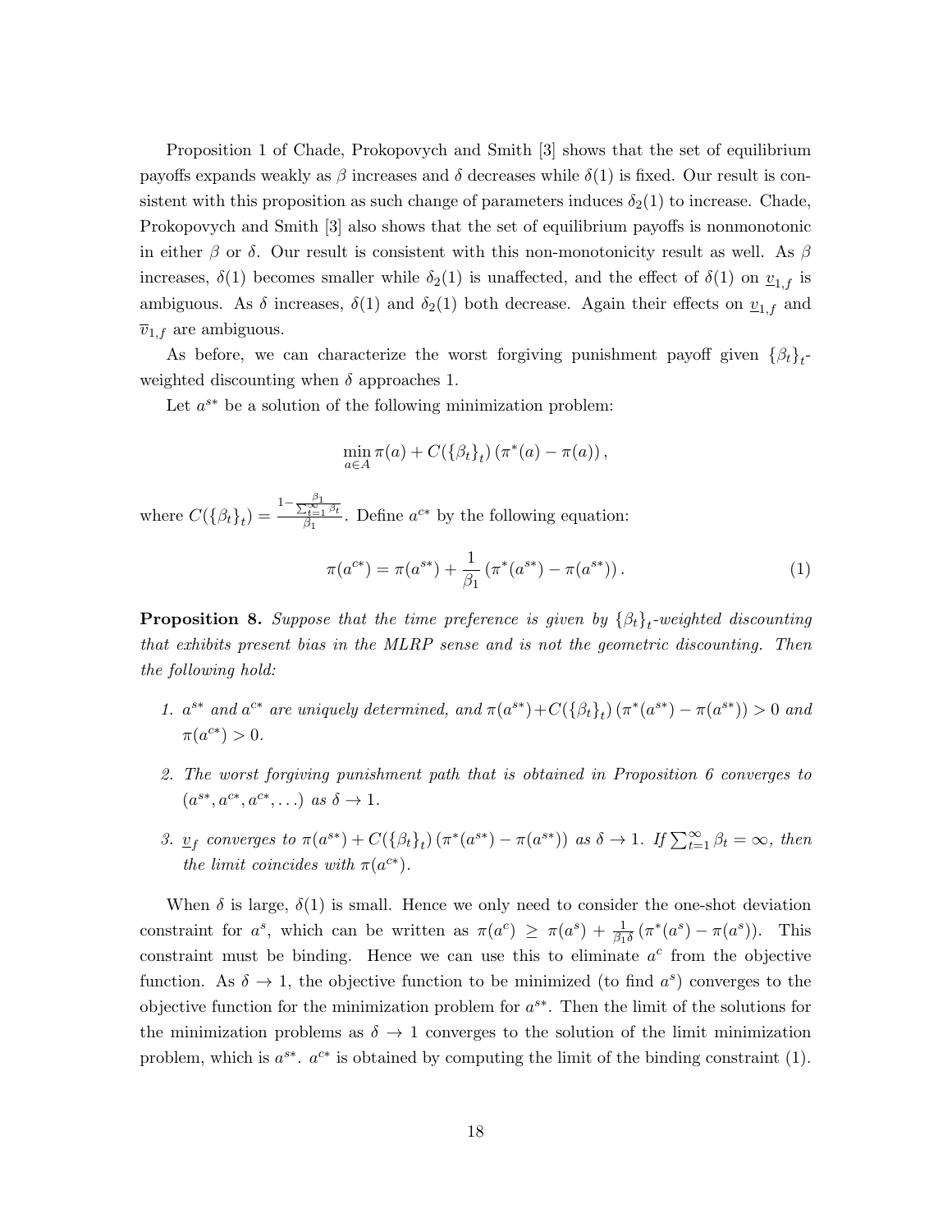Proposition 1 of Chade, Prokopovych and Smith [3] shows that the set of equilibrium payoffs expands weakly as $\beta$ increases and $\delta$ decreases while $\delta(1)$ is fixed. Our result is consistent with this proposition as such change of parameters induces $\delta_2(1)$ to increase. Chade, Prokopovych and Smith [3] also shows that the set of equilibrium payoffs is nonmonotonic in either $\beta$ or $\delta$. Our result is consistent with this non-monotonicity result as well. As $\beta$ increases, $\delta(1)$ becomes smaller while $\delta_2(1)$ is unaffected, and the effect of $\delta(1)$ on $\underline{v}_{1,f}$ is ambiguous. As $\delta$ increases, $\delta(1)$ and $\delta_2(1)$ both decrease. Again their effects on $\underline{v}_{1,f}$ and $\overline{v}_{1,f}$ are ambiguous.

As before, we can characterize the worst forgiving punishment payoff given $\{\beta_t\}_t$-weighted discounting when $\delta$ approaches 1.

Let $a^{s*}$ be a solution of the following minimization problem:

$$\min_{a \in A} \pi(a) + C(\{\beta_t\}_t) \left(\pi^*(a) - \pi(a)\right),$$

where $C(\{\beta_t\}_t) = \frac{1 - \frac{\beta_1}{\sum_{t=1}^{\infty} \beta_t}}{\beta_1}$. Define $a^{c*}$ by the following equation:

$$\pi(a^{c*}) = \pi(a^{s*}) + \frac{1}{\beta_1} \left(\pi^*(a^{s*}) - \pi(a^{s*})\right). \tag{1}$$

**Proposition 8.** *Suppose that the time preference is given by $\{\beta_t\}_t$-weighted discounting that exhibits present bias in the MLRP sense and is not the geometric discounting. Then the following hold:*

1. *$a^{s*}$ and $a^{c*}$ are uniquely determined, and $\pi(a^{s*}) + C(\{\beta_t\}_t) \left(\pi^*(a^{s*}) - \pi(a^{s*})\right) > 0$ and $\pi(a^{c*}) > 0$.*
2. *The worst forgiving punishment path that is obtained in Proposition 6 converges to $(a^{s*}, a^{c*}, a^{c*}, \ldots)$ as $\delta \to 1$.*
3. *$\underline{v}_f$ converges to $\pi(a^{s*}) + C(\{\beta_t\}_t) \left(\pi^*(a^{s*}) - \pi(a^{s*})\right)$ as $\delta \to 1$. If $\sum_{t=1}^{\infty} \beta_t = \infty$, then the limit coincides with $\pi(a^{c*})$.*

When $\delta$ is large, $\delta(1)$ is small. Hence we only need to consider the one-shot deviation constraint for $a^s$, which can be written as $\pi(a^c) \geq \pi(a^s) + \frac{1}{\beta_1 \delta} \left(\pi^*(a^s) - \pi(a^s)\right)$. This constraint must be binding. Hence we can use this to eliminate $a^c$ from the objective function. As $\delta \to 1$, the objective function to be minimized (to find $a^s$) converges to the objective function for the minimization problem for $a^{s*}$. Then the limit of the solutions for the minimization problems as $\delta \to 1$ converges to the solution of the limit minimization problem, which is $a^{s*}$. $a^{c*}$ is obtained by computing the limit of the binding constraint (1).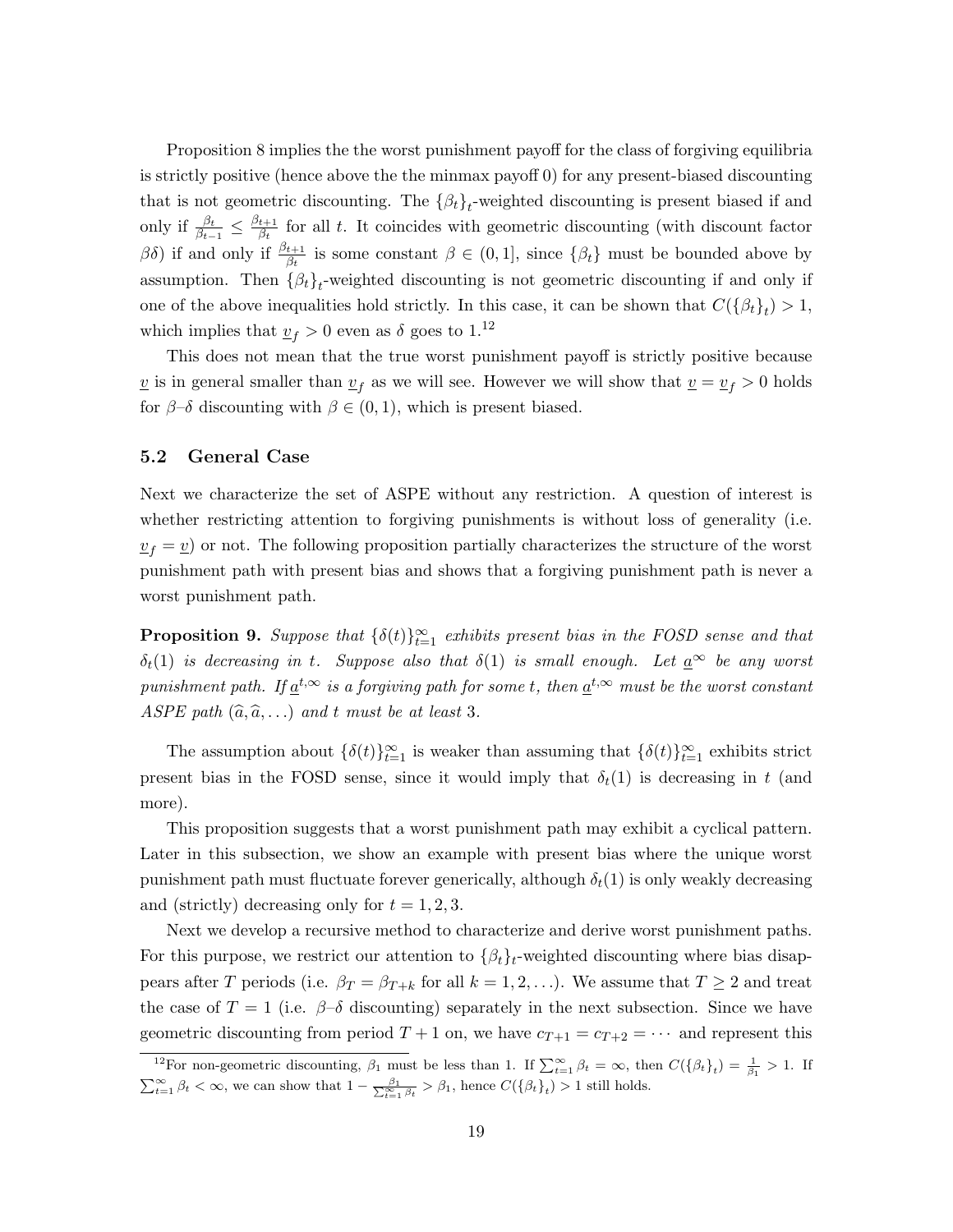Proposition 8 implies the the worst punishment payoff for the class of forgiving equilibria is strictly positive (hence above the the minmax payoff 0) for any present-biased discounting that is not geometric discounting. The $\{\beta_t\}_t$-weighted discounting is present biased if and only if $\frac{\beta_t}{\beta_{t-1}} \leq \frac{\beta_{t+1}}{\beta_t}$ for all $t$. It coincides with geometric discounting (with discount factor $\beta\delta$) if and only if $\frac{\beta_{t+1}}{\beta_t}$ is some constant $\beta \in (0, 1]$, since $\{\beta_t\}$ must be bounded above by assumption. Then $\{\beta_t\}_t$-weighted discounting is not geometric discounting if and only if one of the above inequalities hold strictly. In this case, it can be shown that $C(\{\beta_t\}_t) > 1$, which implies that $\underline{v}_f > 0$ even as $\delta$ goes to 1.[12]

This does not mean that the true worst punishment payoff is strictly positive because $\underline{v}$ is in general smaller than $\underline{v}_f$ as we will see. However we will show that $\underline{v} = \underline{v}_f > 0$ holds for $\beta$–$\delta$ discounting with $\beta \in (0, 1)$, which is present biased.

### 5.2 General Case

Next we characterize the set of ASPE without any restriction. A question of interest is whether restricting attention to forgiving punishments is without loss of generality (i.e. $\underline{v}_f = \underline{v}$) or not. The following proposition partially characterizes the structure of the worst punishment path with present bias and shows that a forgiving punishment path is never a worst punishment path.

**Proposition 9.** *Suppose that $\{\delta(t)\}_{t=1}^{\infty}$ exhibits present bias in the FOSD sense and that $\delta_t(1)$ is decreasing in $t$. Suppose also that $\delta(1)$ is small enough. Let $\underline{a}^{\infty}$ be any worst punishment path. If $\underline{a}^{t,\infty}$ is a forgiving path for some $t$, then $\underline{a}^{t,\infty}$ must be the worst constant ASPE path $(\widehat{a}, \widehat{a}, \ldots)$ and $t$ must be at least 3.*

The assumption about $\{\delta(t)\}_{t=1}^{\infty}$ is weaker than assuming that $\{\delta(t)\}_{t=1}^{\infty}$ exhibits strict present bias in the FOSD sense, since it would imply that $\delta_t(1)$ is decreasing in $t$ (and more).

This proposition suggests that a worst punishment path may exhibit a cyclical pattern. Later in this subsection, we show an example with present bias where the unique worst punishment path must fluctuate forever generically, although $\delta_t(1)$ is only weakly decreasing and (strictly) decreasing only for $t = 1, 2, 3$.

Next we develop a recursive method to characterize and derive worst punishment paths. For this purpose, we restrict our attention to $\{\beta_t\}_t$-weighted discounting where bias disappears after $T$ periods (i.e. $\beta_T = \beta_{T+k}$ for all $k = 1, 2, \ldots$). We assume that $T \geq 2$ and treat the case of $T = 1$ (i.e. $\beta$–$\delta$ discounting) separately in the next subsection. Since we have geometric discounting from period $T + 1$ on, we have $c_{T+1} = c_{T+2} = \cdots$ and represent this

[12] For non-geometric discounting, $\beta_1$ must be less than 1. If $\sum_{t=1}^{\infty} \beta_t = \infty$, then $C(\{\beta_t\}_t) = \frac{1}{\beta_1} > 1$. If $\sum_{t=1}^{\infty} \beta_t < \infty$, we can show that $1 - \frac{\beta_1}{\sum_{t=1}^{\infty} \beta_t} > \beta_1$, hence $C(\{\beta_t\}_t) > 1$ still holds.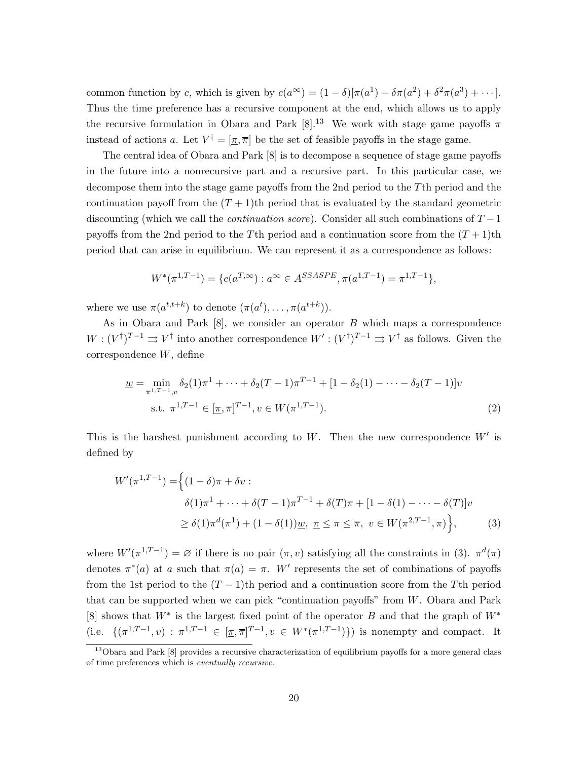common function by $c$, which is given by $c(a^\infty) = (1-\delta)[\pi(a^1) + \delta\pi(a^2) + \delta^2\pi(a^3) + \cdots]$. Thus the time preference has a recursive component at the end, which allows us to apply the recursive formulation in Obara and Park [8].[13] We work with stage game payoffs $\pi$ instead of actions $a$. Let $V^\dagger = [\underline{\pi}, \overline{\pi}]$ be the set of feasible payoffs in the stage game.

The central idea of Obara and Park [8] is to decompose a sequence of stage game payoffs in the future into a nonrecursive part and a recursive part. In this particular case, we decompose them into the stage game payoffs from the 2nd period to the $T$th period and the continuation payoff from the $(T+1)$th period that is evaluated by the standard geometric discounting (which we call the *continuation score*). Consider all such combinations of $T-1$ payoffs from the 2nd period to the $T$th period and a continuation score from the $(T+1)$th period that can arise in equilibrium. We can represent it as a correspondence as follows:

$$W^*(\pi^{1,T-1}) = \{c(a^{T,\infty}) : a^\infty \in A^{SSASPE}, \pi(a^{1,T-1}) = \pi^{1,T-1}\},$$

where we use $\pi(a^{t,t+k})$ to denote $(\pi(a^t), \ldots, \pi(a^{t+k}))$.

As in Obara and Park [8], we consider an operator $B$ which maps a correspondence $W : (V^\dagger)^{T-1} \rightrightarrows V^\dagger$ into another correspondence $W' : (V^\dagger)^{T-1} \rightrightarrows V^\dagger$ as follows. Given the correspondence $W$, define

$$\begin{aligned}
\underline{w} = \min_{\pi^{1,T-1}, v} \ & \delta_2(1)\pi^1 + \cdots + \delta_2(T-1)\pi^{T-1} + [1 - \delta_2(1) - \cdots - \delta_2(T-1)]v \\
\text{s.t. } & \pi^{1,T-1} \in [\underline{\pi}, \overline{\pi}]^{T-1}, v \in W(\pi^{1,T-1}).
\end{aligned} \tag{2}$$

This is the harshest punishment according to $W$. Then the new correspondence $W'$ is defined by

$$\begin{aligned}
W'(\pi^{1,T-1}) = \Big\{ & (1-\delta)\pi + \delta v : \\
& \delta(1)\pi^1 + \cdots + \delta(T-1)\pi^{T-1} + \delta(T)\pi + [1 - \delta(1) - \cdots - \delta(T)]v \\
& \geq \delta(1)\pi^d(\pi^1) + (1 - \delta(1))\underline{w},\ \underline{\pi} \leq \pi \leq \overline{\pi},\ v \in W(\pi^{2,T-1}, \pi) \Big\},
\end{aligned} \tag{3}$$

where $W'(\pi^{1,T-1}) = \varnothing$ if there is no pair $(\pi, v)$ satisfying all the constraints in (3). $\pi^d(\pi)$ denotes $\pi^*(a)$ at $a$ such that $\pi(a) = \pi$. $W'$ represents the set of combinations of payoffs from the 1st period to the $(T-1)$th period and a continuation score from the $T$th period that can be supported when we can pick "continuation payoffs" from $W$. Obara and Park [8] shows that $W^*$ is the largest fixed point of the operator $B$ and that the graph of $W^*$ (i.e. $\{(\pi^{1,T-1}, v) : \pi^{1,T-1} \in [\underline{\pi}, \overline{\pi}]^{T-1}, v \in W^*(\pi^{1,T-1})\}$) is nonempty and compact. It

[13] Obara and Park [8] provides a recursive characterization of equilibrium payoffs for a more general class of time preferences which is *eventually recursive*.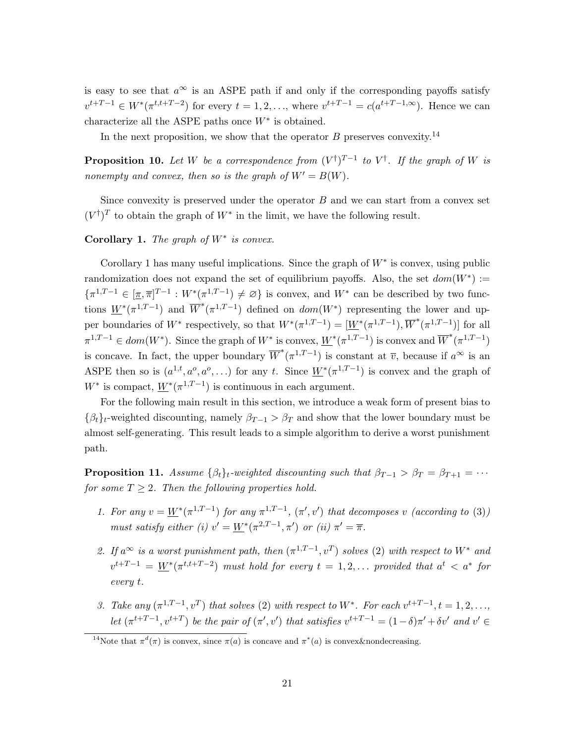is easy to see that $a^\infty$ is an ASPE path if and only if the corresponding payoffs satisfy $v^{t+T-1} \in W^*(\pi^{t,t+T-2})$ for every $t = 1, 2, \ldots$, where $v^{t+T-1} = c(a^{t+T-1,\infty})$. Hence we can characterize all the ASPE paths once $W^*$ is obtained.

In the next proposition, we show that the operator $B$ preserves convexity.[14]

**Proposition 10.** *Let $W$ be a correspondence from $(V^\dagger)^{T-1}$ to $V^\dagger$. If the graph of $W$ is nonempty and convex, then so is the graph of $W' = B(W)$.*

Since convexity is preserved under the operator $B$ and we can start from a convex set $(V^\dagger)^T$ to obtain the graph of $W^*$ in the limit, we have the following result.

**Corollary 1.** *The graph of $W^*$ is convex.*

Corollary 1 has many useful implications. Since the graph of $W^*$ is convex, using public randomization does not expand the set of equilibrium payoffs. Also, the set $dom(W^*) := \{\pi^{1,T-1} \in [\underline{\pi}, \overline{\pi}]^{T-1} : W^*(\pi^{1,T-1}) \neq \varnothing\}$ is convex, and $W^*$ can be described by two functions $\underline{W}^*(\pi^{1,T-1})$ and $\overline{W}^*(\pi^{1,T-1})$ defined on $dom(W^*)$ representing the lower and upper boundaries of $W^*$ respectively, so that $W^*(\pi^{1,T-1}) = [\underline{W}^*(\pi^{1,T-1}), \overline{W}^*(\pi^{1,T-1})]$ for all $\pi^{1,T-1} \in dom(W^*)$. Since the graph of $W^*$ is convex, $\underline{W}^*(\pi^{1,T-1})$ is convex and $\overline{W}^*(\pi^{1,T-1})$ is concave. In fact, the upper boundary $\overline{W}^*(\pi^{1,T-1})$ is constant at $\overline{v}$, because if $a^\infty$ is an ASPE then so is $(a^{1,t}, a^o, a^o, \ldots)$ for any $t$. Since $\underline{W}^*(\pi^{1,T-1})$ is convex and the graph of $W^*$ is compact, $\underline{W}^*(\pi^{1,T-1})$ is continuous in each argument.

For the following main result in this section, we introduce a weak form of present bias to $\{\beta_t\}_t$-weighted discounting, namely $\beta_{T-1} > \beta_T$ and show that the lower boundary must be almost self-generating. This result leads to a simple algorithm to derive a worst punishment path.

**Proposition 11.** *Assume $\{\beta_t\}_t$-weighted discounting such that $\beta_{T-1} > \beta_T = \beta_{T+1} = \cdots$ for some $T \geq 2$. Then the following properties hold.*

1. *For any $v = \underline{W}^*(\pi^{1,T-1})$ for any $\pi^{1,T-1}$, $(\pi', v')$ that decomposes $v$ (according to (3)) must satisfy either (i) $v' = \underline{W}^*(\pi^{2,T-1}, \pi')$ or (ii) $\pi' = \overline{\pi}$.*
2. *If $a^\infty$ is a worst punishment path, then $(\pi^{1,T-1}, v^T)$ solves (2) with respect to $W^*$ and $v^{t+T-1} = \underline{W}^*(\pi^{t,t+T-2})$ must hold for every $t = 1, 2, \ldots$ provided that $a^t < a^*$ for every $t$.*
3. *Take any $(\pi^{1,T-1}, v^T)$ that solves (2) with respect to $W^*$. For each $v^{t+T-1}, t = 1, 2, \ldots$, let $(\pi^{t+T-1}, v^{t+T})$ be the pair of $(\pi', v')$ that satisfies $v^{t+T-1} = (1-\delta)\pi' + \delta v'$ and $v' \in$*

[14] Note that $\pi^d(\pi)$ is convex, since $\pi(a)$ is concave and $\pi^*(a)$ is convex&nondecreasing.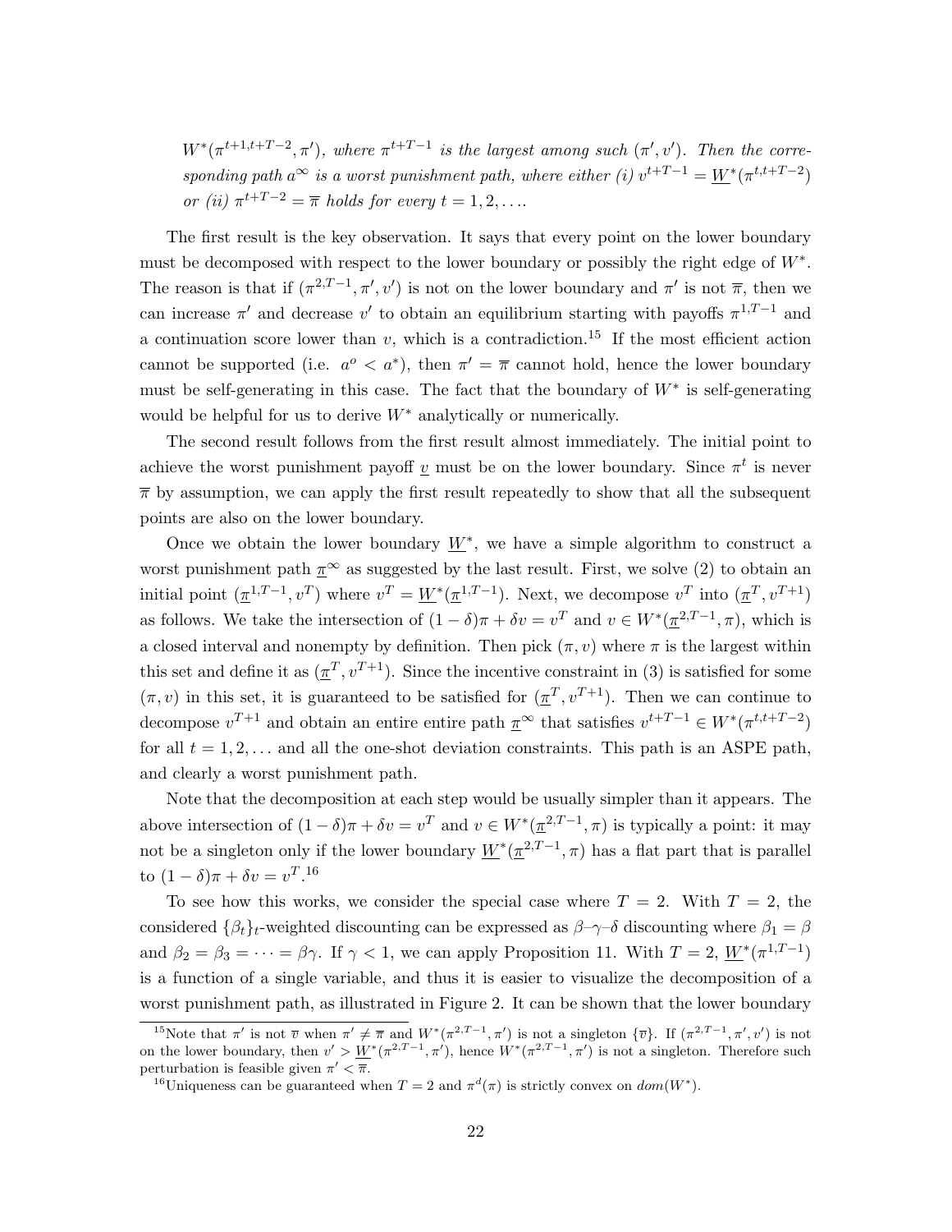*$W^*(\pi^{t+1,t+T-2}, \pi')$, where $\pi^{t+T-1}$ is the largest among such $(\pi', v')$. Then the corresponding path $a^\infty$ is a worst punishment path, where either (i) $v^{t+T-1} = \underline{W}^*(\pi^{t,t+T-2})$ or (ii) $\pi^{t+T-2} = \overline{\pi}$ holds for every $t = 1, 2, \ldots$.*

The first result is the key observation. It says that every point on the lower boundary must be decomposed with respect to the lower boundary or possibly the right edge of $W^*$. The reason is that if $(\pi^{2,T-1}, \pi', v')$ is not on the lower boundary and $\pi'$ is not $\overline{\pi}$, then we can increase $\pi'$ and decrease $v'$ to obtain an equilibrium starting with payoffs $\pi^{1,T-1}$ and a continuation score lower than $v$, which is a contradiction.[15] If the most efficient action cannot be supported (i.e. $a^o < a^*$), then $\pi' = \overline{\pi}$ cannot hold, hence the lower boundary must be self-generating in this case. The fact that the boundary of $W^*$ is self-generating would be helpful for us to derive $W^*$ analytically or numerically.

The second result follows from the first result almost immediately. The initial point to achieve the worst punishment payoff $\underline{v}$ must be on the lower boundary. Since $\pi^t$ is never $\overline{\pi}$ by assumption, we can apply the first result repeatedly to show that all the subsequent points are also on the lower boundary.

Once we obtain the lower boundary $\underline{W}^*$, we have a simple algorithm to construct a worst punishment path $\underline{\pi}^\infty$ as suggested by the last result. First, we solve (2) to obtain an initial point $(\underline{\pi}^{1,T-1}, v^T)$ where $v^T = \underline{W}^*(\underline{\pi}^{1,T-1})$. Next, we decompose $v^T$ into $(\underline{\pi}^T, v^{T+1})$ as follows. We take the intersection of $(1-\delta)\pi + \delta v = v^T$ and $v \in W^*(\underline{\pi}^{2,T-1}, \pi)$, which is a closed interval and nonempty by definition. Then pick $(\pi, v)$ where $\pi$ is the largest within this set and define it as $(\underline{\pi}^T, v^{T+1})$. Since the incentive constraint in (3) is satisfied for some $(\pi, v)$ in this set, it is guaranteed to be satisfied for $(\underline{\pi}^T, v^{T+1})$. Then we can continue to decompose $v^{T+1}$ and obtain an entire entire path $\underline{\pi}^\infty$ that satisfies $v^{t+T-1} \in W^*(\pi^{t,t+T-2})$ for all $t = 1, 2, \ldots$ and all the one-shot deviation constraints. This path is an ASPE path, and clearly a worst punishment path.

Note that the decomposition at each step would be usually simpler than it appears. The above intersection of $(1-\delta)\pi + \delta v = v^T$ and $v \in W^*(\underline{\pi}^{2,T-1}, \pi)$ is typically a point: it may not be a singleton only if the lower boundary $\underline{W}^*(\underline{\pi}^{2,T-1}, \pi)$ has a flat part that is parallel to $(1-\delta)\pi + \delta v = v^T$.[16]

To see how this works, we consider the special case where $T = 2$. With $T = 2$, the considered $\{\beta_t\}_t$-weighted discounting can be expressed as $\beta$–$\gamma$–$\delta$ discounting where $\beta_1 = \beta$ and $\beta_2 = \beta_3 = \cdots = \beta\gamma$. If $\gamma < 1$, we can apply Proposition 11. With $T = 2$, $\underline{W}^*(\pi^{1,T-1})$ is a function of a single variable, and thus it is easier to visualize the decomposition of a worst punishment path, as illustrated in Figure 2. It can be shown that the lower boundary

---

[15] Note that $\pi'$ is not $\overline{v}$ when $\pi' \neq \overline{\pi}$ and $W^*(\pi^{2,T-1}, \pi')$ is not a singleton $\{\overline{v}\}$. If $(\pi^{2,T-1}, \pi', v')$ is not on the lower boundary, then $v' > \underline{W}^*(\pi^{2,T-1}, \pi')$, hence $W^*(\pi^{2,T-1}, \pi')$ is not a singleton. Therefore such perturbation is feasible given $\pi' < \overline{\pi}$.

[16] Uniqueness can be guaranteed when $T = 2$ and $\pi^d(\pi)$ is strictly convex on $dom(W^*)$.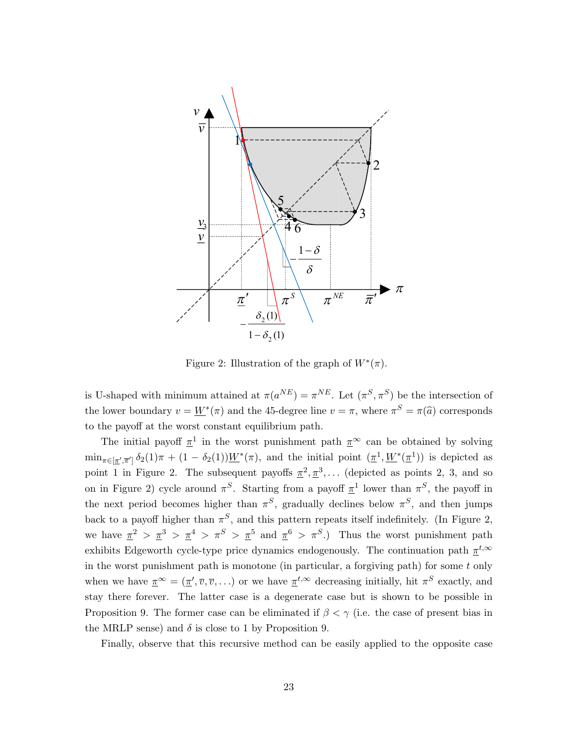Figure 2: Illustration of the graph of $W^*(\pi)$.

is U-shaped with minimum attained at $\pi(a^{NE}) = \pi^{NE}$. Let $(\pi^S, \pi^S)$ be the intersection of the lower boundary $v = \underline{W}^*(\pi)$ and the 45-degree line $v = \pi$, where $\pi^S = \pi(\widehat{a})$ corresponds to the payoff at the worst constant equilibrium path.

The initial payoff $\underline{\pi}^1$ in the worst punishment path $\underline{\pi}^\infty$ can be obtained by solving $\min_{\pi \in [\underline{\pi}', \overline{\pi}']} \delta_2(1)\pi + (1 - \delta_2(1))\underline{W}^*(\pi)$, and the initial point $(\underline{\pi}^1, \underline{W}^*(\underline{\pi}^1))$ is depicted as point 1 in Figure 2. The subsequent payoffs $\underline{\pi}^2, \underline{\pi}^3, \ldots$ (depicted as points 2, 3, and so on in Figure 2) cycle around $\pi^S$. Starting from a payoff $\underline{\pi}^1$ lower than $\pi^S$, the payoff in the next period becomes higher than $\pi^S$, gradually declines below $\pi^S$, and then jumps back to a payoff higher than $\pi^S$, and this pattern repeats itself indefinitely. (In Figure 2, we have $\underline{\pi}^2 > \underline{\pi}^3 > \underline{\pi}^4 > \pi^S > \underline{\pi}^5$ and $\underline{\pi}^6 > \pi^S$.) Thus the worst punishment path exhibits Edgeworth cycle-type price dynamics endogenously. The continuation path $\underline{\pi}^{t,\infty}$ in the worst punishment path is monotone (in particular, a forgiving path) for some $t$ only when we have $\underline{\pi}^\infty = (\underline{\pi}', \overline{v}, \overline{v}, \ldots)$ or we have $\underline{\pi}^{t,\infty}$ decreasing initially, hit $\pi^S$ exactly, and stay there forever. The latter case is a degenerate case but is shown to be possible in Proposition 9. The former case can be eliminated if $\beta < \gamma$ (i.e. the case of present bias in the MRLP sense) and $\delta$ is close to 1 by Proposition 9.

Finally, observe that this recursive method can be easily applied to the opposite case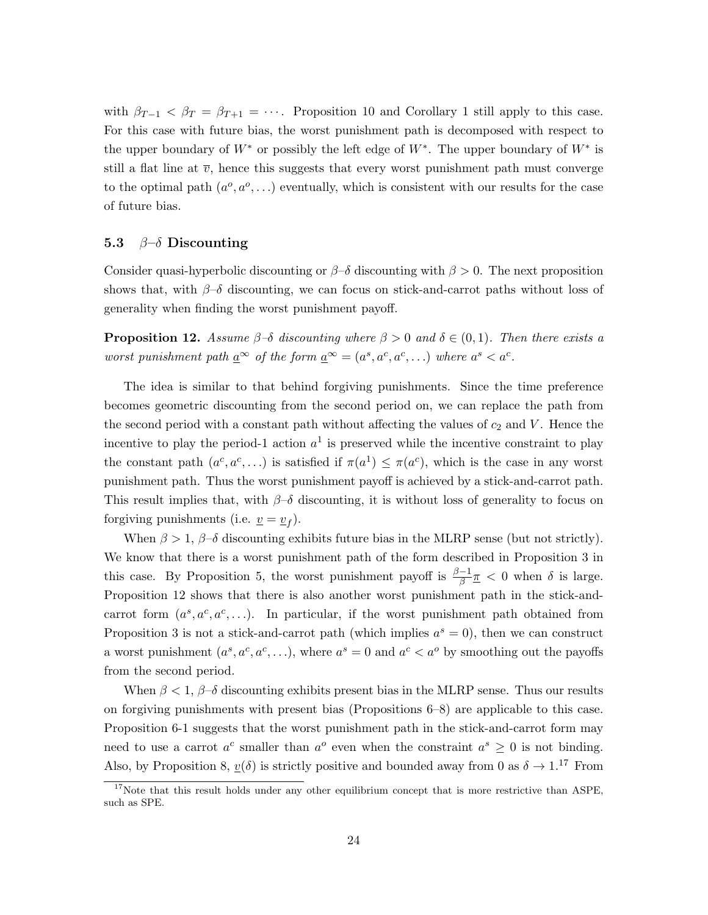with $\beta_{T-1} < \beta_T = \beta_{T+1} = \cdots$. Proposition 10 and Corollary 1 still apply to this case. For this case with future bias, the worst punishment path is decomposed with respect to the upper boundary of $W^*$ or possibly the left edge of $W^*$. The upper boundary of $W^*$ is still a flat line at $\overline{v}$, hence this suggests that every worst punishment path must converge to the optimal path $(a^o, a^o, \ldots)$ eventually, which is consistent with our results for the case of future bias.

### 5.3 $\beta$–$\delta$ Discounting

Consider quasi-hyperbolic discounting or $\beta$–$\delta$ discounting with $\beta > 0$. The next proposition shows that, with $\beta$–$\delta$ discounting, we can focus on stick-and-carrot paths without loss of generality when finding the worst punishment payoff.

**Proposition 12.** *Assume $\beta$–$\delta$ discounting where $\beta > 0$ and $\delta \in (0, 1)$. Then there exists a worst punishment path $\underline{a}^\infty$ of the form $\underline{a}^\infty = (a^s, a^c, a^c, \ldots)$ where $a^s < a^c$.*

The idea is similar to that behind forgiving punishments. Since the time preference becomes geometric discounting from the second period on, we can replace the path from the second period with a constant path without affecting the values of $c_2$ and $V$. Hence the incentive to play the period-1 action $a^1$ is preserved while the incentive constraint to play the constant path $(a^c, a^c, \ldots)$ is satisfied if $\pi(a^1) \leq \pi(a^c)$, which is the case in any worst punishment path. Thus the worst punishment payoff is achieved by a stick-and-carrot path. This result implies that, with $\beta$–$\delta$ discounting, it is without loss of generality to focus on forgiving punishments (i.e. $\underline{v} = \underline{v}_f$).

When $\beta > 1$, $\beta$–$\delta$ discounting exhibits future bias in the MLRP sense (but not strictly). We know that there is a worst punishment path of the form described in Proposition 3 in this case. By Proposition 5, the worst punishment payoff is $\frac{\beta-1}{\beta}\underline{\pi} < 0$ when $\delta$ is large. Proposition 12 shows that there is also another worst punishment path in the stick-and-carrot form $(a^s, a^c, a^c, \ldots)$. In particular, if the worst punishment path obtained from Proposition 3 is not a stick-and-carrot path (which implies $a^s = 0$), then we can construct a worst punishment $(a^s, a^c, a^c, \ldots)$, where $a^s = 0$ and $a^c < a^o$ by smoothing out the payoffs from the second period.

When $\beta < 1$, $\beta$–$\delta$ discounting exhibits present bias in the MLRP sense. Thus our results on forgiving punishments with present bias (Propositions 6–8) are applicable to this case. Proposition 6-1 suggests that the worst punishment path in the stick-and-carrot form may need to use a carrot $a^c$ smaller than $a^o$ even when the constraint $a^s \geq 0$ is not binding. Also, by Proposition 8, $\underline{v}(\delta)$ is strictly positive and bounded away from 0 as $\delta \to 1$.[17] From

[17] Note that this result holds under any other equilibrium concept that is more restrictive than ASPE, such as SPE.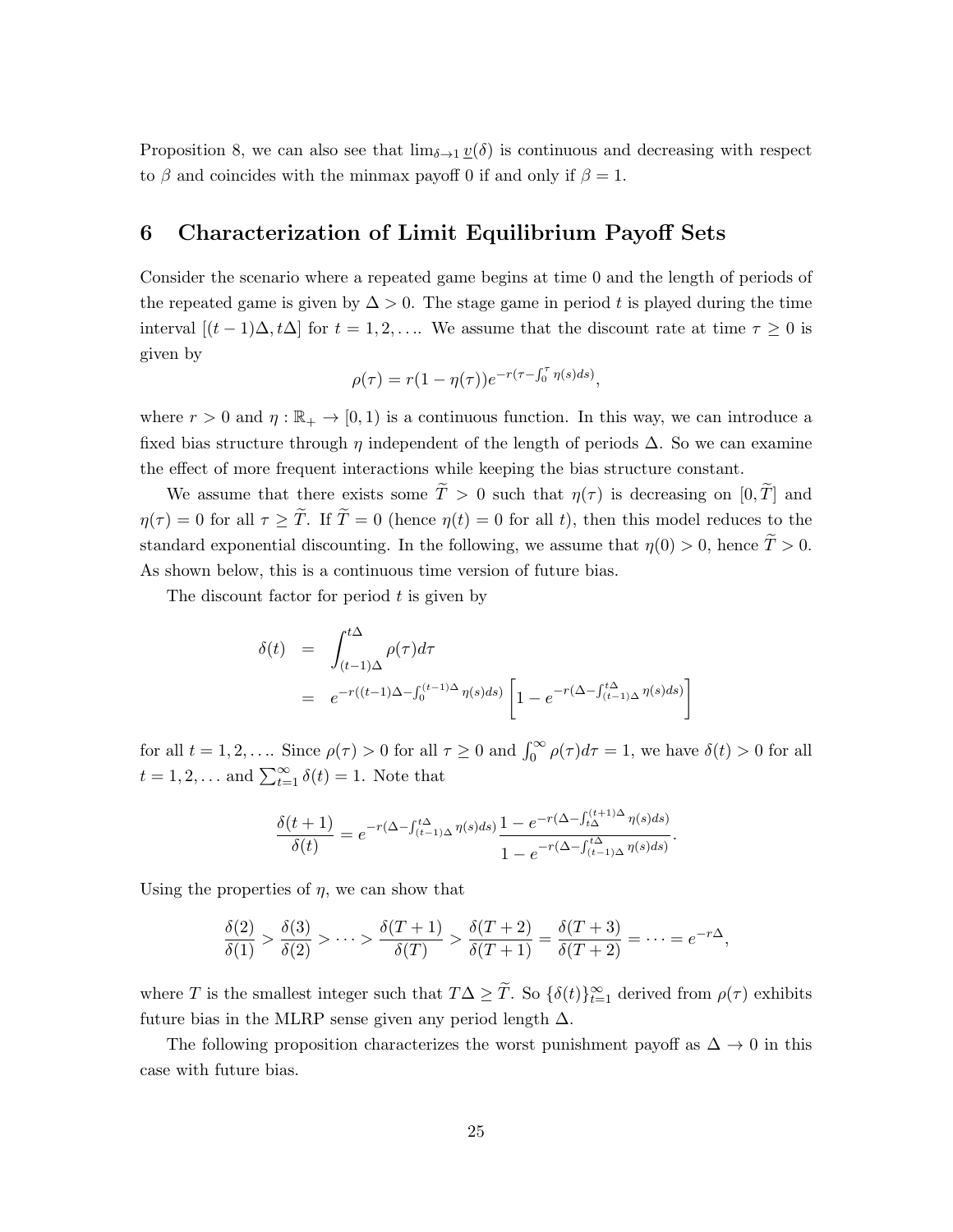Proposition 8, we can also see that $\lim_{\delta \to 1} \underline{v}(\delta)$ is continuous and decreasing with respect to $\beta$ and coincides with the minmax payoff 0 if and only if $\beta = 1$.

# 6 Characterization of Limit Equilibrium Payoff Sets

Consider the scenario where a repeated game begins at time 0 and the length of periods of the repeated game is given by $\Delta > 0$. The stage game in period $t$ is played during the time interval $[(t-1)\Delta, t\Delta]$ for $t = 1, 2, \ldots$. We assume that the discount rate at time $\tau \geq 0$ is given by

$$\rho(\tau) = r(1 - \eta(\tau))e^{-r(\tau - \int_0^\tau \eta(s)ds)},$$

where $r > 0$ and $\eta : \mathbb{R}_+ \to [0, 1)$ is a continuous function. In this way, we can introduce a fixed bias structure through $\eta$ independent of the length of periods $\Delta$. So we can examine the effect of more frequent interactions while keeping the bias structure constant.

We assume that there exists some $\widetilde{T} > 0$ such that $\eta(\tau)$ is decreasing on $[0, \widetilde{T}]$ and $\eta(\tau) = 0$ for all $\tau \geq \widetilde{T}$. If $\widetilde{T} = 0$ (hence $\eta(t) = 0$ for all $t$), then this model reduces to the standard exponential discounting. In the following, we assume that $\eta(0) > 0$, hence $\widetilde{T} > 0$. As shown below, this is a continuous time version of future bias.

The discount factor for period $t$ is given by

$$\begin{aligned}
\delta(t) &= \int_{(t-1)\Delta}^{t\Delta} \rho(\tau)d\tau \\
&= e^{-r((t-1)\Delta - \int_0^{(t-1)\Delta} \eta(s)ds)} \left[1 - e^{-r(\Delta - \int_{(t-1)\Delta}^{t\Delta} \eta(s)ds)}\right]
\end{aligned}$$

for all $t = 1, 2, \ldots$. Since $\rho(\tau) > 0$ for all $\tau \geq 0$ and $\int_0^\infty \rho(\tau)d\tau = 1$, we have $\delta(t) > 0$ for all $t = 1, 2, \ldots$ and $\sum_{t=1}^\infty \delta(t) = 1$. Note that

$$\frac{\delta(t+1)}{\delta(t)} = e^{-r(\Delta - \int_{(t-1)\Delta}^{t\Delta} \eta(s)ds)} \frac{1 - e^{-r(\Delta - \int_{t\Delta}^{(t+1)\Delta} \eta(s)ds)}}{1 - e^{-r(\Delta - \int_{(t-1)\Delta}^{t\Delta} \eta(s)ds)}}.$$

Using the properties of $\eta$, we can show that

$$\frac{\delta(2)}{\delta(1)} > \frac{\delta(3)}{\delta(2)} > \cdots > \frac{\delta(T+1)}{\delta(T)} > \frac{\delta(T+2)}{\delta(T+1)} = \frac{\delta(T+3)}{\delta(T+2)} = \cdots = e^{-r\Delta},$$

where $T$ is the smallest integer such that $T\Delta \geq \widetilde{T}$. So $\{\delta(t)\}_{t=1}^\infty$ derived from $\rho(\tau)$ exhibits future bias in the MLRP sense given any period length $\Delta$.

The following proposition characterizes the worst punishment payoff as $\Delta \to 0$ in this case with future bias.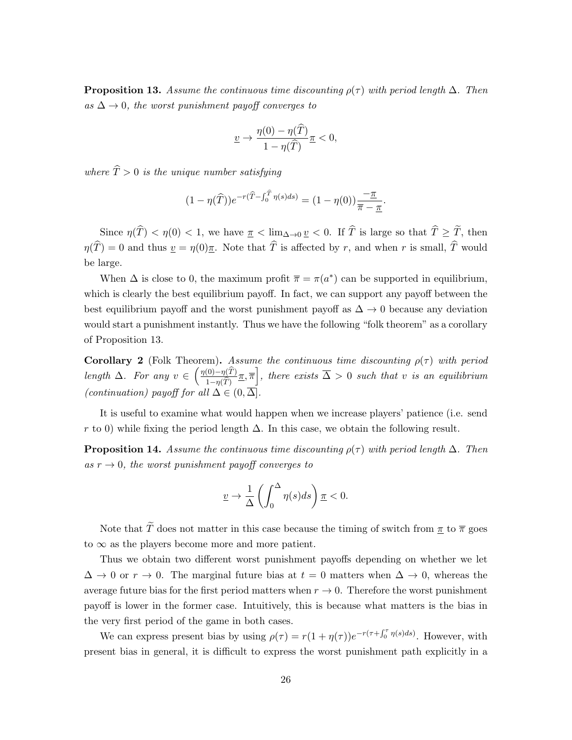**Proposition 13.** *Assume the continuous time discounting $\rho(\tau)$ with period length $\Delta$. Then as $\Delta \to 0$, the worst punishment payoff converges to*

$$\underline{v} \to \frac{\eta(0) - \eta(\widehat{T})}{1 - \eta(\widehat{T})} \underline{\pi} < 0,$$

*where $\widehat{T} > 0$ is the unique number satisfying*

$$(1 - \eta(\widehat{T}))e^{-r(\widehat{T} - \int_0^{\widehat{T}} \eta(s)ds)} = (1 - \eta(0)) \frac{-\underline{\pi}}{\overline{\pi} - \underline{\pi}}.$$

Since $\eta(\widehat{T}) < \eta(0) < 1$, we have $\underline{\pi} < \lim_{\Delta \to 0} \underline{v} < 0$. If $\widehat{T}$ is large so that $\widehat{T} \geq \widetilde{T}$, then $\eta(\widehat{T}) = 0$ and thus $\underline{v} = \eta(0)\underline{\pi}$. Note that $\widehat{T}$ is affected by $r$, and when $r$ is small, $\widehat{T}$ would be large.

When $\Delta$ is close to 0, the maximum profit $\overline{\pi} = \pi(a^*)$ can be supported in equilibrium, which is clearly the best equilibrium payoff. In fact, we can support any payoff between the best equilibrium payoff and the worst punishment payoff as $\Delta \to 0$ because any deviation would start a punishment instantly. Thus we have the following "folk theorem" as a corollary of Proposition 13.

**Corollary 2** (Folk Theorem)**.** *Assume the continuous time discounting $\rho(\tau)$ with period length $\Delta$. For any $v \in \left( \frac{\eta(0) - \eta(\widehat{T})}{1 - \eta(\widehat{T})} \underline{\pi}, \overline{\pi} \right]$, there exists $\overline{\Delta} > 0$ such that $v$ is an equilibrium (continuation) payoff for all $\Delta \in (0, \overline{\Delta}]$.*

It is useful to examine what would happen when we increase players' patience (i.e. send $r$ to 0) while fixing the period length $\Delta$. In this case, we obtain the following result.

**Proposition 14.** *Assume the continuous time discounting $\rho(\tau)$ with period length $\Delta$. Then as $r \to 0$, the worst punishment payoff converges to*

$$\underline{v} \to \frac{1}{\Delta} \left( \int_0^{\Delta} \eta(s)ds \right) \underline{\pi} < 0.$$

Note that $\widetilde{T}$ does not matter in this case because the timing of switch from $\underline{\pi}$ to $\overline{\pi}$ goes to $\infty$ as the players become more and more patient.

Thus we obtain two different worst punishment payoffs depending on whether we let $\Delta \to 0$ or $r \to 0$. The marginal future bias at $t = 0$ matters when $\Delta \to 0$, whereas the average future bias for the first period matters when $r \to 0$. Therefore the worst punishment payoff is lower in the former case. Intuitively, this is because what matters is the bias in the very first period of the game in both cases.

We can express present bias by using $\rho(\tau) = r(1 + \eta(\tau))e^{-r(\tau + \int_0^{\tau} \eta(s)ds)}$. However, with present bias in general, it is difficult to express the worst punishment path explicitly in a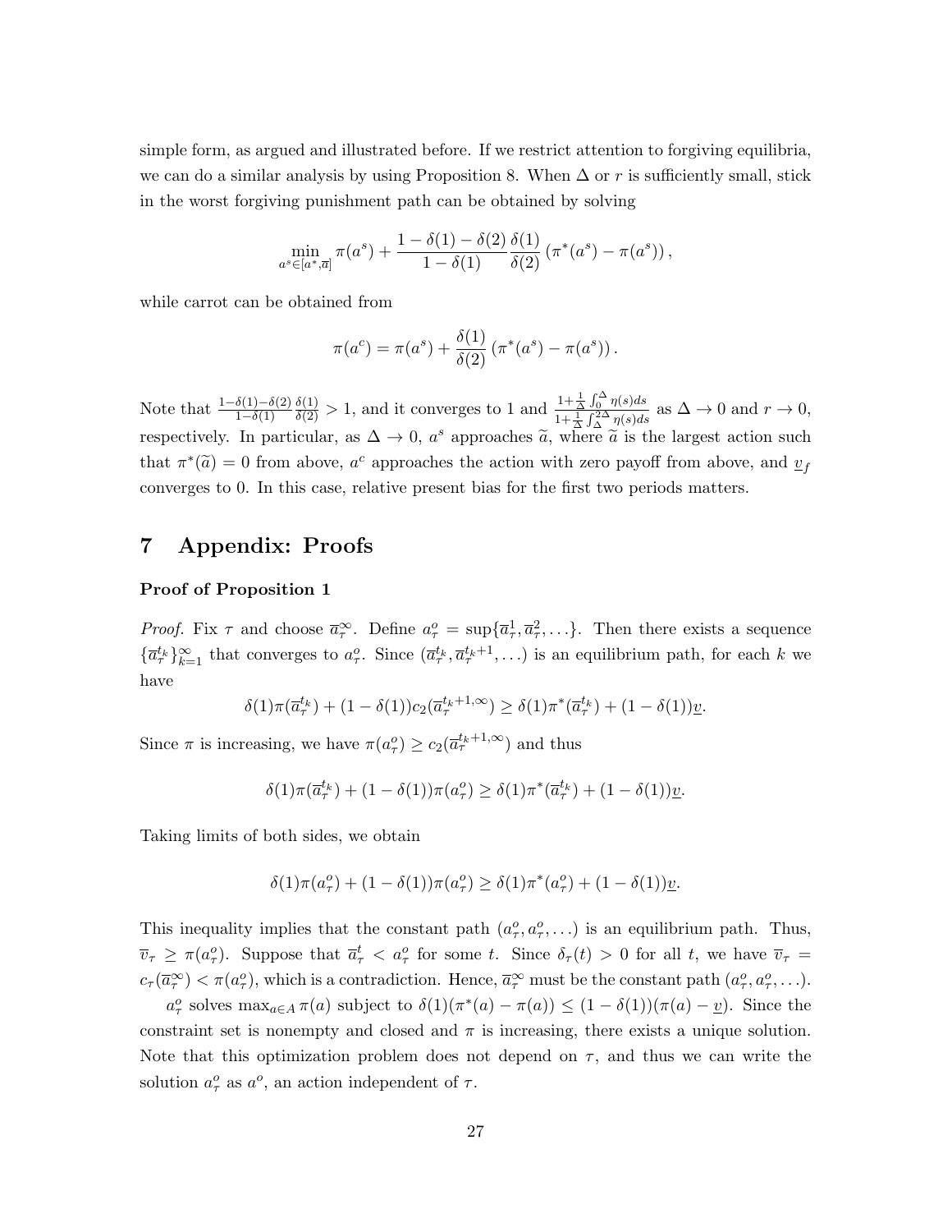simple form, as argued and illustrated before. If we restrict attention to forgiving equilibria, we can do a similar analysis by using Proposition 8. When $\Delta$ or $r$ is sufficiently small, stick in the worst forgiving punishment path can be obtained by solving

$$\min_{a^s \in [a^*, \overline{a}]} \pi(a^s) + \frac{1-\delta(1)-\delta(2)}{1-\delta(1)} \frac{\delta(1)}{\delta(2)} \left(\pi^*(a^s) - \pi(a^s)\right),$$

while carrot can be obtained from

$$\pi(a^c) = \pi(a^s) + \frac{\delta(1)}{\delta(2)} \left(\pi^*(a^s) - \pi(a^s)\right).$$

Note that $\frac{1-\delta(1)-\delta(2)}{1-\delta(1)} \frac{\delta(1)}{\delta(2)} > 1$, and it converges to 1 and $\frac{1+\frac{1}{\Delta}\int_0^\Delta \eta(s)ds}{1+\frac{1}{\Delta}\int_\Delta^{2\Delta} \eta(s)ds}$ as $\Delta \to 0$ and $r \to 0$, respectively. In particular, as $\Delta \to 0$, $a^s$ approaches $\widetilde{a}$, where $\widetilde{a}$ is the largest action such that $\pi^*(\widetilde{a}) = 0$ from above, $a^c$ approaches the action with zero payoff from above, and $\underline{v}_f$ converges to 0. In this case, relative present bias for the first two periods matters.

# 7 Appendix: Proofs

**Proof of Proposition 1**

*Proof.* Fix $\tau$ and choose $\overline{a}_\tau^\infty$. Define $a_\tau^o = \sup\{\overline{a}_\tau^1, \overline{a}_\tau^2, \ldots\}$. Then there exists a sequence $\{\overline{a}_\tau^{t_k}\}_{k=1}^\infty$ that converges to $a_\tau^o$. Since $(\overline{a}_\tau^{t_k}, \overline{a}_\tau^{t_k+1}, \ldots)$ is an equilibrium path, for each $k$ we have

$$\delta(1)\pi(\overline{a}_\tau^{t_k}) + (1-\delta(1))c_2(\overline{a}_\tau^{t_k+1,\infty}) \geq \delta(1)\pi^*(\overline{a}_\tau^{t_k}) + (1-\delta(1))\underline{v}.$$

Since $\pi$ is increasing, we have $\pi(a_\tau^o) \geq c_2(\overline{a}_\tau^{t_k+1,\infty})$ and thus

$$\delta(1)\pi(\overline{a}_\tau^{t_k}) + (1-\delta(1))\pi(a_\tau^o) \geq \delta(1)\pi^*(\overline{a}_\tau^{t_k}) + (1-\delta(1))\underline{v}.$$

Taking limits of both sides, we obtain

$$\delta(1)\pi(a_\tau^o) + (1-\delta(1))\pi(a_\tau^o) \geq \delta(1)\pi^*(a_\tau^o) + (1-\delta(1))\underline{v}.$$

This inequality implies that the constant path $(a_\tau^o, a_\tau^o, \ldots)$ is an equilibrium path. Thus, $\overline{v}_\tau \geq \pi(a_\tau^o)$. Suppose that $\overline{a}_\tau^t < a_\tau^o$ for some $t$. Since $\delta_\tau(t) > 0$ for all $t$, we have $\overline{v}_\tau = c_\tau(\overline{a}_\tau^\infty) < \pi(a_\tau^o)$, which is a contradiction. Hence, $\overline{a}_\tau^\infty$ must be the constant path $(a_\tau^o, a_\tau^o, \ldots)$.

$a_\tau^o$ solves $\max_{a \in A} \pi(a)$ subject to $\delta(1)(\pi^*(a) - \pi(a)) \leq (1-\delta(1))(\pi(a) - \underline{v})$. Since the constraint set is nonempty and closed and $\pi$ is increasing, there exists a unique solution. Note that this optimization problem does not depend on $\tau$, and thus we can write the solution $a_\tau^o$ as $a^o$, an action independent of $\tau$.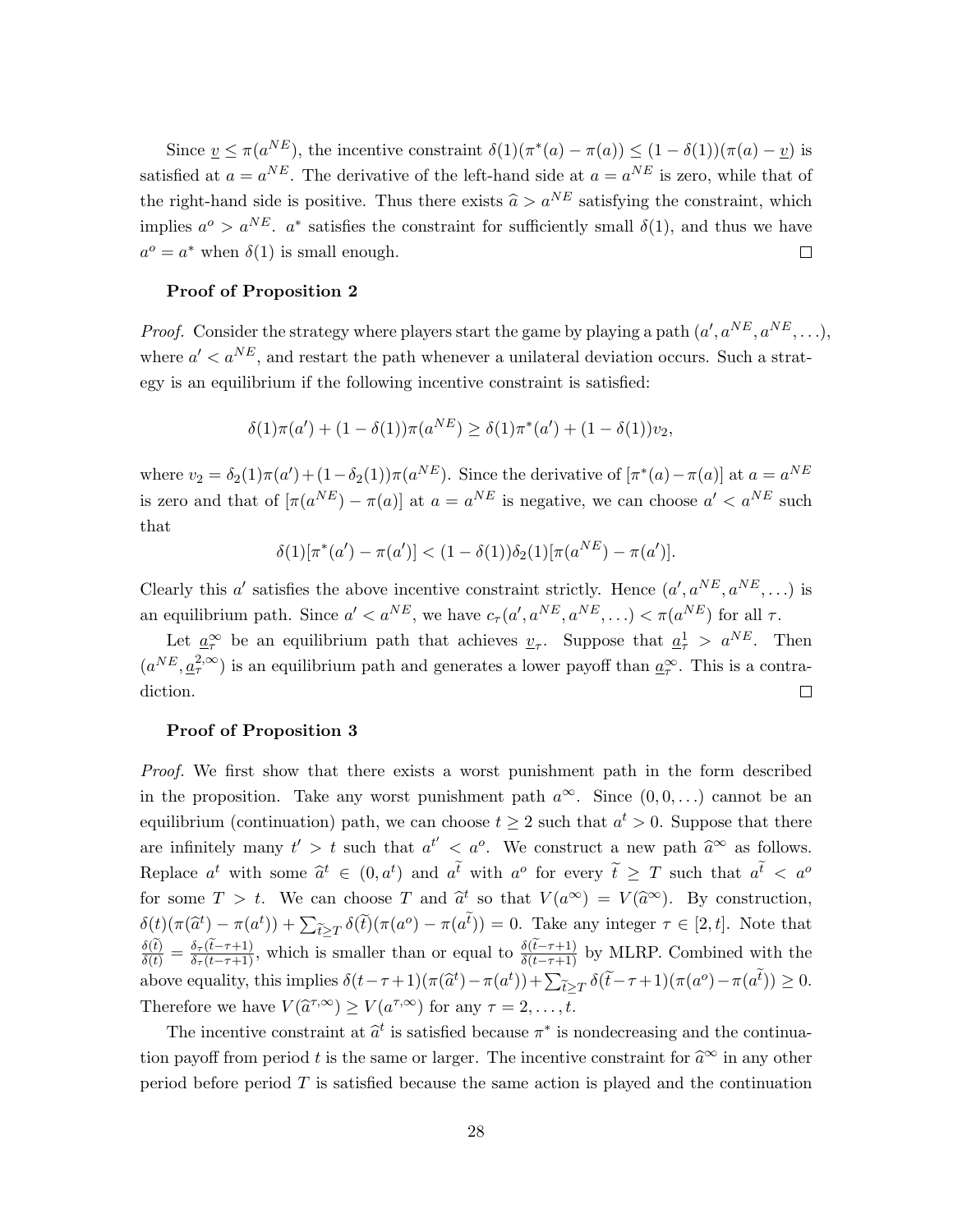Since $\underline{v} \leq \pi(a^{NE})$, the incentive constraint $\delta(1)(\pi^*(a) - \pi(a)) \leq (1 - \delta(1))(\pi(a) - \underline{v})$ is satisfied at $a = a^{NE}$. The derivative of the left-hand side at $a = a^{NE}$ is zero, while that of the right-hand side is positive. Thus there exists $\widehat{a} > a^{NE}$ satisfying the constraint, which implies $a^o > a^{NE}$. $a^*$ satisfies the constraint for sufficiently small $\delta(1)$, and thus we have $a^o = a^*$ when $\delta(1)$ is small enough. □

**Proof of Proposition 2**

*Proof.* Consider the strategy where players start the game by playing a path $(a', a^{NE}, a^{NE}, \ldots)$, where $a' < a^{NE}$, and restart the path whenever a unilateral deviation occurs. Such a strategy is an equilibrium if the following incentive constraint is satisfied:

$$\delta(1)\pi(a') + (1 - \delta(1))\pi(a^{NE}) \geq \delta(1)\pi^*(a') + (1 - \delta(1))v_2,$$

where $v_2 = \delta_2(1)\pi(a') + (1 - \delta_2(1))\pi(a^{NE})$. Since the derivative of $[\pi^*(a) - \pi(a)]$ at $a = a^{NE}$ is zero and that of $[\pi(a^{NE}) - \pi(a)]$ at $a = a^{NE}$ is negative, we can choose $a' < a^{NE}$ such that

$$\delta(1)[\pi^*(a') - \pi(a')] < (1 - \delta(1))\delta_2(1)[\pi(a^{NE}) - \pi(a')].$$

Clearly this $a'$ satisfies the above incentive constraint strictly. Hence $(a', a^{NE}, a^{NE}, \ldots)$ is an equilibrium path. Since $a' < a^{NE}$, we have $c_\tau(a', a^{NE}, a^{NE}, \ldots) < \pi(a^{NE})$ for all $\tau$.

Let $\underline{a}_\tau^\infty$ be an equilibrium path that achieves $\underline{v}_\tau$. Suppose that $\underline{a}_\tau^1 > a^{NE}$. Then $(a^{NE}, \underline{a}_\tau^{2,\infty})$ is an equilibrium path and generates a lower payoff than $\underline{a}_\tau^\infty$. This is a contradiction. □

**Proof of Proposition 3**

*Proof.* We first show that there exists a worst punishment path in the form described in the proposition. Take any worst punishment path $a^\infty$. Since $(0, 0, \ldots)$ cannot be an equilibrium (continuation) path, we can choose $t \geq 2$ such that $a^t > 0$. Suppose that there are infinitely many $t' > t$ such that $a^{t'} < a^o$. We construct a new path $\widehat{a}^\infty$ as follows. Replace $a^t$ with some $\widehat{a}^t \in (0, a^t)$ and $a^{\widetilde{t}}$ with $a^o$ for every $\widetilde{t} \geq T$ such that $a^{\widetilde{t}} < a^o$ for some $T > t$. We can choose $T$ and $\widehat{a}^t$ so that $V(a^\infty) = V(\widehat{a}^\infty)$. By construction, $\delta(t)(\pi(\widehat{a}^t) - \pi(a^t)) + \sum_{\widetilde{t} \geq T} \delta(\widetilde{t})(\pi(a^o) - \pi(a^{\widetilde{t}})) = 0$. Take any integer $\tau \in [2, t]$. Note that $\frac{\delta(\widetilde{t})}{\delta(t)} = \frac{\delta_\tau(\widetilde{t} - \tau + 1)}{\delta_\tau(t - \tau + 1)}$, which is smaller than or equal to $\frac{\delta(\widetilde{t} - \tau + 1)}{\delta(t - \tau + 1)}$ by MLRP. Combined with the above equality, this implies $\delta(t - \tau + 1)(\pi(\widehat{a}^t) - \pi(a^t)) + \sum_{\widetilde{t} \geq T} \delta(\widetilde{t} - \tau + 1)(\pi(a^o) - \pi(a^{\widetilde{t}})) \geq 0$. Therefore we have $V(\widehat{a}^{\tau,\infty}) \geq V(a^{\tau,\infty})$ for any $\tau = 2, \ldots, t$.

The incentive constraint at $\widehat{a}^t$ is satisfied because $\pi^*$ is nondecreasing and the continuation payoff from period $t$ is the same or larger. The incentive constraint for $\widehat{a}^\infty$ in any other period before period $T$ is satisfied because the same action is played and the continuation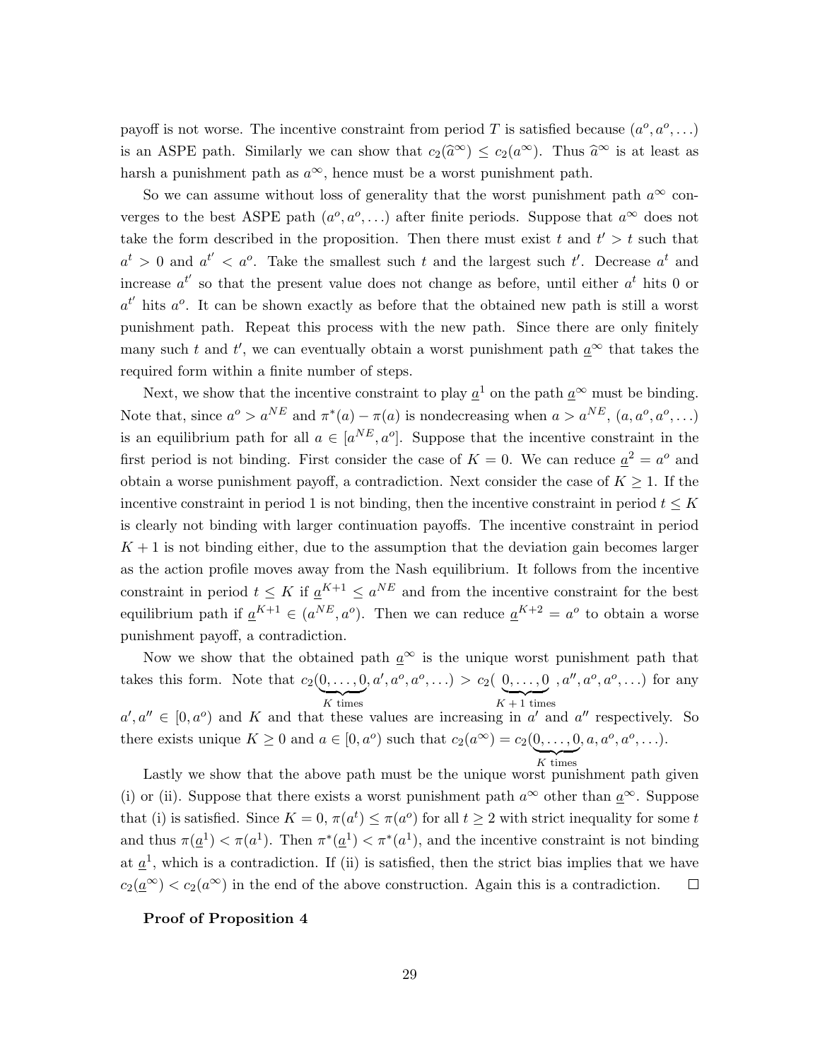payoff is not worse. The incentive constraint from period $T$ is satisfied because $(a^o, a^o, \ldots)$ is an ASPE path. Similarly we can show that $c_2(\widehat{a}^\infty) \le c_2(a^\infty)$. Thus $\widehat{a}^\infty$ is at least as harsh a punishment path as $a^\infty$, hence must be a worst punishment path.

So we can assume without loss of generality that the worst punishment path $a^\infty$ converges to the best ASPE path $(a^o, a^o, \ldots)$ after finite periods. Suppose that $a^\infty$ does not take the form described in the proposition. Then there must exist $t$ and $t' > t$ such that $a^t > 0$ and $a^{t'} < a^o$. Take the smallest such $t$ and the largest such $t'$. Decrease $a^t$ and increase $a^{t'}$ so that the present value does not change as before, until either $a^t$ hits 0 or $a^{t'}$ hits $a^o$. It can be shown exactly as before that the obtained new path is still a worst punishment path. Repeat this process with the new path. Since there are only finitely many such $t$ and $t'$, we can eventually obtain a worst punishment path $\underline{a}^\infty$ that takes the required form within a finite number of steps.

Next, we show that the incentive constraint to play $\underline{a}^1$ on the path $\underline{a}^\infty$ must be binding. Note that, since $a^o > a^{NE}$ and $\pi^*(a) - \pi(a)$ is nondecreasing when $a > a^{NE}$, $(a, a^o, a^o, \ldots)$ is an equilibrium path for all $a \in [a^{NE}, a^o]$. Suppose that the incentive constraint in the first period is not binding. First consider the case of $K = 0$. We can reduce $\underline{a}^2 = a^o$ and obtain a worse punishment payoff, a contradiction. Next consider the case of $K \ge 1$. If the incentive constraint in period 1 is not binding, then the incentive constraint in period $t \le K$ is clearly not binding with larger continuation payoffs. The incentive constraint in period $K + 1$ is not binding either, due to the assumption that the deviation gain becomes larger as the action profile moves away from the Nash equilibrium. It follows from the incentive constraint in period $t \le K$ if $\underline{a}^{K+1} \le a^{NE}$ and from the incentive constraint for the best equilibrium path if $\underline{a}^{K+1} \in (a^{NE}, a^o)$. Then we can reduce $\underline{a}^{K+2} = a^o$ to obtain a worse punishment payoff, a contradiction.

Now we show that the obtained path $\underline{a}^\infty$ is the unique worst punishment path that takes this form. Note that $c_2(\underbrace{0, \ldots, 0}_{K \text{ times}}, a', a^o, a^o, \ldots) > c_2(\underbrace{0, \ldots, 0}_{K+1 \text{ times}}, a'', a^o, a^o, \ldots)$ for any $a', a'' \in [0, a^o)$ and $K$ and that these values are increasing in $a'$ and $a''$ respectively. So there exists unique $K \ge 0$ and $a \in [0, a^o)$ such that $c_2(a^\infty) = c_2(\underbrace{0, \ldots, 0}_{K \text{ times}}, a, a^o, a^o, \ldots)$.

Lastly we show that the above path must be the unique worst punishment path given (i) or (ii). Suppose that there exists a worst punishment path $a^\infty$ other than $\underline{a}^\infty$. Suppose that (i) is satisfied. Since $K = 0$, $\pi(a^t) \le \pi(a^o)$ for all $t \ge 2$ with strict inequality for some $t$ and thus $\pi(\underline{a}^1) < \pi(a^1)$. Then $\pi^*(\underline{a}^1) < \pi^*(a^1)$, and the incentive constraint is not binding at $\underline{a}^1$, which is a contradiction. If (ii) is satisfied, then the strict bias implies that we have $c_2(\underline{a}^\infty) < c_2(a^\infty)$ in the end of the above construction. Again this is a contradiction. $\square$

**Proof of Proposition 4**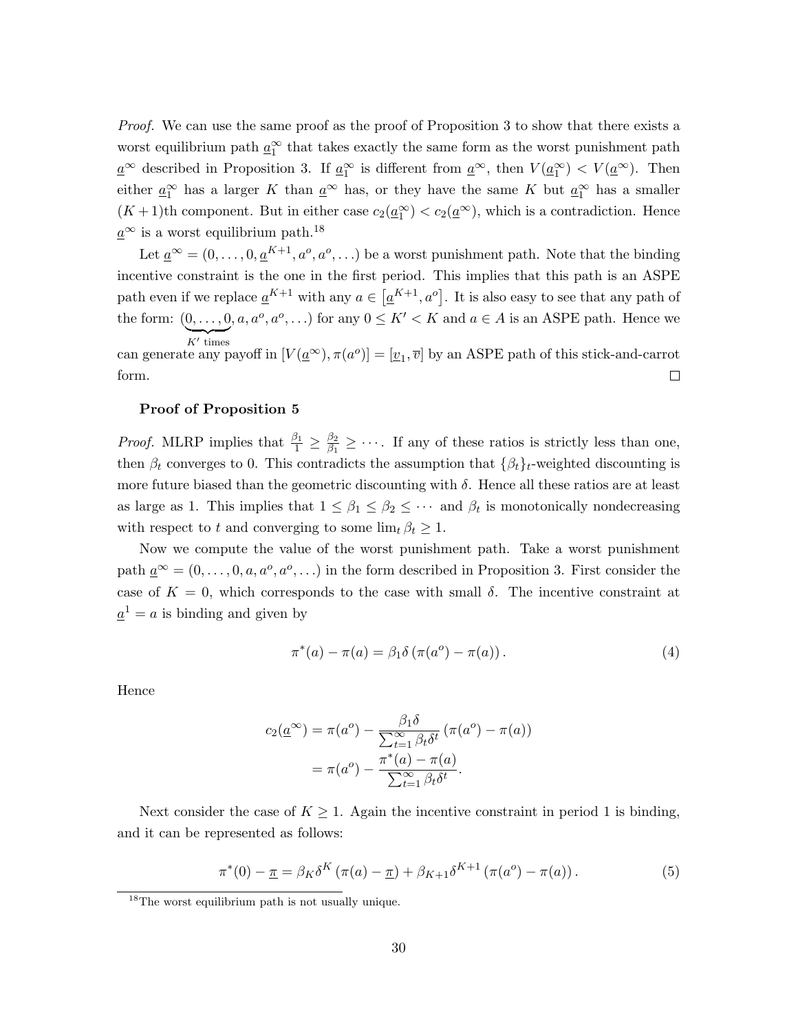*Proof.* We can use the same proof as the proof of Proposition 3 to show that there exists a worst equilibrium path $\underline{a}_1^\infty$ that takes exactly the same form as the worst punishment path $\underline{a}^\infty$ described in Proposition 3. If $\underline{a}_1^\infty$ is different from $\underline{a}^\infty$, then $V(\underline{a}_1^\infty) < V(\underline{a}^\infty)$. Then either $\underline{a}_1^\infty$ has a larger $K$ than $\underline{a}^\infty$ has, or they have the same $K$ but $\underline{a}_1^\infty$ has a smaller $(K+1)$th component. But in either case $c_2(\underline{a}_1^\infty) < c_2(\underline{a}^\infty)$, which is a contradiction. Hence $\underline{a}^\infty$ is a worst equilibrium path.[18]

Let $\underline{a}^\infty = (0, \ldots, 0, \underline{a}^{K+1}, a^o, a^o, \ldots)$ be a worst punishment path. Note that the binding incentive constraint is the one in the first period. This implies that this path is an ASPE path even if we replace $\underline{a}^{K+1}$ with any $a \in \left[\underline{a}^{K+1}, a^o\right]$. It is also easy to see that any path of the form: $(\underbrace{0, \ldots, 0}_{K' \text{ times}}, a, a^o, a^o, \ldots)$ for any $0 \leq K' < K$ and $a \in A$ is an ASPE path. Hence we can generate any payoff in $[V(\underline{a}^\infty), \pi(a^o)] = [\underline{v}_1, \overline{v}]$ by an ASPE path of this stick-and-carrot form. $\square$

**Proof of Proposition 5**

*Proof.* MLRP implies that $\frac{\beta_1}{1} \geq \frac{\beta_2}{\beta_1} \geq \cdots$. If any of these ratios is strictly less than one, then $\beta_t$ converges to 0. This contradicts the assumption that $\{\beta_t\}_t$-weighted discounting is more future biased than the geometric discounting with $\delta$. Hence all these ratios are at least as large as 1. This implies that $1 \leq \beta_1 \leq \beta_2 \leq \cdots$ and $\beta_t$ is monotonically nondecreasing with respect to $t$ and converging to some $\lim_t \beta_t \geq 1$.

Now we compute the value of the worst punishment path. Take a worst punishment path $\underline{a}^\infty = (0, \ldots, 0, a, a^o, a^o, \ldots)$ in the form described in Proposition 3. First consider the case of $K = 0$, which corresponds to the case with small $\delta$. The incentive constraint at $\underline{a}^1 = a$ is binding and given by

$$\pi^*(a) - \pi(a) = \beta_1 \delta \left(\pi(a^o) - \pi(a)\right). \tag{4}$$

Hence

$$\begin{aligned}
c_2(\underline{a}^\infty) &= \pi(a^o) - \frac{\beta_1 \delta}{\sum_{t=1}^\infty \beta_t \delta^t} \left(\pi(a^o) - \pi(a)\right) \\
&= \pi(a^o) - \frac{\pi^*(a) - \pi(a)}{\sum_{t=1}^\infty \beta_t \delta^t}.
\end{aligned}$$

Next consider the case of $K \geq 1$. Again the incentive constraint in period 1 is binding, and it can be represented as follows:

$$\pi^*(0) - \underline{\pi} = \beta_K \delta^K \left(\pi(a) - \underline{\pi}\right) + \beta_{K+1} \delta^{K+1} \left(\pi(a^o) - \pi(a)\right). \tag{5}$$

[18] The worst equilibrium path is not usually unique.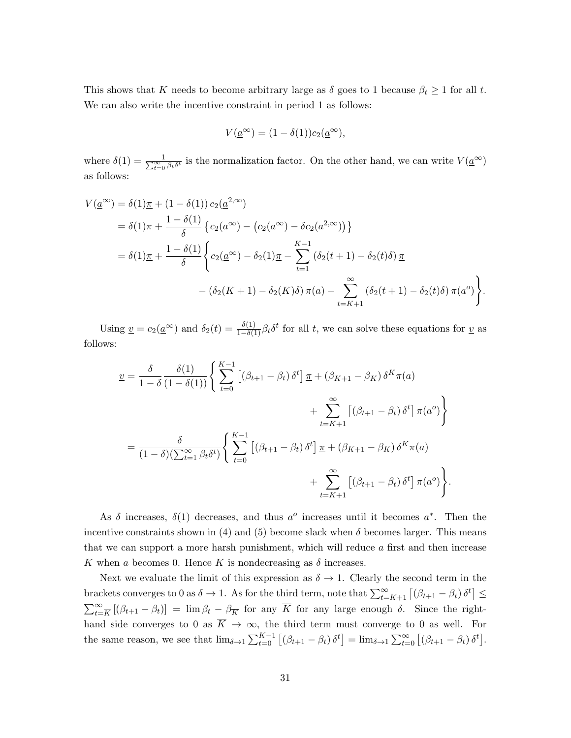This shows that $K$ needs to become arbitrary large as $\delta$ goes to 1 because $\beta_t \geq 1$ for all $t$. We can also write the incentive constraint in period 1 as follows:

$$V(\underline{a}^\infty) = (1 - \delta(1))c_2(\underline{a}^\infty),$$

where $\delta(1) = \frac{1}{\sum_{t=0}^\infty \beta_t \delta^t}$ is the normalization factor. On the other hand, we can write $V(\underline{a}^\infty)$ as follows:

$$\begin{aligned}
V(\underline{a}^\infty) &= \delta(1)\underline{\pi} + (1 - \delta(1))\, c_2(\underline{a}^{2,\infty}) \\
&= \delta(1)\underline{\pi} + \frac{1 - \delta(1)}{\delta} \left\{ c_2(\underline{a}^\infty) - \left( c_2(\underline{a}^\infty) - \delta c_2(\underline{a}^{2,\infty}) \right) \right\} \\
&= \delta(1)\underline{\pi} + \frac{1 - \delta(1)}{\delta} \Bigg\{ c_2(\underline{a}^\infty) - \delta_2(1)\underline{\pi} - \sum_{t=1}^{K-1} \left( \delta_2(t+1) - \delta_2(t)\delta \right) \underline{\pi} \\
&\qquad - \left( \delta_2(K+1) - \delta_2(K)\delta \right) \pi(a) - \sum_{t=K+1}^{\infty} \left( \delta_2(t+1) - \delta_2(t)\delta \right) \pi(a^o) \Bigg\}.
\end{aligned}$$

Using $\underline{v} = c_2(\underline{a}^\infty)$ and $\delta_2(t) = \frac{\delta(1)}{1-\delta(1)} \beta_t \delta^t$ for all $t$, we can solve these equations for $\underline{v}$ as follows:

$$\begin{aligned}
\underline{v} &= \frac{\delta}{1-\delta} \frac{\delta(1)}{(1 - \delta(1))} \Bigg\{ \sum_{t=0}^{K-1} \left[ (\beta_{t+1} - \beta_t)\, \delta^t \right] \underline{\pi} + (\beta_{K+1} - \beta_K)\, \delta^K \pi(a) \\
&\qquad + \sum_{t=K+1}^{\infty} \left[ (\beta_{t+1} - \beta_t)\, \delta^t \right] \pi(a^o) \Bigg\} \\
&= \frac{\delta}{(1-\delta)(\sum_{t=1}^\infty \beta_t \delta^t)} \Bigg\{ \sum_{t=0}^{K-1} \left[ (\beta_{t+1} - \beta_t)\, \delta^t \right] \underline{\pi} + (\beta_{K+1} - \beta_K)\, \delta^K \pi(a) \\
&\qquad + \sum_{t=K+1}^{\infty} \left[ (\beta_{t+1} - \beta_t)\, \delta^t \right] \pi(a^o) \Bigg\}.
\end{aligned}$$

As $\delta$ increases, $\delta(1)$ decreases, and thus $a^o$ increases until it becomes $a^*$. Then the incentive constraints shown in (4) and (5) become slack when $\delta$ becomes larger. This means that we can support a more harsh punishment, which will reduce $a$ first and then increase $K$ when $a$ becomes 0. Hence $K$ is nondecreasing as $\delta$ increases.

Next we evaluate the limit of this expression as $\delta \to 1$. Clearly the second term in the brackets converges to 0 as $\delta \to 1$. As for the third term, note that $\sum_{t=K+1}^\infty \left[ (\beta_{t+1} - \beta_t)\, \delta^t \right] \leq \sum_{t=\overline{K}}^\infty \left[ (\beta_{t+1} - \beta_t) \right] = \lim \beta_t - \beta_{\overline{K}}$ for any $\overline{K}$ for any large enough $\delta$. Since the right-hand side converges to 0 as $\overline{K} \to \infty$, the third term must converge to 0 as well. For the same reason, we see that $\lim_{\delta \to 1} \sum_{t=0}^{K-1} \left[ (\beta_{t+1} - \beta_t)\, \delta^t \right] = \lim_{\delta \to 1} \sum_{t=0}^\infty \left[ (\beta_{t+1} - \beta_t)\, \delta^t \right]$.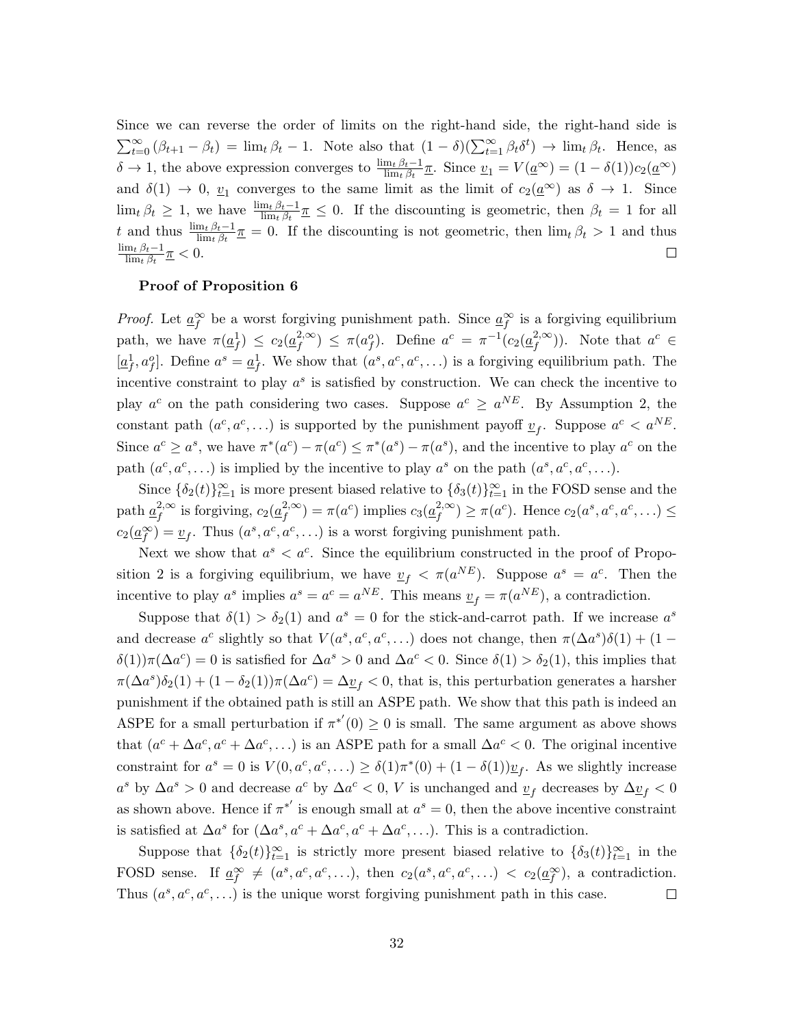Since we can reverse the order of limits on the right-hand side, the right-hand side is $\sum_{t=0}^{\infty}(\beta_{t+1} - \beta_t) = \lim_t \beta_t - 1$. Note also that $(1-\delta)(\sum_{t=1}^{\infty}\beta_t \delta^t) \to \lim_t \beta_t$. Hence, as $\delta \to 1$, the above expression converges to $\frac{\lim_t \beta_t - 1}{\lim_t \beta_t}\underline{\pi}$. Since $\underline{v}_1 = V(\underline{a}^{\infty}) = (1-\delta(1))c_2(\underline{a}^{\infty})$ and $\delta(1) \to 0$, $\underline{v}_1$ converges to the same limit as the limit of $c_2(\underline{a}^{\infty})$ as $\delta \to 1$. Since $\lim_t \beta_t \geq 1$, we have $\frac{\lim_t \beta_t - 1}{\lim_t \beta_t}\underline{\pi} \leq 0$. If the discounting is geometric, then $\beta_t = 1$ for all $t$ and thus $\frac{\lim_t \beta_t - 1}{\lim_t \beta_t}\underline{\pi} = 0$. If the discounting is not geometric, then $\lim_t \beta_t > 1$ and thus $\frac{\lim_t \beta_t - 1}{\lim_t \beta_t}\underline{\pi} < 0$. □

**Proof of Proposition 6**

*Proof.* Let $\underline{a}_f^{\infty}$ be a worst forgiving punishment path. Since $\underline{a}_f^{\infty}$ is a forgiving equilibrium path, we have $\pi(\underline{a}_f^1) \leq c_2(\underline{a}_f^{2,\infty}) \leq \pi(a_f^o)$. Define $a^c = \pi^{-1}(c_2(\underline{a}_f^{2,\infty}))$. Note that $a^c \in [\underline{a}_f^1, a_f^o]$. Define $a^s = \underline{a}_f^1$. We show that $(a^s, a^c, a^c, \ldots)$ is a forgiving equilibrium path. The incentive constraint to play $a^s$ is satisfied by construction. We can check the incentive to play $a^c$ on the path considering two cases. Suppose $a^c \geq a^{NE}$. By Assumption 2, the constant path $(a^c, a^c, \ldots)$ is supported by the punishment payoff $\underline{v}_f$. Suppose $a^c < a^{NE}$. Since $a^c \geq a^s$, we have $\pi^*(a^c) - \pi(a^c) \leq \pi^*(a^s) - \pi(a^s)$, and the incentive to play $a^c$ on the path $(a^c, a^c, \ldots)$ is implied by the incentive to play $a^s$ on the path $(a^s, a^c, a^c, \ldots)$.

Since $\{\delta_2(t)\}_{t=1}^{\infty}$ is more present biased relative to $\{\delta_3(t)\}_{t=1}^{\infty}$ in the FOSD sense and the path $\underline{a}_f^{2,\infty}$ is forgiving, $c_2(\underline{a}_f^{2,\infty}) = \pi(a^c)$ implies $c_3(\underline{a}_f^{2,\infty}) \geq \pi(a^c)$. Hence $c_2(a^s, a^c, a^c, \ldots) \leq c_2(\underline{a}_f^{\infty}) = \underline{v}_f$. Thus $(a^s, a^c, a^c, \ldots)$ is a worst forgiving punishment path.

Next we show that $a^s < a^c$. Since the equilibrium constructed in the proof of Proposition 2 is a forgiving equilibrium, we have $\underline{v}_f < \pi(a^{NE})$. Suppose $a^s = a^c$. Then the incentive to play $a^s$ implies $a^s = a^c = a^{NE}$. This means $\underline{v}_f = \pi(a^{NE})$, a contradiction.

Suppose that $\delta(1) > \delta_2(1)$ and $a^s = 0$ for the stick-and-carrot path. If we increase $a^s$ and decrease $a^c$ slightly so that $V(a^s, a^c, a^c, \ldots)$ does not change, then $\pi(\Delta a^s)\delta(1) + (1-\delta(1))\pi(\Delta a^c) = 0$ is satisfied for $\Delta a^s > 0$ and $\Delta a^c < 0$. Since $\delta(1) > \delta_2(1)$, this implies that $\pi(\Delta a^s)\delta_2(1) + (1-\delta_2(1))\pi(\Delta a^c) = \Delta \underline{v}_f < 0$, that is, this perturbation generates a harsher punishment if the obtained path is still an ASPE path. We show that this path is indeed an ASPE for a small perturbation if $\pi^{*'}(0) \geq 0$ is small. The same argument as above shows that $(a^c + \Delta a^c, a^c + \Delta a^c, \ldots)$ is an ASPE path for a small $\Delta a^c < 0$. The original incentive constraint for $a^s = 0$ is $V(0, a^c, a^c, \ldots) \geq \delta(1)\pi^*(0) + (1-\delta(1))\underline{v}_f$. As we slightly increase $a^s$ by $\Delta a^s > 0$ and decrease $a^c$ by $\Delta a^c < 0$, $V$ is unchanged and $\underline{v}_f$ decreases by $\Delta \underline{v}_f < 0$ as shown above. Hence if $\pi^{*'}$ is enough small at $a^s = 0$, then the above incentive constraint is satisfied at $\Delta a^s$ for $(\Delta a^s, a^c + \Delta a^c, a^c + \Delta a^c, \ldots)$. This is a contradiction.

Suppose that $\{\delta_2(t)\}_{t=1}^{\infty}$ is strictly more present biased relative to $\{\delta_3(t)\}_{t=1}^{\infty}$ in the FOSD sense. If $\underline{a}_f^{\infty} \neq (a^s, a^c, a^c, \ldots)$, then $c_2(a^s, a^c, a^c, \ldots) < c_2(\underline{a}_f^{\infty})$, a contradiction. Thus $(a^s, a^c, a^c, \ldots)$ is the unique worst forgiving punishment path in this case. □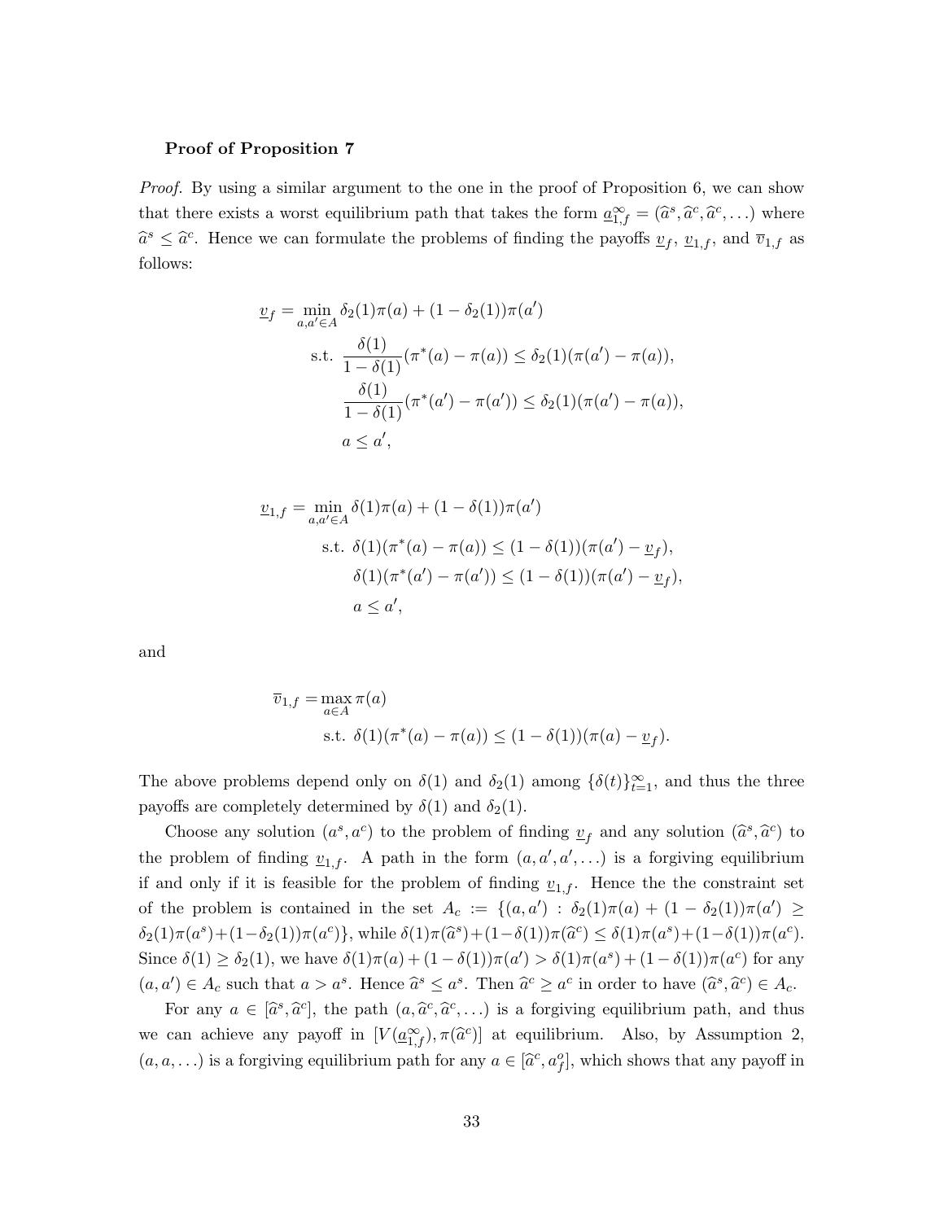**Proof of Proposition 7**

*Proof.* By using a similar argument to the one in the proof of Proposition 6, we can show that there exists a worst equilibrium path that takes the form $\underline{a}^{\infty}_{1,f} = (\widehat{a}^s, \widehat{a}^c, \widehat{a}^c, \ldots)$ where $\widehat{a}^s \leq \widehat{a}^c$. Hence we can formulate the problems of finding the payoffs $\underline{v}_f$, $\underline{v}_{1,f}$, and $\overline{v}_{1,f}$ as follows:

$$
\begin{aligned}
\underline{v}_f = \min_{a,a' \in A} \; & \delta_2(1)\pi(a) + (1-\delta_2(1))\pi(a') \\
\text{s.t. } & \frac{\delta(1)}{1-\delta(1)}(\pi^*(a) - \pi(a)) \leq \delta_2(1)(\pi(a') - \pi(a)), \\
& \frac{\delta(1)}{1-\delta(1)}(\pi^*(a') - \pi(a')) \leq \delta_2(1)(\pi(a') - \pi(a)), \\
& a \leq a',
\end{aligned}
$$

$$
\begin{aligned}
\underline{v}_{1,f} = \min_{a,a' \in A} \; & \delta(1)\pi(a) + (1-\delta(1))\pi(a') \\
\text{s.t. } & \delta(1)(\pi^*(a) - \pi(a)) \leq (1-\delta(1))(\pi(a') - \underline{v}_f), \\
& \delta(1)(\pi^*(a') - \pi(a')) \leq (1-\delta(1))(\pi(a') - \underline{v}_f), \\
& a \leq a',
\end{aligned}
$$

and

$$
\begin{aligned}
\overline{v}_{1,f} = & \max_{a \in A} \pi(a) \\
& \text{s.t. } \delta(1)(\pi^*(a) - \pi(a)) \leq (1-\delta(1))(\pi(a) - \underline{v}_f).
\end{aligned}
$$

The above problems depend only on $\delta(1)$ and $\delta_2(1)$ among $\{\delta(t)\}_{t=1}^{\infty}$, and thus the three payoffs are completely determined by $\delta(1)$ and $\delta_2(1)$.

Choose any solution $(a^s, a^c)$ to the problem of finding $\underline{v}_f$ and any solution $(\widehat{a}^s, \widehat{a}^c)$ to the problem of finding $\underline{v}_{1,f}$. A path in the form $(a, a', a', \ldots)$ is a forgiving equilibrium if and only if it is feasible for the problem of finding $\underline{v}_{1,f}$. Hence the the constraint set of the problem is contained in the set $A_c := \{(a, a') : \delta_2(1)\pi(a) + (1-\delta_2(1))\pi(a') \geq \delta_2(1)\pi(a^s) + (1-\delta_2(1))\pi(a^c)\}$, while $\delta(1)\pi(\widehat{a}^s) + (1-\delta(1))\pi(\widehat{a}^c) \leq \delta(1)\pi(a^s) + (1-\delta(1))\pi(a^c)$. Since $\delta(1) \geq \delta_2(1)$, we have $\delta(1)\pi(a) + (1-\delta(1))\pi(a') > \delta(1)\pi(a^s) + (1-\delta(1))\pi(a^c)$ for any $(a, a') \in A_c$ such that $a > a^s$. Hence $\widehat{a}^s \leq a^s$. Then $\widehat{a}^c \geq a^c$ in order to have $(\widehat{a}^s, \widehat{a}^c) \in A_c$.

For any $a \in [\widehat{a}^s, \widehat{a}^c]$, the path $(a, \widehat{a}^c, \widehat{a}^c, \ldots)$ is a forgiving equilibrium path, and thus we can achieve any payoff in $[V(\underline{a}^{\infty}_{1,f}), \pi(\widehat{a}^c)]$ at equilibrium. Also, by Assumption 2, $(a, a, \ldots)$ is a forgiving equilibrium path for any $a \in [\widehat{a}^c, a^o_f]$, which shows that any payoff in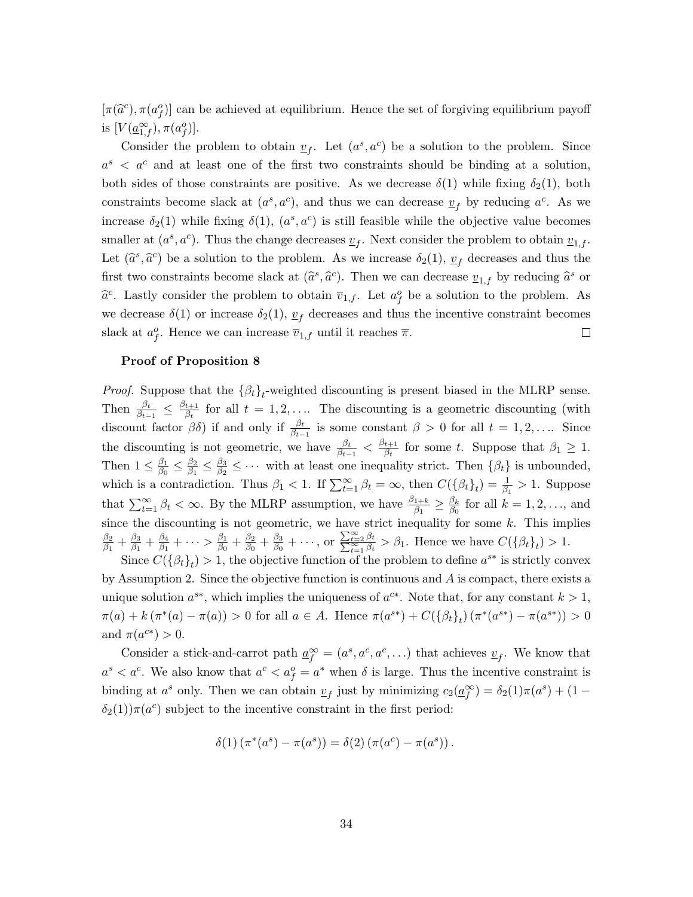$[\pi(\widehat{a}^c), \pi(a_f^o)]$ can be achieved at equilibrium. Hence the set of forgiving equilibrium payoff is $[V(\underline{a}_{1,f}^\infty), \pi(a_f^o)]$.

Consider the problem to obtain $\underline{v}_f$. Let $(a^s, a^c)$ be a solution to the problem. Since $a^s < a^c$ and at least one of the first two constraints should be binding at a solution, both sides of those constraints are positive. As we decrease $\delta(1)$ while fixing $\delta_2(1)$, both constraints become slack at $(a^s, a^c)$, and thus we can decrease $\underline{v}_f$ by reducing $a^c$. As we increase $\delta_2(1)$ while fixing $\delta(1)$, $(a^s, a^c)$ is still feasible while the objective value becomes smaller at $(a^s, a^c)$. Thus the change decreases $\underline{v}_f$. Next consider the problem to obtain $\underline{v}_{1,f}$. Let $(\widehat{a}^s, \widehat{a}^c)$ be a solution to the problem. As we increase $\delta_2(1)$, $\underline{v}_f$ decreases and thus the first two constraints become slack at $(\widehat{a}^s, \widehat{a}^c)$. Then we can decrease $\underline{v}_{1,f}$ by reducing $\widehat{a}^s$ or $\widehat{a}^c$. Lastly consider the problem to obtain $\overline{v}_{1,f}$. Let $a_f^o$ be a solution to the problem. As we decrease $\delta(1)$ or increase $\delta_2(1)$, $\underline{v}_f$ decreases and thus the incentive constraint becomes slack at $a_f^o$. Hence we can increase $\overline{v}_{1,f}$ until it reaches $\overline{\pi}$. □

**Proof of Proposition 8**

*Proof.* Suppose that the $\{\beta_t\}_t$-weighted discounting is present biased in the MLRP sense. Then $\frac{\beta_t}{\beta_{t-1}} \leq \frac{\beta_{t+1}}{\beta_t}$ for all $t = 1, 2, \ldots$. The discounting is a geometric discounting (with discount factor $\beta\delta$) if and only if $\frac{\beta_t}{\beta_{t-1}}$ is some constant $\beta > 0$ for all $t = 1, 2, \ldots$. Since the discounting is not geometric, we have $\frac{\beta_t}{\beta_{t-1}} < \frac{\beta_{t+1}}{\beta_t}$ for some $t$. Suppose that $\beta_1 \geq 1$. Then $1 \leq \frac{\beta_1}{\beta_0} \leq \frac{\beta_2}{\beta_1} \leq \frac{\beta_3}{\beta_2} \leq \cdots$ with at least one inequality strict. Then $\{\beta_t\}$ is unbounded, which is a contradiction. Thus $\beta_1 < 1$. If $\sum_{t=1}^\infty \beta_t = \infty$, then $C(\{\beta_t\}_t) = \frac{1}{\beta_1} > 1$. Suppose that $\sum_{t=1}^\infty \beta_t < \infty$. By the MLRP assumption, we have $\frac{\beta_{1+k}}{\beta_1} \geq \frac{\beta_k}{\beta_0}$ for all $k = 1, 2, \ldots$, and since the discounting is not geometric, we have strict inequality for some $k$. This implies $\frac{\beta_2}{\beta_1} + \frac{\beta_3}{\beta_1} + \frac{\beta_4}{\beta_1} + \cdots > \frac{\beta_1}{\beta_0} + \frac{\beta_2}{\beta_0} + \frac{\beta_3}{\beta_0} + \cdots$, or $\frac{\sum_{t=2}^\infty \beta_t}{\sum_{t=1}^\infty \beta_t} > \beta_1$. Hence we have $C(\{\beta_t\}_t) > 1$.

Since $C(\{\beta_t\}_t) > 1$, the objective function of the problem to define $a^{s*}$ is strictly convex by Assumption 2. Since the objective function is continuous and $A$ is compact, there exists a unique solution $a^{s*}$, which implies the uniqueness of $a^{c*}$. Note that, for any constant $k > 1$, $\pi(a) + k(\pi^*(a) - \pi(a)) > 0$ for all $a \in A$. Hence $\pi(a^{s*}) + C(\{\beta_t\}_t)(\pi^*(a^{s*}) - \pi(a^{s*})) > 0$ and $\pi(a^{c*}) > 0$.

Consider a stick-and-carrot path $\underline{a}_f^\infty = (a^s, a^c, a^c, \ldots)$ that achieves $\underline{v}_f$. We know that $a^s < a^c$. We also know that $a^c < a_f^o = a^*$ when $\delta$ is large. Thus the incentive constraint is binding at $a^s$ only. Then we can obtain $\underline{v}_f$ just by minimizing $c_2(\underline{a}_f^\infty) = \delta_2(1)\pi(a^s) + (1 - \delta_2(1))\pi(a^c)$ subject to the incentive constraint in the first period:

$$\delta(1)(\pi^*(a^s) - \pi(a^s)) = \delta(2)(\pi(a^c) - \pi(a^s)).$$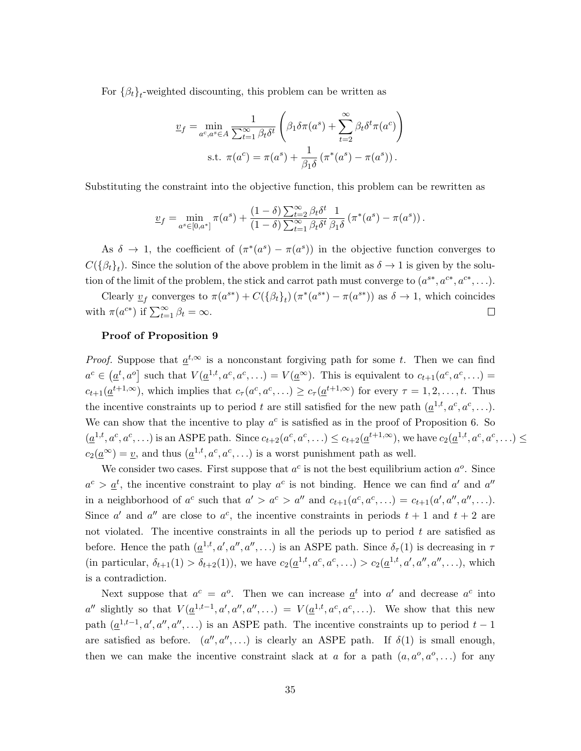For $\{\beta_t\}_t$-weighted discounting, this problem can be written as

$$\underline{v}_f = \min_{a^c, a^s \in A} \frac{1}{\sum_{t=1}^{\infty} \beta_t \delta^t} \left( \beta_1 \delta \pi(a^s) + \sum_{t=2}^{\infty} \beta_t \delta^t \pi(a^c) \right)$$
$$\text{s.t. } \pi(a^c) = \pi(a^s) + \frac{1}{\beta_1 \delta} \left( \pi^*(a^s) - \pi(a^s) \right).$$

Substituting the constraint into the objective function, this problem can be rewritten as

$$\underline{v}_f = \min_{a^s \in [0, a^*]} \pi(a^s) + \frac{(1-\delta) \sum_{t=2}^{\infty} \beta_t \delta^t}{(1-\delta) \sum_{t=1}^{\infty} \beta_t \delta^t} \frac{1}{\beta_1 \delta} \left( \pi^*(a^s) - \pi(a^s) \right).$$

As $\delta \to 1$, the coefficient of $(\pi^*(a^s) - \pi(a^s))$ in the objective function converges to $C(\{\beta_t\}_t)$. Since the solution of the above problem in the limit as $\delta \to 1$ is given by the solution of the limit of the problem, the stick and carrot path must converge to $(a^{s*}, a^{c*}, a^{c*}, \ldots)$.

Clearly $\underline{v}_f$ converges to $\pi(a^{s*}) + C(\{\beta_t\}_t) (\pi^*(a^{s*}) - \pi(a^{s*}))$ as $\delta \to 1$, which coincides with $\pi(a^{c*})$ if $\sum_{t=1}^{\infty} \beta_t = \infty$. $\square$

**Proof of Proposition 9**

*Proof.* Suppose that $\underline{a}^{t,\infty}$ is a nonconstant forgiving path for some $t$. Then we can find $a^c \in (\underline{a}^t, a^o]$ such that $V(\underline{a}^{1,t}, a^c, a^c, \ldots) = V(\underline{a}^{\infty})$. This is equivalent to $c_{t+1}(a^c, a^c, \ldots) = c_{t+1}(\underline{a}^{t+1,\infty})$, which implies that $c_\tau(a^c, a^c, \ldots) \geq c_\tau(\underline{a}^{t+1,\infty})$ for every $\tau = 1, 2, \ldots, t$. Thus the incentive constraints up to period $t$ are still satisfied for the new path $(\underline{a}^{1,t}, a^c, a^c, \ldots)$. We can show that the incentive to play $a^c$ is satisfied as in the proof of Proposition 6. So $(\underline{a}^{1,t}, a^c, a^c, \ldots)$ is an ASPE path. Since $c_{t+2}(a^c, a^c, \ldots) \leq c_{t+2}(\underline{a}^{t+1,\infty})$, we have $c_2(\underline{a}^{1,t}, a^c, a^c, \ldots) \leq c_2(\underline{a}^{\infty}) = \underline{v}$, and thus $(\underline{a}^{1,t}, a^c, a^c, \ldots)$ is a worst punishment path as well.

We consider two cases. First suppose that $a^c$ is not the best equilibrium action $a^o$. Since $a^c > \underline{a}^t$, the incentive constraint to play $a^c$ is not binding. Hence we can find $a'$ and $a''$ in a neighborhood of $a^c$ such that $a' > a^c > a''$ and $c_{t+1}(a^c, a^c, \ldots) = c_{t+1}(a', a'', a'', \ldots)$. Since $a'$ and $a''$ are close to $a^c$, the incentive constraints in periods $t+1$ and $t+2$ are not violated. The incentive constraints in all the periods up to period $t$ are satisfied as before. Hence the path $(\underline{a}^{1,t}, a', a'', a'', \ldots)$ is an ASPE path. Since $\delta_\tau(1)$ is decreasing in $\tau$ (in particular, $\delta_{t+1}(1) > \delta_{t+2}(1)$), we have $c_2(\underline{a}^{1,t}, a^c, a^c, \ldots) > c_2(\underline{a}^{1,t}, a', a'', a'', \ldots)$, which is a contradiction.

Next suppose that $a^c = a^o$. Then we can increase $\underline{a}^t$ into $a'$ and decrease $a^c$ into $a''$ slightly so that $V(\underline{a}^{1,t-1}, a', a'', a'', \ldots) = V(\underline{a}^{1,t}, a^c, a^c, \ldots)$. We show that this new path $(\underline{a}^{1,t-1}, a', a'', a'', \ldots)$ is an ASPE path. The incentive constraints up to period $t-1$ are satisfied as before. $(a'', a'', \ldots)$ is clearly an ASPE path. If $\delta(1)$ is small enough, then we can make the incentive constraint slack at $a$ for a path $(a, a^o, a^o, \ldots)$ for any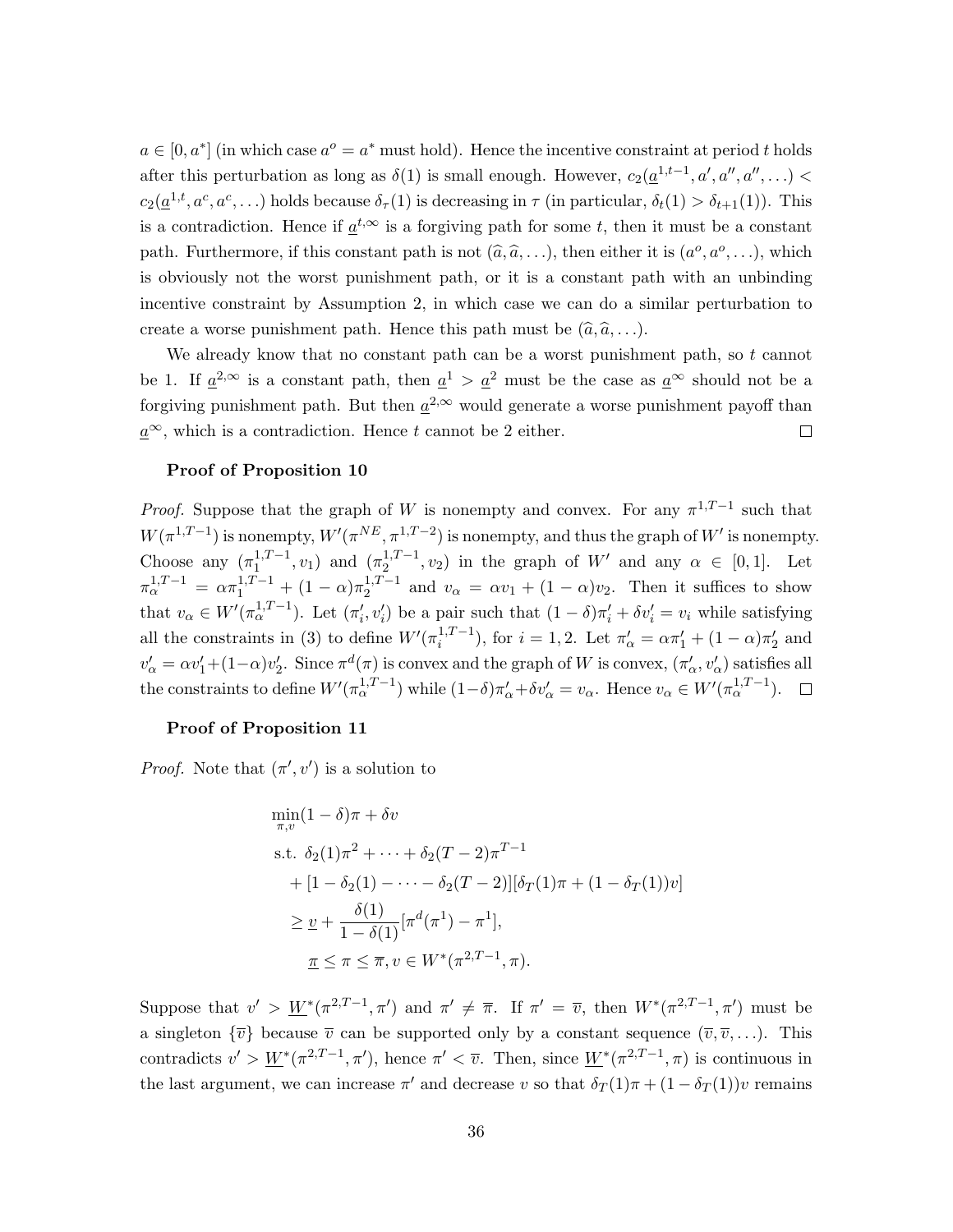$a \in [0, a^*]$ (in which case $a^o = a^*$ must hold). Hence the incentive constraint at period $t$ holds after this perturbation as long as $\delta(1)$ is small enough. However, $c_2(\underline{a}^{1,t-1}, a', a'', a'', \ldots) < c_2(\underline{a}^{1,t}, a^c, a^c, \ldots)$ holds because $\delta_\tau(1)$ is decreasing in $\tau$ (in particular, $\delta_t(1) > \delta_{t+1}(1)$). This is a contradiction. Hence if $\underline{a}^{t,\infty}$ is a forgiving path for some $t$, then it must be a constant path. Furthermore, if this constant path is not $(\widehat{a}, \widehat{a}, \ldots)$, then either it is $(a^o, a^o, \ldots)$, which is obviously not the worst punishment path, or it is a constant path with an unbinding incentive constraint by Assumption 2, in which case we can do a similar perturbation to create a worse punishment path. Hence this path must be $(\widehat{a}, \widehat{a}, \ldots)$.

We already know that no constant path can be a worst punishment path, so $t$ cannot be 1. If $\underline{a}^{2,\infty}$ is a constant path, then $\underline{a}^1 > \underline{a}^2$ must be the case as $\underline{a}^\infty$ should not be a forgiving punishment path. But then $\underline{a}^{2,\infty}$ would generate a worse punishment payoff than $\underline{a}^\infty$, which is a contradiction. Hence $t$ cannot be 2 either. $\square$

**Proof of Proposition 10**

*Proof.* Suppose that the graph of $W$ is nonempty and convex. For any $\pi^{1,T-1}$ such that $W(\pi^{1,T-1})$ is nonempty, $W'(\pi^{NE}, \pi^{1,T-2})$ is nonempty, and thus the graph of $W'$ is nonempty. Choose any $(\pi_1^{1,T-1}, v_1)$ and $(\pi_2^{1,T-1}, v_2)$ in the graph of $W'$ and any $\alpha \in [0,1]$. Let $\pi_\alpha^{1,T-1} = \alpha\pi_1^{1,T-1} + (1-\alpha)\pi_2^{1,T-1}$ and $v_\alpha = \alpha v_1 + (1-\alpha)v_2$. Then it suffices to show that $v_\alpha \in W'(\pi_\alpha^{1,T-1})$. Let $(\pi_i', v_i')$ be a pair such that $(1-\delta)\pi_i' + \delta v_i' = v_i$ while satisfying all the constraints in (3) to define $W'(\pi_i^{1,T-1})$, for $i = 1, 2$. Let $\pi_\alpha' = \alpha\pi_1' + (1-\alpha)\pi_2'$ and $v_\alpha' = \alpha v_1' + (1-\alpha)v_2'$. Since $\pi^d(\pi)$ is convex and the graph of $W$ is convex, $(\pi_\alpha', v_\alpha')$ satisfies all the constraints to define $W'(\pi_\alpha^{1,T-1})$ while $(1-\delta)\pi_\alpha' + \delta v_\alpha' = v_\alpha$. Hence $v_\alpha \in W'(\pi_\alpha^{1,T-1})$. $\square$

**Proof of Proposition 11**

*Proof.* Note that $(\pi', v')$ is a solution to

$$
\begin{aligned}
&\min_{\pi, v} (1-\delta)\pi + \delta v \\
&\text{s.t. } \delta_2(1)\pi^2 + \cdots + \delta_2(T-2)\pi^{T-1} \\
&\quad + [1 - \delta_2(1) - \cdots - \delta_2(T-2)][\delta_T(1)\pi + (1-\delta_T(1))v] \\
&\quad \geq \underline{v} + \frac{\delta(1)}{1-\delta(1)}[\pi^d(\pi^1) - \pi^1], \\
&\qquad \underline{\pi} \leq \pi \leq \overline{\pi}, v \in W^*(\pi^{2,T-1}, \pi).
\end{aligned}
$$

Suppose that $v' > \underline{W}^*(\pi^{2,T-1}, \pi')$ and $\pi' \neq \overline{\pi}$. If $\pi' = \overline{v}$, then $W^*(\pi^{2,T-1}, \pi')$ must be a singleton $\{\overline{v}\}$ because $\overline{v}$ can be supported only by a constant sequence $(\overline{v}, \overline{v}, \ldots)$. This contradicts $v' > \underline{W}^*(\pi^{2,T-1}, \pi')$, hence $\pi' < \overline{v}$. Then, since $\underline{W}^*(\pi^{2,T-1}, \pi)$ is continuous in the last argument, we can increase $\pi'$ and decrease $v$ so that $\delta_T(1)\pi + (1-\delta_T(1))v$ remains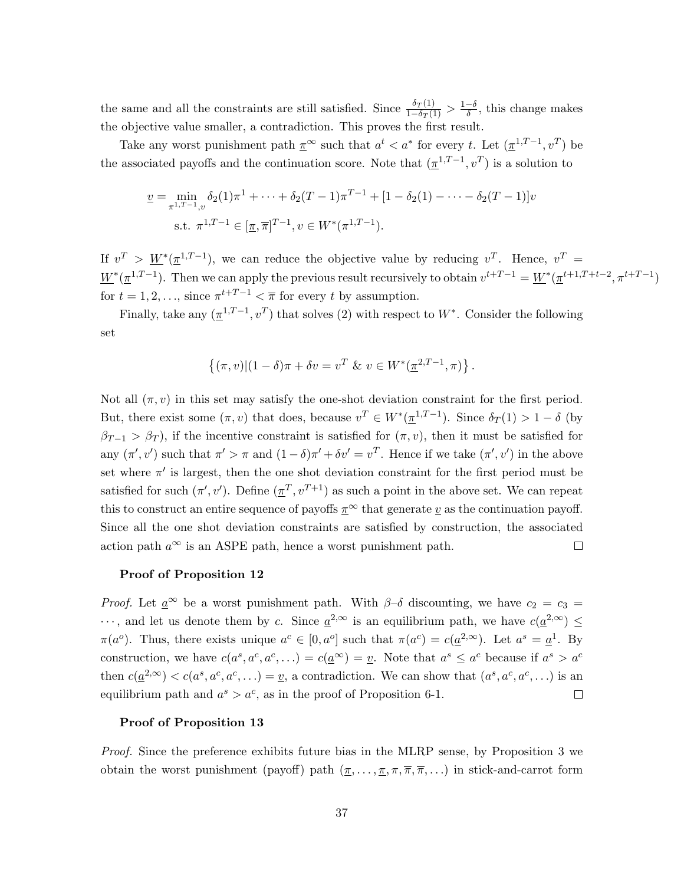the same and all the constraints are still satisfied. Since $\frac{\delta_T(1)}{1-\delta_T(1)} > \frac{1-\delta}{\delta}$, this change makes the objective value smaller, a contradiction. This proves the first result.

Take any worst punishment path $\underline{\pi}^\infty$ such that $a^t < a^*$ for every $t$. Let $(\underline{\pi}^{1,T-1}, v^T)$ be the associated payoffs and the continuation score. Note that $(\underline{\pi}^{1,T-1}, v^T)$ is a solution to

$$\underline{v} = \min_{\pi^{1,T-1},v} \delta_2(1)\pi^1 + \cdots + \delta_2(T-1)\pi^{T-1} + [1 - \delta_2(1) - \cdots - \delta_2(T-1)]v$$
$$\text{s.t. } \pi^{1,T-1} \in [\underline{\pi}, \overline{\pi}]^{T-1}, v \in W^*(\pi^{1,T-1}).$$

If $v^T > \underline{W}^*(\underline{\pi}^{1,T-1})$, we can reduce the objective value by reducing $v^T$. Hence, $v^T = \underline{W}^*(\underline{\pi}^{1,T-1})$. Then we can apply the previous result recursively to obtain $v^{t+T-1} = \underline{W}^*(\underline{\pi}^{t+1,T+t-2}, \pi^{t+T-1})$ for $t = 1, 2, \ldots$, since $\pi^{t+T-1} < \overline{\pi}$ for every $t$ by assumption.

Finally, take any $(\underline{\pi}^{1,T-1}, v^T)$ that solves (2) with respect to $W^*$. Consider the following set

$$\left\{(\pi, v) | (1-\delta)\pi + \delta v = v^T \ \& \ v \in W^*(\underline{\pi}^{2,T-1}, \pi)\right\}.$$

Not all $(\pi, v)$ in this set may satisfy the one-shot deviation constraint for the first period. But, there exist some $(\pi, v)$ that does, because $v^T \in W^*(\underline{\pi}^{1,T-1})$. Since $\delta_T(1) > 1 - \delta$ (by $\beta_{T-1} > \beta_T$), if the incentive constraint is satisfied for $(\pi, v)$, then it must be satisfied for any $(\pi', v')$ such that $\pi' > \pi$ and $(1-\delta)\pi' + \delta v' = v^T$. Hence if we take $(\pi', v')$ in the above set where $\pi'$ is largest, then the one shot deviation constraint for the first period must be satisfied for such $(\pi', v')$. Define $(\underline{\pi}^T, v^{T+1})$ as such a point in the above set. We can repeat this to construct an entire sequence of payoffs $\underline{\pi}^\infty$ that generate $\underline{v}$ as the continuation payoff. Since all the one shot deviation constraints are satisfied by construction, the associated action path $a^\infty$ is an ASPE path, hence a worst punishment path. $\square$

**Proof of Proposition 12**

*Proof.* Let $\underline{a}^\infty$ be a worst punishment path. With $\beta$–$\delta$ discounting, we have $c_2 = c_3 = \cdots$, and let us denote them by $c$. Since $\underline{a}^{2,\infty}$ is an equilibrium path, we have $c(\underline{a}^{2,\infty}) \leq \pi(a^o)$. Thus, there exists unique $a^c \in [0, a^o]$ such that $\pi(a^c) = c(\underline{a}^{2,\infty})$. Let $a^s = \underline{a}^1$. By construction, we have $c(a^s, a^c, a^c, \ldots) = c(\underline{a}^\infty) = \underline{v}$. Note that $a^s \leq a^c$ because if $a^s > a^c$ then $c(\underline{a}^{2,\infty}) < c(a^s, a^c, a^c, \ldots) = \underline{v}$, a contradiction. We can show that $(a^s, a^c, a^c, \ldots)$ is an equilibrium path and $a^s > a^c$, as in the proof of Proposition 6-1. $\square$

**Proof of Proposition 13**

*Proof.* Since the preference exhibits future bias in the MLRP sense, by Proposition 3 we obtain the worst punishment (payoff) path $(\underline{\pi}, \ldots, \underline{\pi}, \pi, \overline{\pi}, \overline{\pi}, \ldots)$ in stick-and-carrot form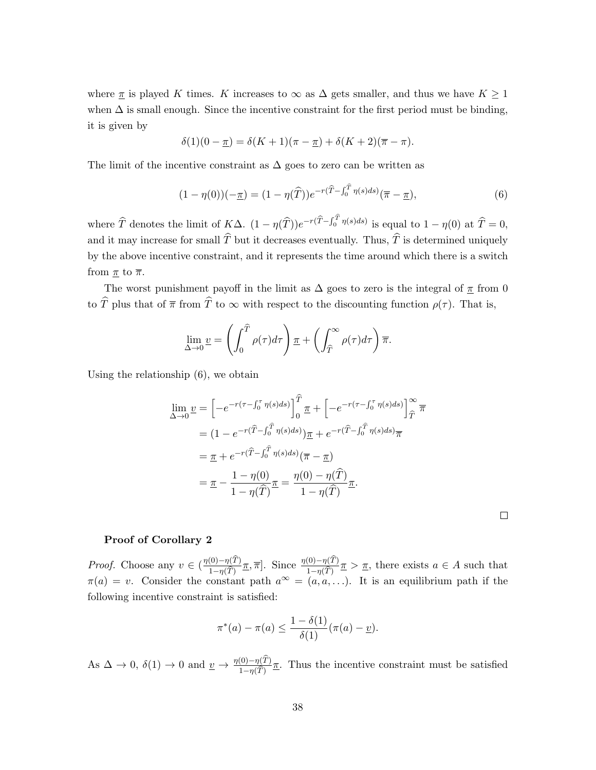where $\underline{\pi}$ is played $K$ times. $K$ increases to $\infty$ as $\Delta$ gets smaller, and thus we have $K \geq 1$ when $\Delta$ is small enough. Since the incentive constraint for the first period must be binding, it is given by

$$\delta(1)(0 - \underline{\pi}) = \delta(K+1)(\pi - \underline{\pi}) + \delta(K+2)(\overline{\pi} - \pi).$$

The limit of the incentive constraint as $\Delta$ goes to zero can be written as

$$(1 - \eta(0))(-\underline{\pi}) = (1 - \eta(\widehat{T}))e^{-r(\widehat{T} - \int_0^{\widehat{T}} \eta(s)ds)}(\overline{\pi} - \underline{\pi}), \tag{6}$$

where $\widehat{T}$ denotes the limit of $K\Delta$. $(1 - \eta(\widehat{T}))e^{-r(\widehat{T} - \int_0^{\widehat{T}} \eta(s)ds)}$ is equal to $1 - \eta(0)$ at $\widehat{T} = 0$, and it may increase for small $\widehat{T}$ but it decreases eventually. Thus, $\widehat{T}$ is determined uniquely by the above incentive constraint, and it represents the time around which there is a switch from $\underline{\pi}$ to $\overline{\pi}$.

The worst punishment payoff in the limit as $\Delta$ goes to zero is the integral of $\underline{\pi}$ from 0 to $\widehat{T}$ plus that of $\overline{\pi}$ from $\widehat{T}$ to $\infty$ with respect to the discounting function $\rho(\tau)$. That is,

$$\lim_{\Delta \to 0} \underline{v} = \left( \int_0^{\widehat{T}} \rho(\tau) d\tau \right) \underline{\pi} + \left( \int_{\widehat{T}}^{\infty} \rho(\tau) d\tau \right) \overline{\pi}.$$

Using the relationship (6), we obtain

$$\begin{aligned}
\lim_{\Delta \to 0} \underline{v} &= \left[ -e^{-r(\tau - \int_0^{\tau} \eta(s)ds)} \right]_0^{\widehat{T}} \underline{\pi} + \left[ -e^{-r(\tau - \int_0^{\tau} \eta(s)ds)} \right]_{\widehat{T}}^{\infty} \overline{\pi} \\
&= (1 - e^{-r(\widehat{T} - \int_0^{\widehat{T}} \eta(s)ds)})\underline{\pi} + e^{-r(\widehat{T} - \int_0^{\widehat{T}} \eta(s)ds)}\overline{\pi} \\
&= \underline{\pi} + e^{-r(\widehat{T} - \int_0^{\widehat{T}} \eta(s)ds)}(\overline{\pi} - \underline{\pi}) \\
&= \underline{\pi} - \frac{1 - \eta(0)}{1 - \eta(\widehat{T})}\underline{\pi} = \frac{\eta(0) - \eta(\widehat{T})}{1 - \eta(\widehat{T})}\underline{\pi}.
\end{aligned}$$

□

**Proof of Corollary 2**

*Proof.* Choose any $v \in (\frac{\eta(0) - \eta(\widehat{T})}{1 - \eta(\widehat{T})}\underline{\pi}, \overline{\pi}]$. Since $\frac{\eta(0) - \eta(\widehat{T})}{1 - \eta(\widehat{T})}\underline{\pi} > \underline{\pi}$, there exists $a \in A$ such that $\pi(a) = v$. Consider the constant path $a^{\infty} = (a, a, \ldots)$. It is an equilibrium path if the following incentive constraint is satisfied:

$$\pi^*(a) - \pi(a) \leq \frac{1 - \delta(1)}{\delta(1)}(\pi(a) - \underline{v}).$$

As $\Delta \to 0$, $\delta(1) \to 0$ and $\underline{v} \to \frac{\eta(0) - \eta(\widehat{T})}{1 - \eta(\widehat{T})}\underline{\pi}$. Thus the incentive constraint must be satisfied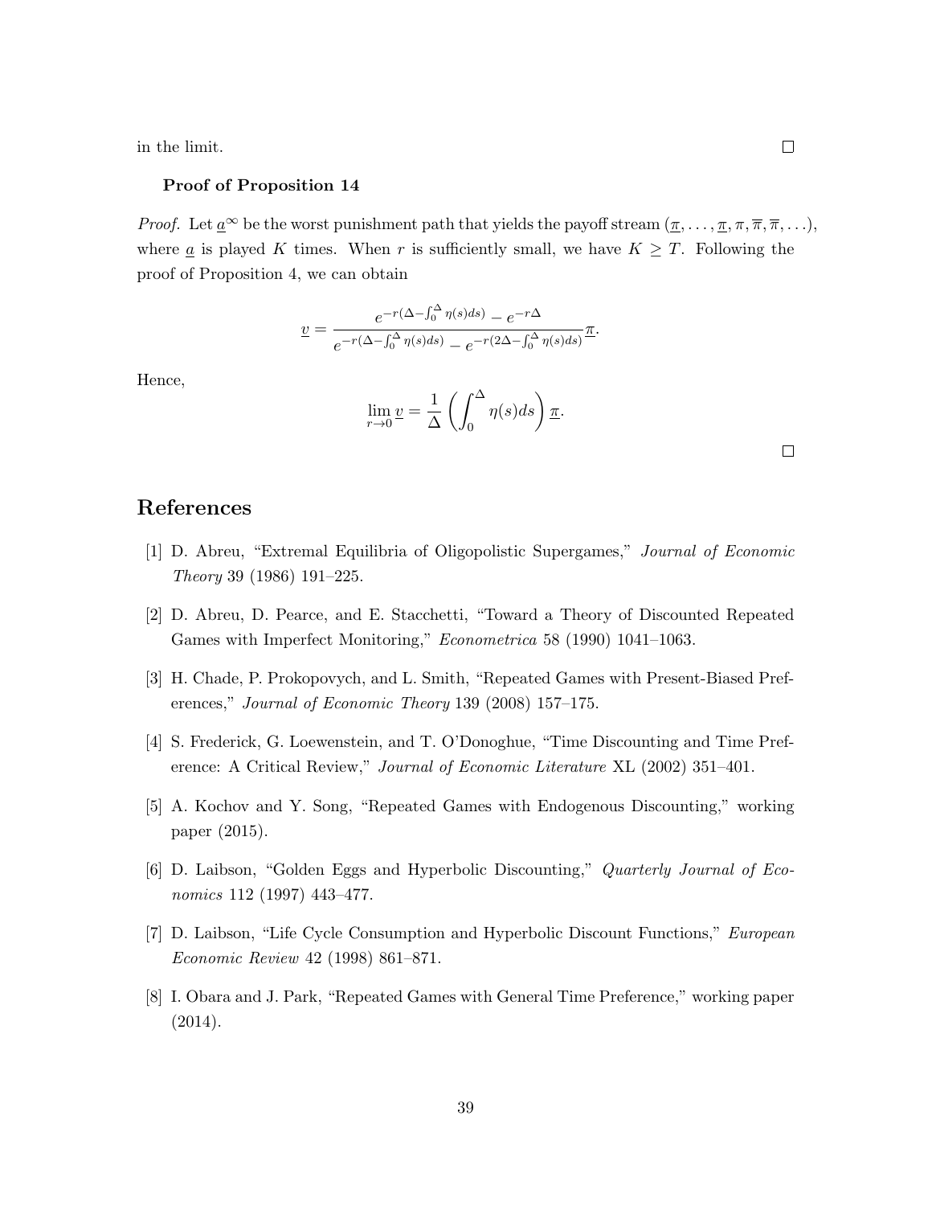in the limit. □

**Proof of Proposition 14**

*Proof.* Let $\underline{a}^\infty$ be the worst punishment path that yields the payoff stream $(\underline{\pi}, \ldots, \underline{\pi}, \pi, \overline{\pi}, \overline{\pi}, \ldots)$, where $\underline{a}$ is played $K$ times. When $r$ is sufficiently small, we have $K \geq T$. Following the proof of Proposition 4, we can obtain

$$\underline{v} = \frac{e^{-r(\Delta - \int_0^\Delta \eta(s)ds)} - e^{-r\Delta}}{e^{-r(\Delta - \int_0^\Delta \eta(s)ds)} - e^{-r(2\Delta - \int_0^\Delta \eta(s)ds)}} \underline{\pi}.$$

Hence,

$$\lim_{r \to 0} \underline{v} = \frac{1}{\Delta} \left( \int_0^\Delta \eta(s)ds \right) \underline{\pi}.$$

□

## References

[1] D. Abreu, "Extremal Equilibria of Oligopolistic Supergames," *Journal of Economic Theory* 39 (1986) 191–225.

[2] D. Abreu, D. Pearce, and E. Stacchetti, "Toward a Theory of Discounted Repeated Games with Imperfect Monitoring," *Econometrica* 58 (1990) 1041–1063.

[3] H. Chade, P. Prokopovych, and L. Smith, "Repeated Games with Present-Biased Preferences," *Journal of Economic Theory* 139 (2008) 157–175.

[4] S. Frederick, G. Loewenstein, and T. O'Donoghue, "Time Discounting and Time Preference: A Critical Review," *Journal of Economic Literature* XL (2002) 351–401.

[5] A. Kochov and Y. Song, "Repeated Games with Endogenous Discounting," working paper (2015).

[6] D. Laibson, "Golden Eggs and Hyperbolic Discounting," *Quarterly Journal of Economics* 112 (1997) 443–477.

[7] D. Laibson, "Life Cycle Consumption and Hyperbolic Discount Functions," *European Economic Review* 42 (1998) 861–871.

[8] I. Obara and J. Park, "Repeated Games with General Time Preference," working paper (2014).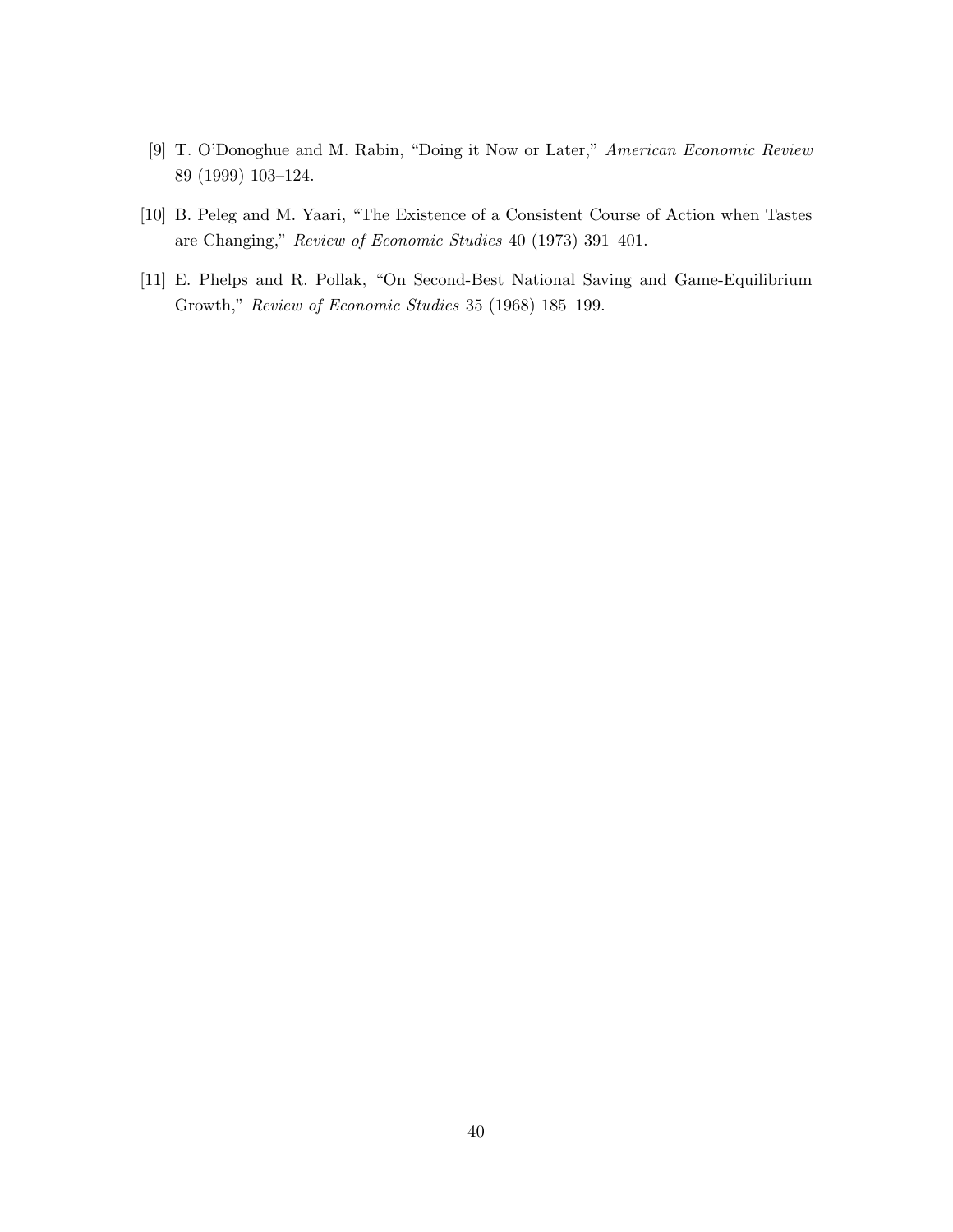[9] T. O'Donoghue and M. Rabin, "Doing it Now or Later," *American Economic Review* 89 (1999) 103–124.

[10] B. Peleg and M. Yaari, "The Existence of a Consistent Course of Action when Tastes are Changing," *Review of Economic Studies* 40 (1973) 391–401.

[11] E. Phelps and R. Pollak, "On Second-Best National Saving and Game-Equilibrium Growth," *Review of Economic Studies* 35 (1968) 185–199.